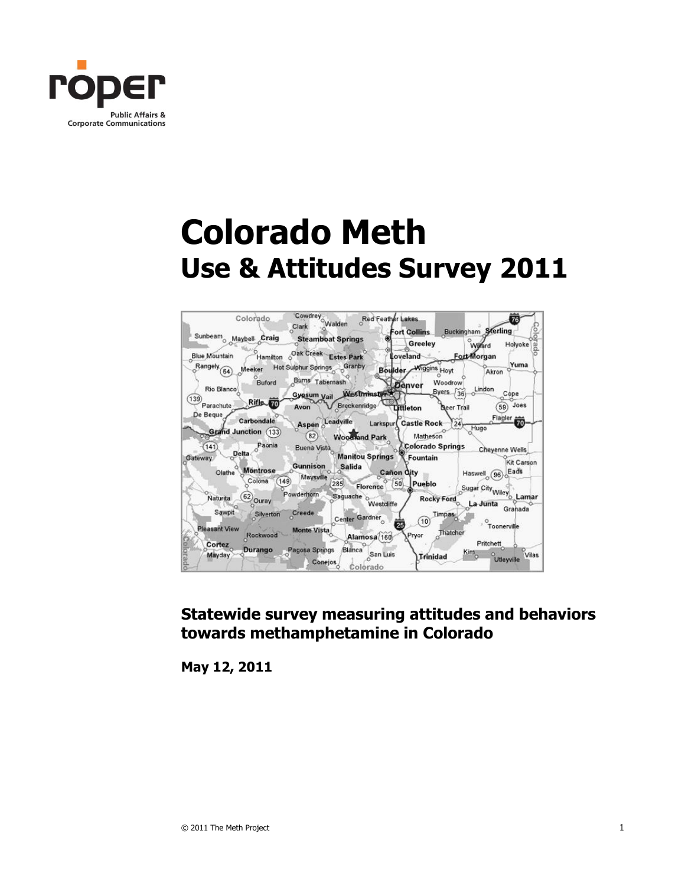roper

Public Affairs &
Corporate Communications

# Colorado Meth
## Use & Attitudes Survey 2011

**Statewide survey measuring attitudes and behaviors towards methamphetamine in Colorado**

**May 12, 2011**

© 2011 The Meth Project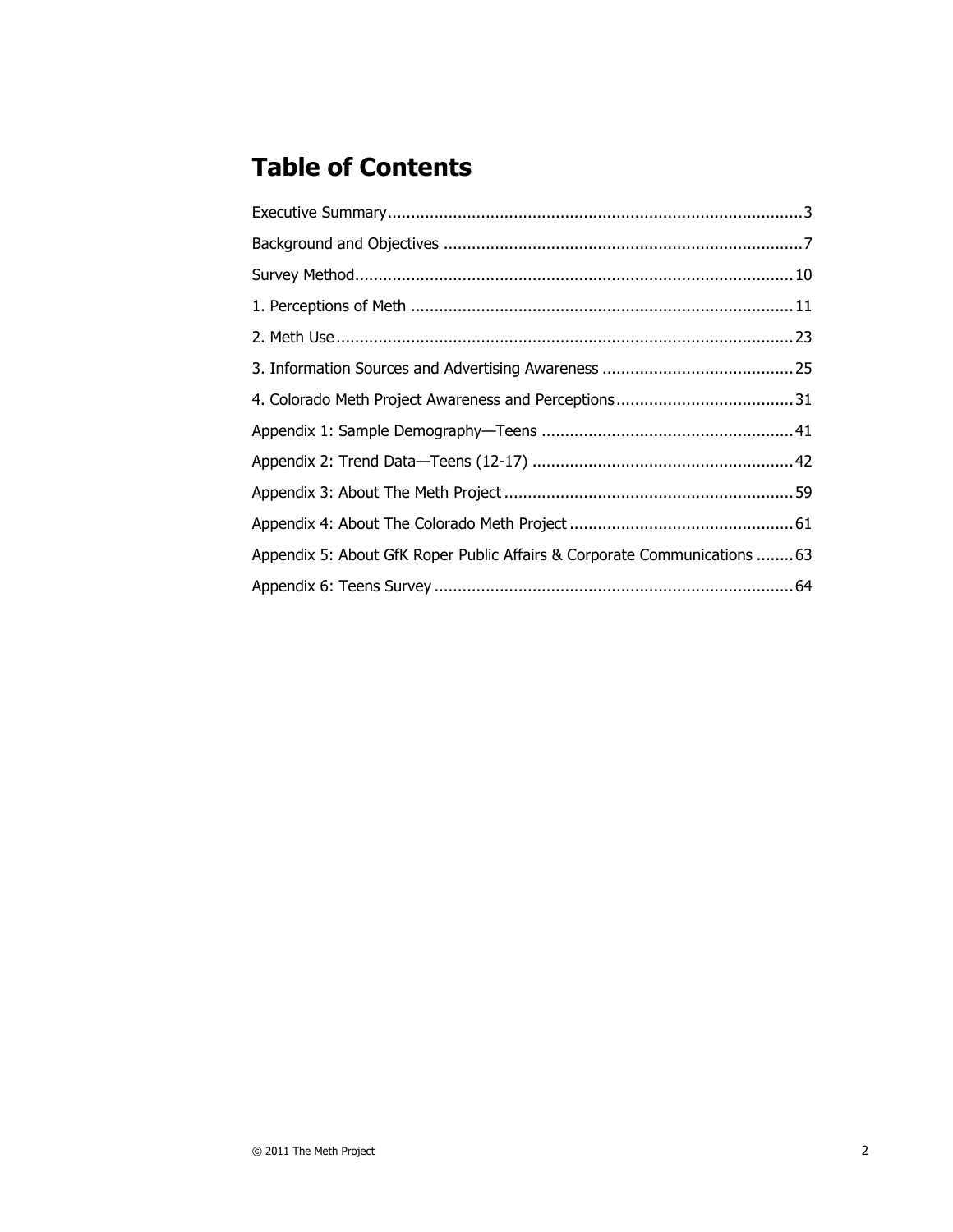# Table of Contents

Executive Summary........................................................................................3

Background and Objectives ............................................................................7

Survey Method.............................................................................................10

1. Perceptions of Meth .................................................................................11

2. Meth Use.................................................................................................23

3. Information Sources and Advertising Awareness .........................................25

4. Colorado Meth Project Awareness and Perceptions......................................31

Appendix 1: Sample Demography—Teens .....................................................41

Appendix 2: Trend Data—Teens (12-17) ........................................................42

Appendix 3: About The Meth Project .............................................................59

Appendix 4: About The Colorado Meth Project ................................................61

Appendix 5: About GfK Roper Public Affairs & Corporate Communications ........63

Appendix 6: Teens Survey ............................................................................64

© 2011 The Meth Project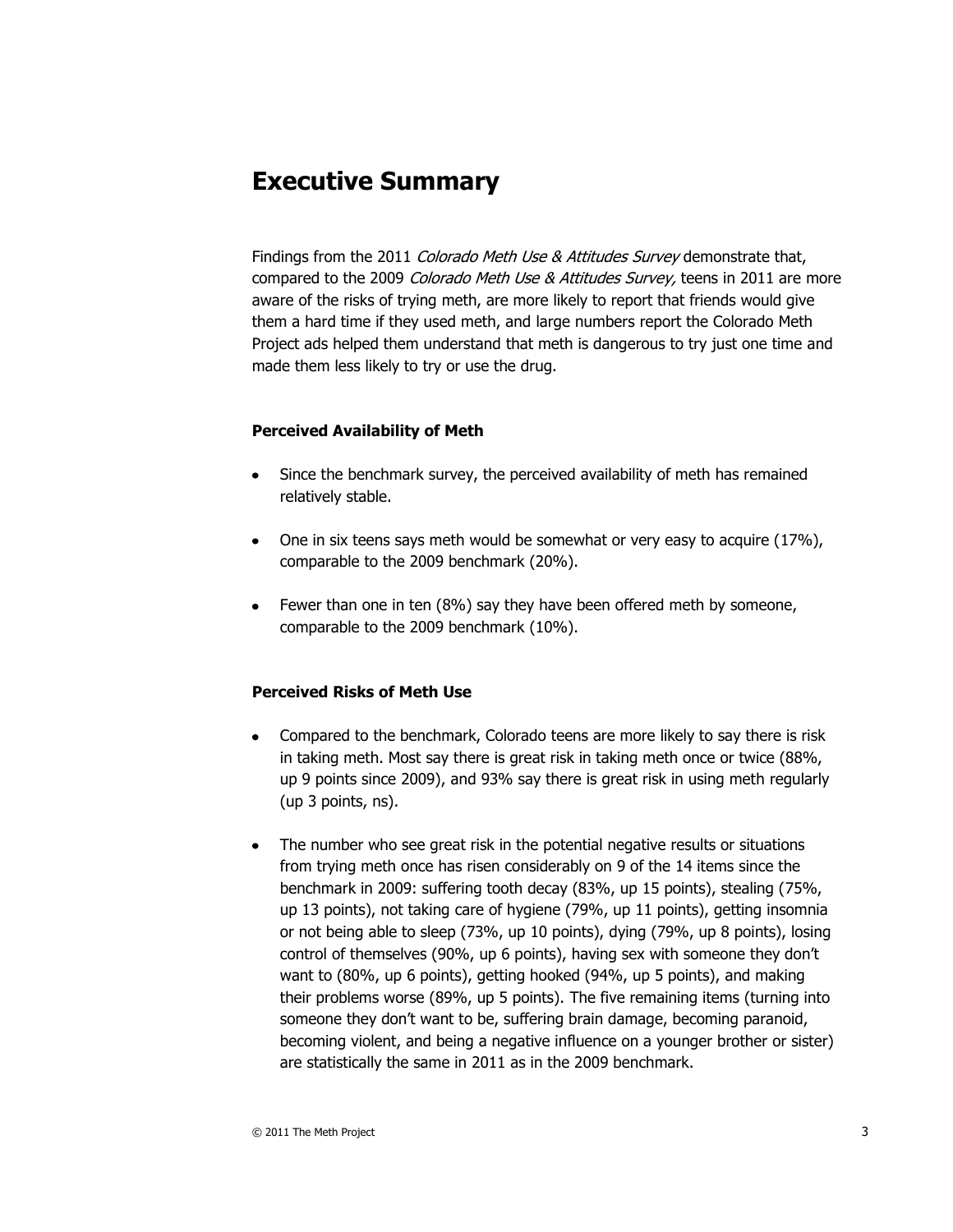# Executive Summary

Findings from the 2011 *Colorado Meth Use & Attitudes Survey* demonstrate that, compared to the 2009 *Colorado Meth Use & Attitudes Survey,* teens in 2011 are more aware of the risks of trying meth, are more likely to report that friends would give them a hard time if they used meth, and large numbers report the Colorado Meth Project ads helped them understand that meth is dangerous to try just one time and made them less likely to try or use the drug.

**Perceived Availability of Meth**

- Since the benchmark survey, the perceived availability of meth has remained relatively stable.
- One in six teens says meth would be somewhat or very easy to acquire (17%), comparable to the 2009 benchmark (20%).
- Fewer than one in ten (8%) say they have been offered meth by someone, comparable to the 2009 benchmark (10%).

**Perceived Risks of Meth Use**

- Compared to the benchmark, Colorado teens are more likely to say there is risk in taking meth. Most say there is great risk in taking meth once or twice (88%, up 9 points since 2009), and 93% say there is great risk in using meth regularly (up 3 points, ns).
- The number who see great risk in the potential negative results or situations from trying meth once has risen considerably on 9 of the 14 items since the benchmark in 2009: suffering tooth decay (83%, up 15 points), stealing (75%, up 13 points), not taking care of hygiene (79%, up 11 points), getting insomnia or not being able to sleep (73%, up 10 points), dying (79%, up 8 points), losing control of themselves (90%, up 6 points), having sex with someone they don't want to (80%, up 6 points), getting hooked (94%, up 5 points), and making their problems worse (89%, up 5 points). The five remaining items (turning into someone they don't want to be, suffering brain damage, becoming paranoid, becoming violent, and being a negative influence on a younger brother or sister) are statistically the same in 2011 as in the 2009 benchmark.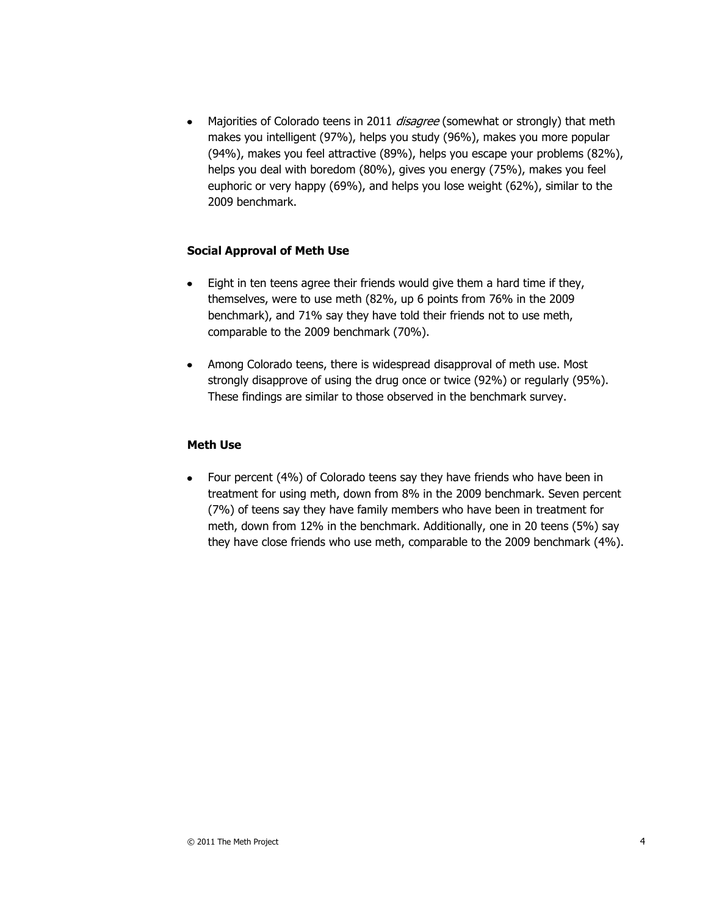- Majorities of Colorado teens in 2011 *disagree* (somewhat or strongly) that meth makes you intelligent (97%), helps you study (96%), makes you more popular (94%), makes you feel attractive (89%), helps you escape your problems (82%), helps you deal with boredom (80%), gives you energy (75%), makes you feel euphoric or very happy (69%), and helps you lose weight (62%), similar to the 2009 benchmark.

**Social Approval of Meth Use**

- Eight in ten teens agree their friends would give them a hard time if they, themselves, were to use meth (82%, up 6 points from 76% in the 2009 benchmark), and 71% say they have told their friends not to use meth, comparable to the 2009 benchmark (70%).

- Among Colorado teens, there is widespread disapproval of meth use. Most strongly disapprove of using the drug once or twice (92%) or regularly (95%). These findings are similar to those observed in the benchmark survey.

**Meth Use**

- Four percent (4%) of Colorado teens say they have friends who have been in treatment for using meth, down from 8% in the 2009 benchmark. Seven percent (7%) of teens say they have family members who have been in treatment for meth, down from 12% in the benchmark. Additionally, one in 20 teens (5%) say they have close friends who use meth, comparable to the 2009 benchmark (4%).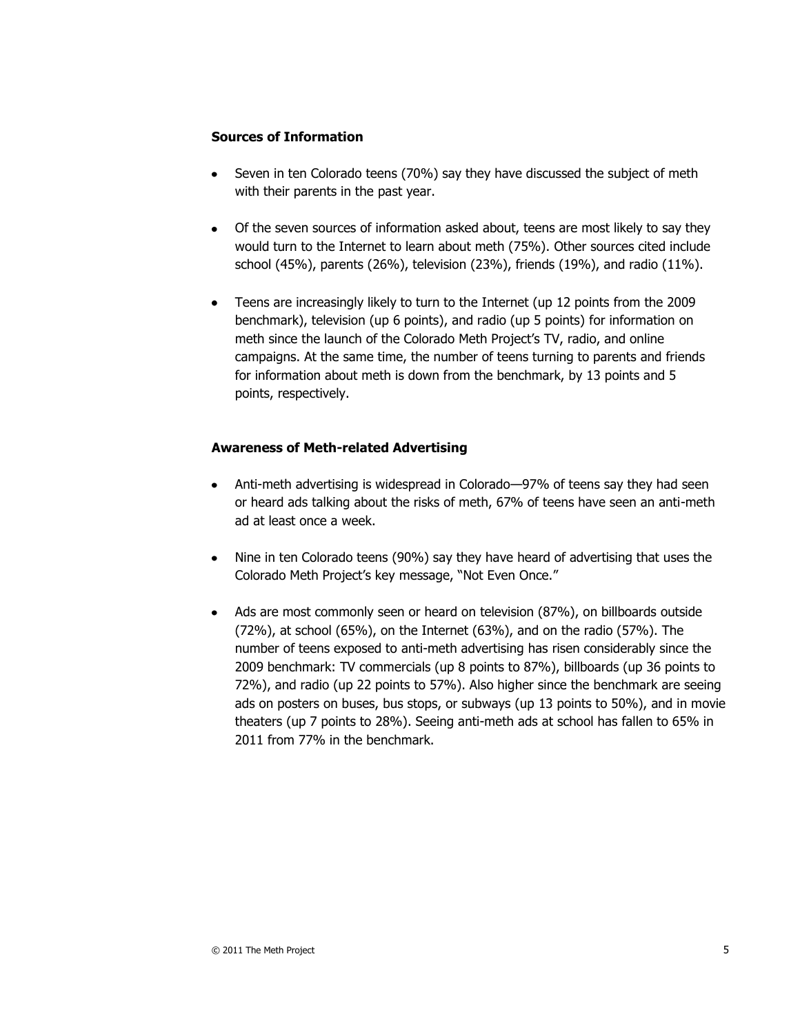**Sources of Information**

- Seven in ten Colorado teens (70%) say they have discussed the subject of meth with their parents in the past year.
- Of the seven sources of information asked about, teens are most likely to say they would turn to the Internet to learn about meth (75%). Other sources cited include school (45%), parents (26%), television (23%), friends (19%), and radio (11%).
- Teens are increasingly likely to turn to the Internet (up 12 points from the 2009 benchmark), television (up 6 points), and radio (up 5 points) for information on meth since the launch of the Colorado Meth Project's TV, radio, and online campaigns. At the same time, the number of teens turning to parents and friends for information about meth is down from the benchmark, by 13 points and 5 points, respectively.

**Awareness of Meth-related Advertising**

- Anti-meth advertising is widespread in Colorado—97% of teens say they had seen or heard ads talking about the risks of meth, 67% of teens have seen an anti-meth ad at least once a week.
- Nine in ten Colorado teens (90%) say they have heard of advertising that uses the Colorado Meth Project's key message, "Not Even Once."
- Ads are most commonly seen or heard on television (87%), on billboards outside (72%), at school (65%), on the Internet (63%), and on the radio (57%). The number of teens exposed to anti-meth advertising has risen considerably since the 2009 benchmark: TV commercials (up 8 points to 87%), billboards (up 36 points to 72%), and radio (up 22 points to 57%). Also higher since the benchmark are seeing ads on posters on buses, bus stops, or subways (up 13 points to 50%), and in movie theaters (up 7 points to 28%). Seeing anti-meth ads at school has fallen to 65% in 2011 from 77% in the benchmark.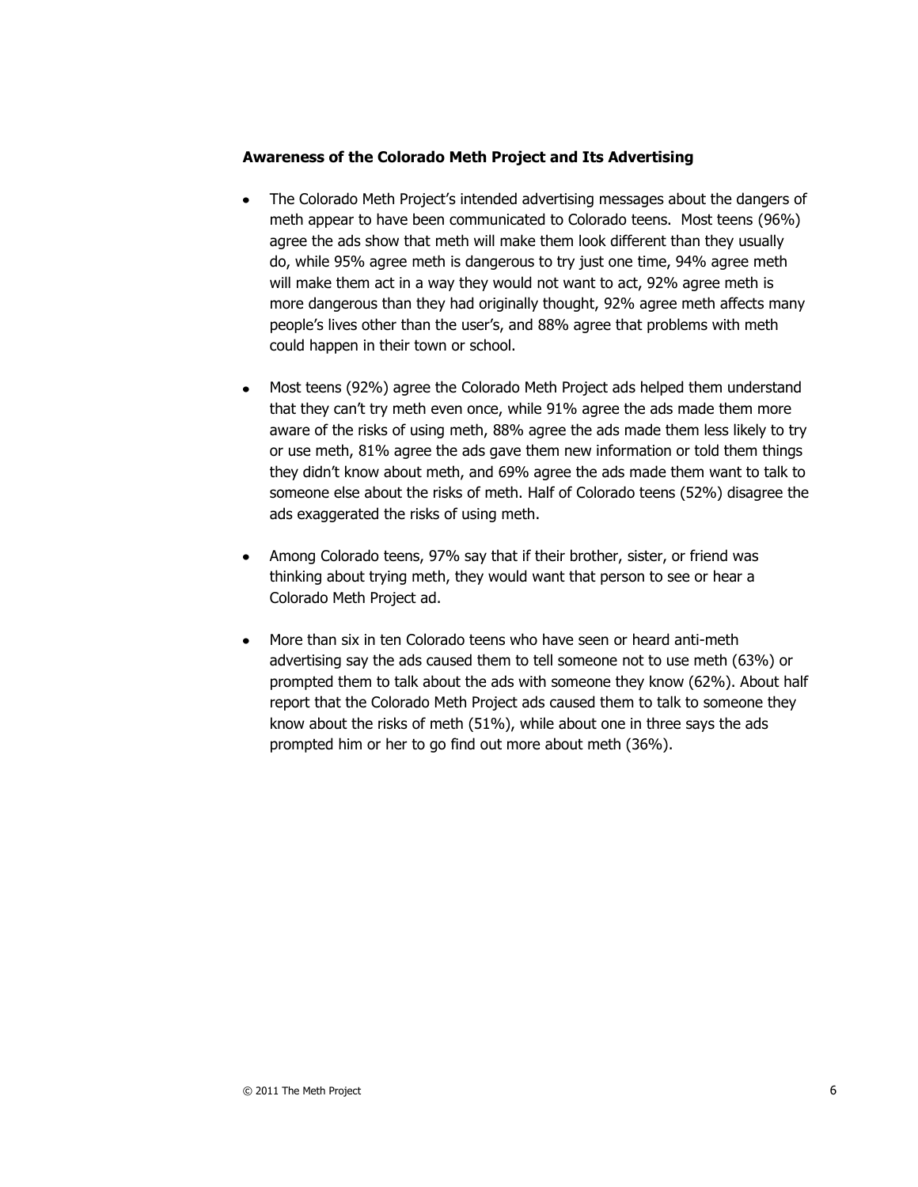**Awareness of the Colorado Meth Project and Its Advertising**

- The Colorado Meth Project's intended advertising messages about the dangers of meth appear to have been communicated to Colorado teens. Most teens (96%) agree the ads show that meth will make them look different than they usually do, while 95% agree meth is dangerous to try just one time, 94% agree meth will make them act in a way they would not want to act, 92% agree meth is more dangerous than they had originally thought, 92% agree meth affects many people's lives other than the user's, and 88% agree that problems with meth could happen in their town or school.

- Most teens (92%) agree the Colorado Meth Project ads helped them understand that they can't try meth even once, while 91% agree the ads made them more aware of the risks of using meth, 88% agree the ads made them less likely to try or use meth, 81% agree the ads gave them new information or told them things they didn't know about meth, and 69% agree the ads made them want to talk to someone else about the risks of meth. Half of Colorado teens (52%) disagree the ads exaggerated the risks of using meth.

- Among Colorado teens, 97% say that if their brother, sister, or friend was thinking about trying meth, they would want that person to see or hear a Colorado Meth Project ad.

- More than six in ten Colorado teens who have seen or heard anti-meth advertising say the ads caused them to tell someone not to use meth (63%) or prompted them to talk about the ads with someone they know (62%). About half report that the Colorado Meth Project ads caused them to talk to someone they know about the risks of meth (51%), while about one in three says the ads prompted him or her to go find out more about meth (36%).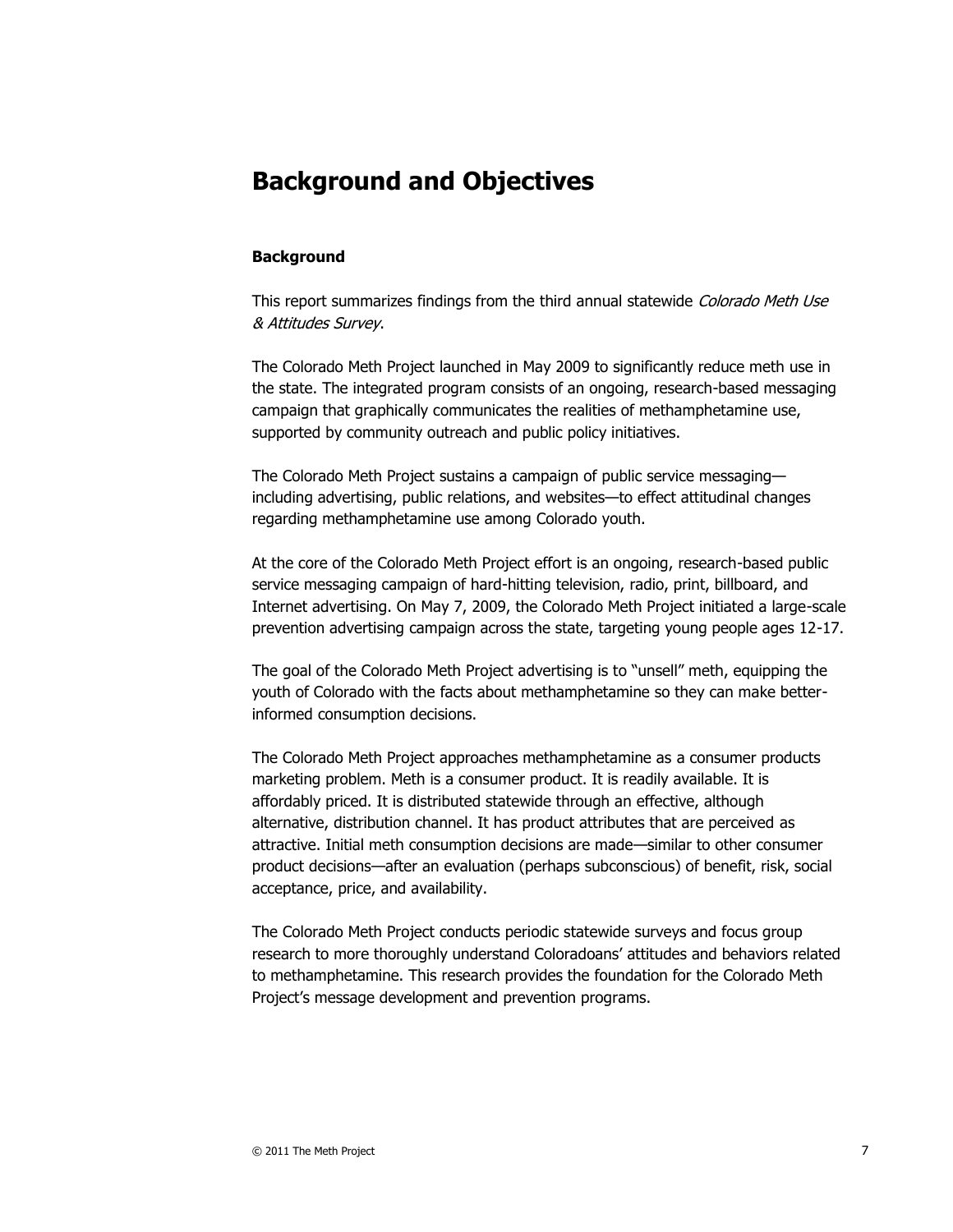# Background and Objectives

### Background

This report summarizes findings from the third annual statewide *Colorado Meth Use & Attitudes Survey*.

The Colorado Meth Project launched in May 2009 to significantly reduce meth use in the state. The integrated program consists of an ongoing, research-based messaging campaign that graphically communicates the realities of methamphetamine use, supported by community outreach and public policy initiatives.

The Colorado Meth Project sustains a campaign of public service messaging—including advertising, public relations, and websites—to effect attitudinal changes regarding methamphetamine use among Colorado youth.

At the core of the Colorado Meth Project effort is an ongoing, research-based public service messaging campaign of hard-hitting television, radio, print, billboard, and Internet advertising. On May 7, 2009, the Colorado Meth Project initiated a large-scale prevention advertising campaign across the state, targeting young people ages 12-17.

The goal of the Colorado Meth Project advertising is to "unsell" meth, equipping the youth of Colorado with the facts about methamphetamine so they can make better-informed consumption decisions.

The Colorado Meth Project approaches methamphetamine as a consumer products marketing problem. Meth is a consumer product. It is readily available. It is affordably priced. It is distributed statewide through an effective, although alternative, distribution channel. It has product attributes that are perceived as attractive. Initial meth consumption decisions are made—similar to other consumer product decisions—after an evaluation (perhaps subconscious) of benefit, risk, social acceptance, price, and availability.

The Colorado Meth Project conducts periodic statewide surveys and focus group research to more thoroughly understand Coloradoans' attitudes and behaviors related to methamphetamine. This research provides the foundation for the Colorado Meth Project's message development and prevention programs.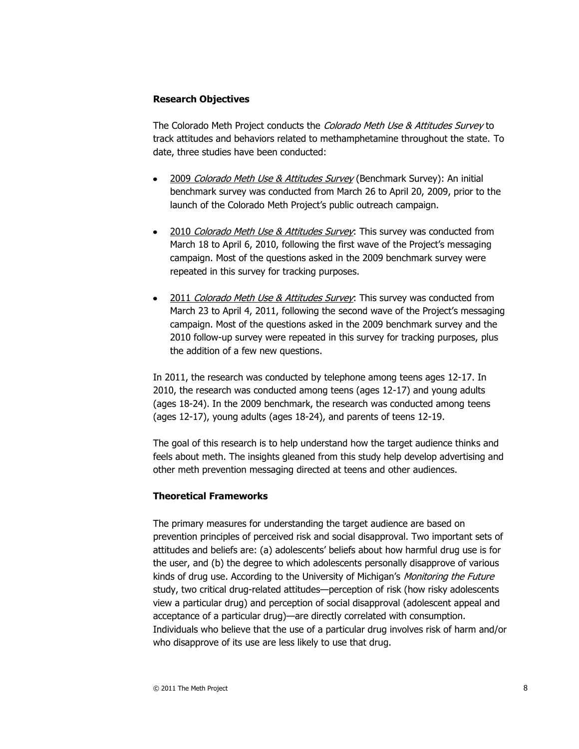**Research Objectives**

The Colorado Meth Project conducts the *Colorado Meth Use & Attitudes Survey* to track attitudes and behaviors related to methamphetamine throughout the state. To date, three studies have been conducted:

- <u>2009 *Colorado Meth Use & Attitudes Survey*</u> (Benchmark Survey): An initial benchmark survey was conducted from March 26 to April 20, 2009, prior to the launch of the Colorado Meth Project's public outreach campaign.

- <u>2010 *Colorado Meth Use & Attitudes Survey*</u>: This survey was conducted from March 18 to April 6, 2010, following the first wave of the Project's messaging campaign. Most of the questions asked in the 2009 benchmark survey were repeated in this survey for tracking purposes.

- <u>2011 *Colorado Meth Use & Attitudes Survey*</u>: This survey was conducted from March 23 to April 4, 2011, following the second wave of the Project's messaging campaign. Most of the questions asked in the 2009 benchmark survey and the 2010 follow-up survey were repeated in this survey for tracking purposes, plus the addition of a few new questions.

In 2011, the research was conducted by telephone among teens ages 12-17. In 2010, the research was conducted among teens (ages 12-17) and young adults (ages 18-24). In the 2009 benchmark, the research was conducted among teens (ages 12-17), young adults (ages 18-24), and parents of teens 12-19.

The goal of this research is to help understand how the target audience thinks and feels about meth. The insights gleaned from this study help develop advertising and other meth prevention messaging directed at teens and other audiences.

**Theoretical Frameworks**

The primary measures for understanding the target audience are based on prevention principles of perceived risk and social disapproval. Two important sets of attitudes and beliefs are: (a) adolescents' beliefs about how harmful drug use is for the user, and (b) the degree to which adolescents personally disapprove of various kinds of drug use. According to the University of Michigan's *Monitoring the Future* study, two critical drug-related attitudes—perception of risk (how risky adolescents view a particular drug) and perception of social disapproval (adolescent appeal and acceptance of a particular drug)—are directly correlated with consumption. Individuals who believe that the use of a particular drug involves risk of harm and/or who disapprove of its use are less likely to use that drug.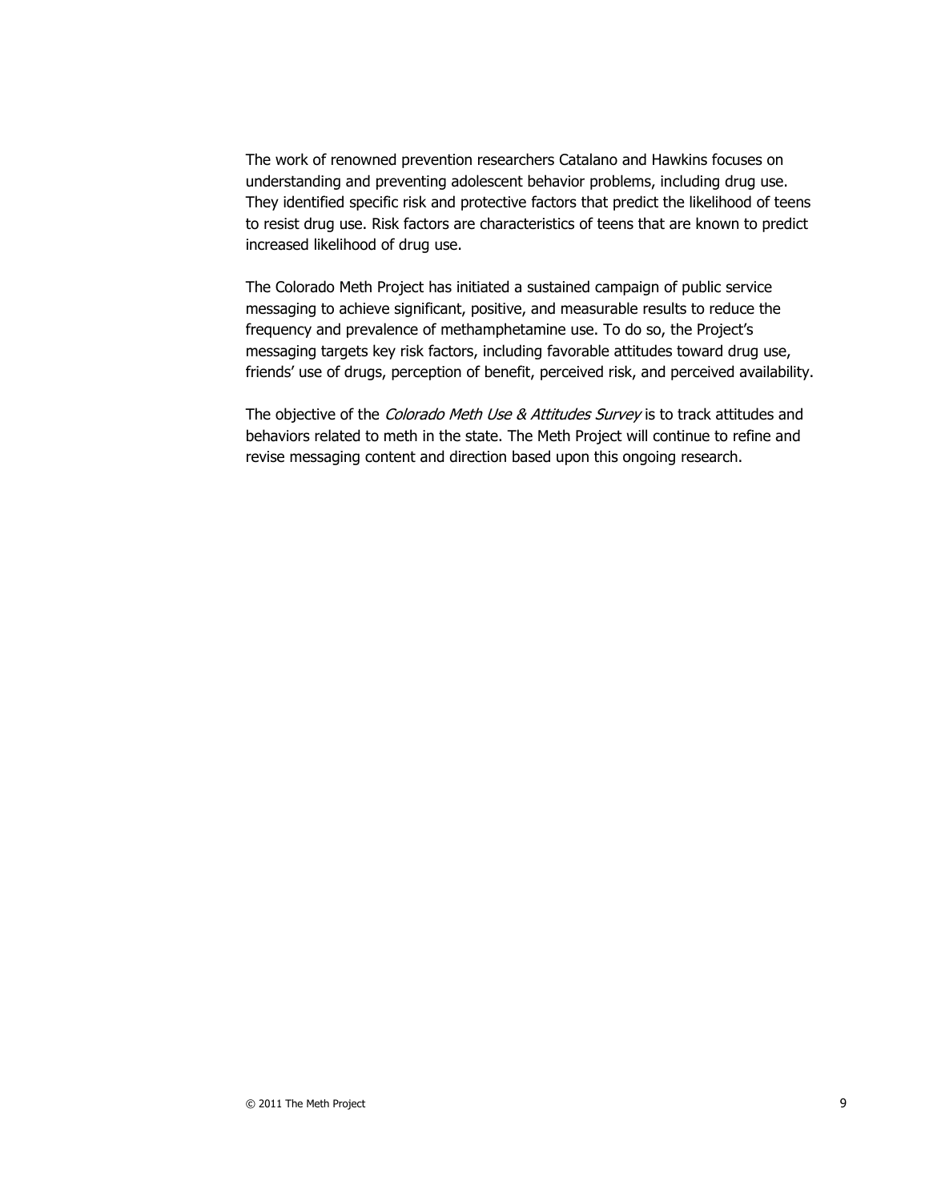The work of renowned prevention researchers Catalano and Hawkins focuses on understanding and preventing adolescent behavior problems, including drug use. They identified specific risk and protective factors that predict the likelihood of teens to resist drug use. Risk factors are characteristics of teens that are known to predict increased likelihood of drug use.

The Colorado Meth Project has initiated a sustained campaign of public service messaging to achieve significant, positive, and measurable results to reduce the frequency and prevalence of methamphetamine use. To do so, the Project's messaging targets key risk factors, including favorable attitudes toward drug use, friends' use of drugs, perception of benefit, perceived risk, and perceived availability.

The objective of the *Colorado Meth Use & Attitudes Survey* is to track attitudes and behaviors related to meth in the state. The Meth Project will continue to refine and revise messaging content and direction based upon this ongoing research.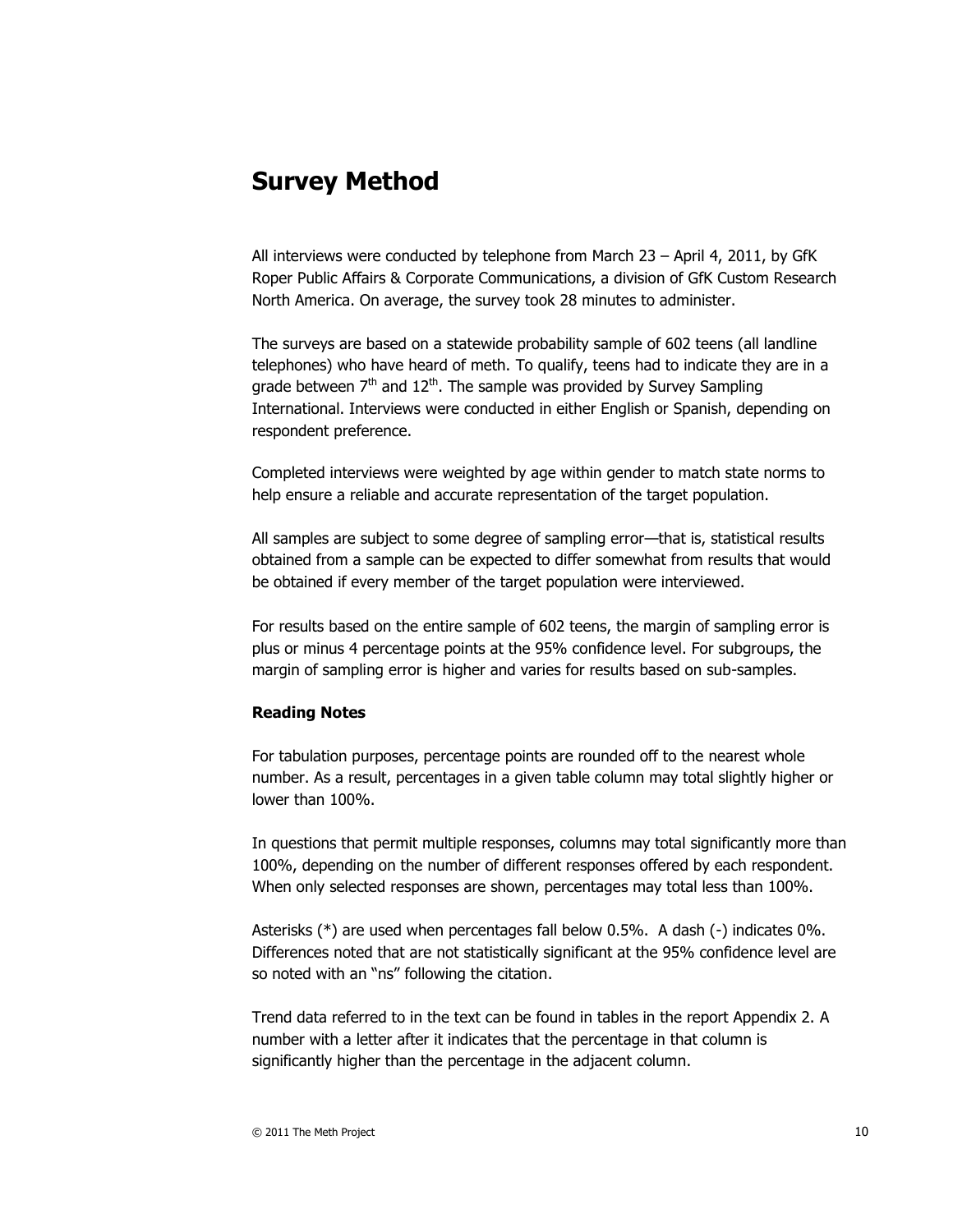## Survey Method

All interviews were conducted by telephone from March 23 – April 4, 2011, by GfK Roper Public Affairs & Corporate Communications, a division of GfK Custom Research North America. On average, the survey took 28 minutes to administer.

The surveys are based on a statewide probability sample of 602 teens (all landline telephones) who have heard of meth. To qualify, teens had to indicate they are in a grade between 7th and 12th. The sample was provided by Survey Sampling International. Interviews were conducted in either English or Spanish, depending on respondent preference.

Completed interviews were weighted by age within gender to match state norms to help ensure a reliable and accurate representation of the target population.

All samples are subject to some degree of sampling error—that is, statistical results obtained from a sample can be expected to differ somewhat from results that would be obtained if every member of the target population were interviewed.

For results based on the entire sample of 602 teens, the margin of sampling error is plus or minus 4 percentage points at the 95% confidence level. For subgroups, the margin of sampling error is higher and varies for results based on sub-samples.

**Reading Notes**

For tabulation purposes, percentage points are rounded off to the nearest whole number. As a result, percentages in a given table column may total slightly higher or lower than 100%.

In questions that permit multiple responses, columns may total significantly more than 100%, depending on the number of different responses offered by each respondent. When only selected responses are shown, percentages may total less than 100%.

Asterisks (*) are used when percentages fall below 0.5%. A dash (-) indicates 0%. Differences noted that are not statistically significant at the 95% confidence level are so noted with an "ns" following the citation.

Trend data referred to in the text can be found in tables in the report Appendix 2. A number with a letter after it indicates that the percentage in that column is significantly higher than the percentage in the adjacent column.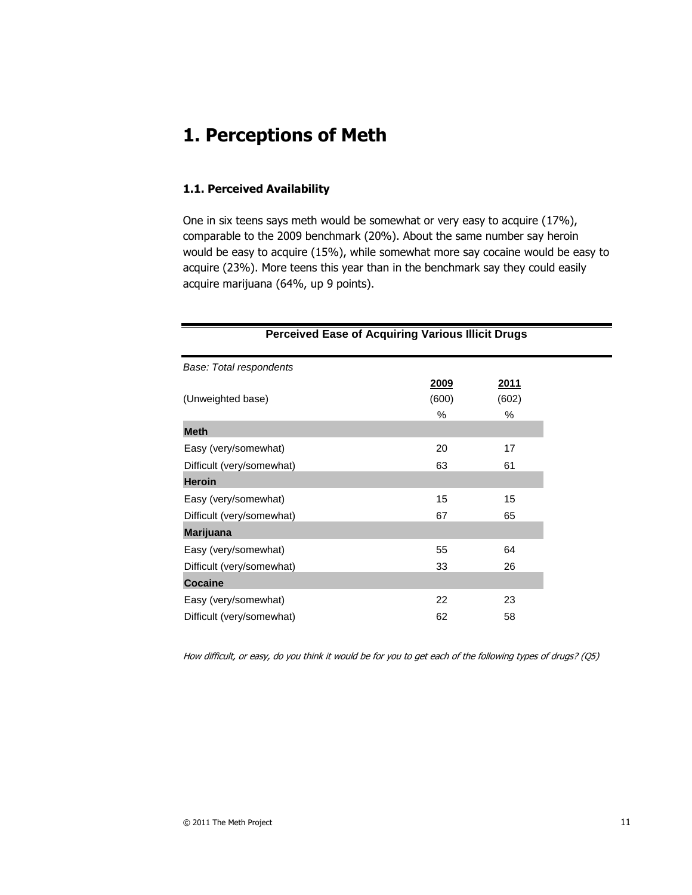# 1. Perceptions of Meth

### 1.1. Perceived Availability

One in six teens says meth would be somewhat or very easy to acquire (17%), comparable to the 2009 benchmark (20%). About the same number say heroin would be easy to acquire (15%), while somewhat more say cocaine would be easy to acquire (23%). More teens this year than in the benchmark say they could easily acquire marijuana (64%, up 9 points).

**Perceived Ease of Acquiring Various Illicit Drugs**

| *Base: Total respondents* | 2009 | 2011 |
|---|---|---|
| (Unweighted base) | (600) | (602) |
| | % | % |
| **Meth** | | |
| Easy (very/somewhat) | 20 | 17 |
| Difficult (very/somewhat) | 63 | 61 |
| **Heroin** | | |
| Easy (very/somewhat) | 15 | 15 |
| Difficult (very/somewhat) | 67 | 65 |
| **Marijuana** | | |
| Easy (very/somewhat) | 55 | 64 |
| Difficult (very/somewhat) | 33 | 26 |
| **Cocaine** | | |
| Easy (very/somewhat) | 22 | 23 |
| Difficult (very/somewhat) | 62 | 58 |

*How difficult, or easy, do you think it would be for you to get each of the following types of drugs? (Q5)*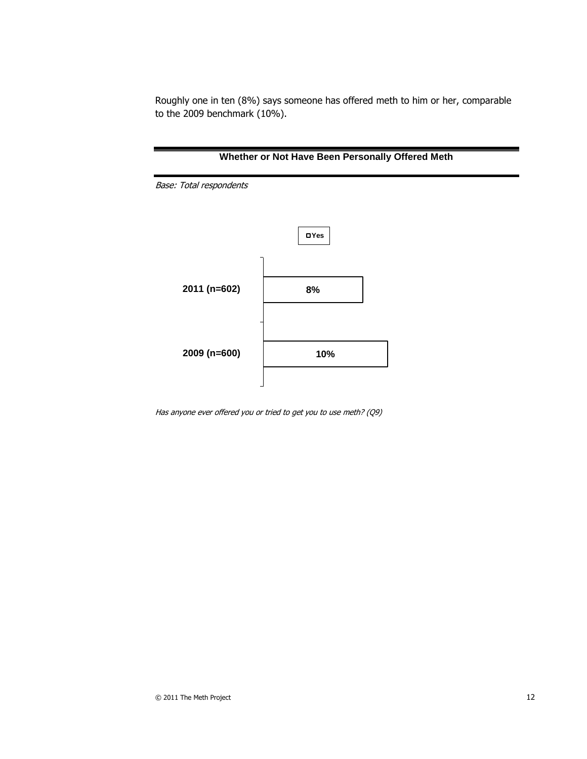Roughly one in ten (8%) says someone has offered meth to him or her, comparable to the 2009 benchmark (10%).

**Whether or Not Have Been Personally Offered Meth**

*Base: Total respondents*

| | Yes |
|---|---|
| 2011 (n=602) | 8% |
| 2009 (n=600) | 10% |

*Has anyone ever offered you or tried to get you to use meth? (Q9)*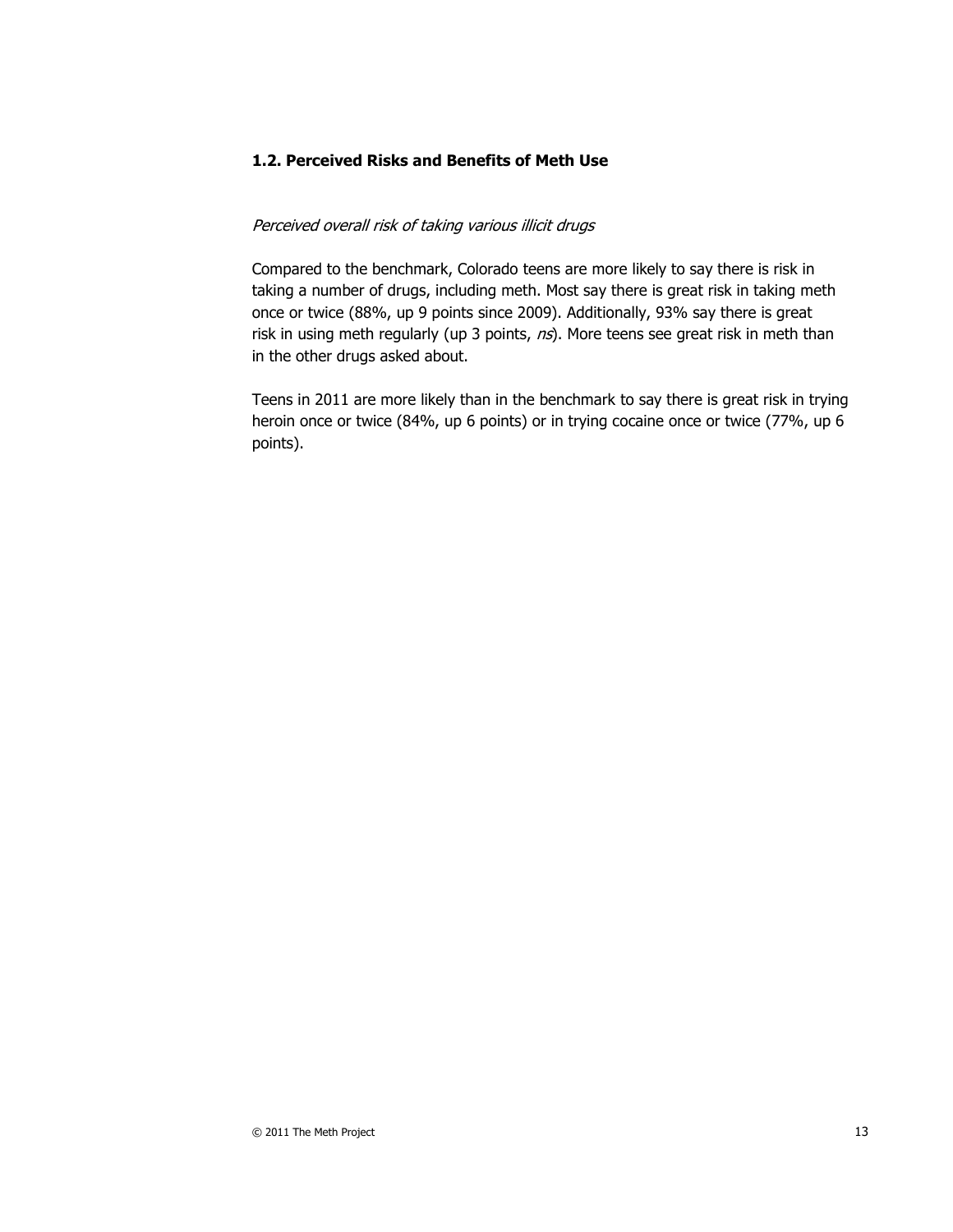## 1.2. Perceived Risks and Benefits of Meth Use

*Perceived overall risk of taking various illicit drugs*

Compared to the benchmark, Colorado teens are more likely to say there is risk in taking a number of drugs, including meth. Most say there is great risk in taking meth once or twice (88%, up 9 points since 2009). Additionally, 93% say there is great risk in using meth regularly (up 3 points, *ns*). More teens see great risk in meth than in the other drugs asked about.

Teens in 2011 are more likely than in the benchmark to say there is great risk in trying heroin once or twice (84%, up 6 points) or in trying cocaine once or twice (77%, up 6 points).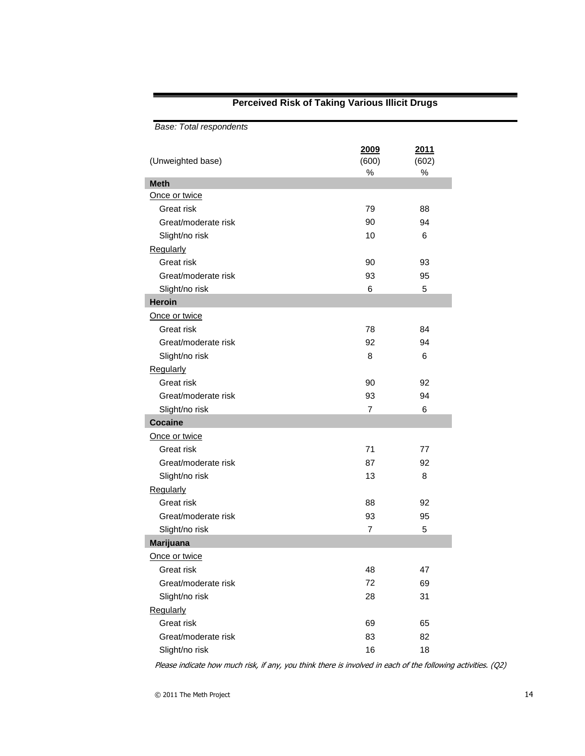## Perceived Risk of Taking Various Illicit Drugs

*Base: Total respondents*

| (Unweighted base) | 2009 (600) % | 2011 (602) % |
|---|---|---|
| **Meth** | | |
| Once or twice | | |
| Great risk | 79 | 88 |
| Great/moderate risk | 90 | 94 |
| Slight/no risk | 10 | 6 |
| Regularly | | |
| Great risk | 90 | 93 |
| Great/moderate risk | 93 | 95 |
| Slight/no risk | 6 | 5 |
| **Heroin** | | |
| Once or twice | | |
| Great risk | 78 | 84 |
| Great/moderate risk | 92 | 94 |
| Slight/no risk | 8 | 6 |
| Regularly | | |
| Great risk | 90 | 92 |
| Great/moderate risk | 93 | 94 |
| Slight/no risk | 7 | 6 |
| **Cocaine** | | |
| Once or twice | | |
| Great risk | 71 | 77 |
| Great/moderate risk | 87 | 92 |
| Slight/no risk | 13 | 8 |
| Regularly | | |
| Great risk | 88 | 92 |
| Great/moderate risk | 93 | 95 |
| Slight/no risk | 7 | 5 |
| **Marijuana** | | |
| Once or twice | | |
| Great risk | 48 | 47 |
| Great/moderate risk | 72 | 69 |
| Slight/no risk | 28 | 31 |
| Regularly | | |
| Great risk | 69 | 65 |
| Great/moderate risk | 83 | 82 |
| Slight/no risk | 16 | 18 |

*Please indicate how much risk, if any, you think there is involved in each of the following activities. (Q2)*

© 2011 The Meth Project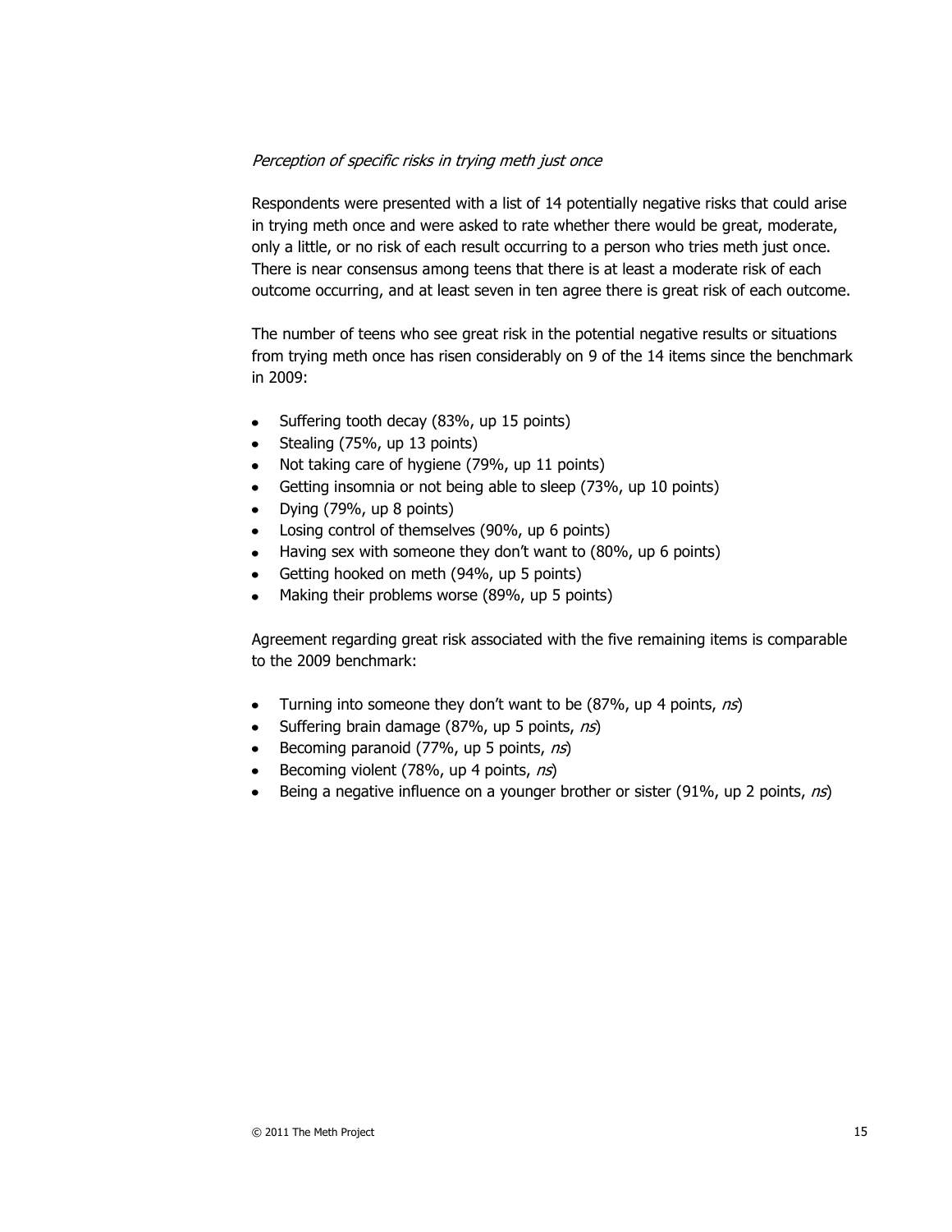*Perception of specific risks in trying meth just once*

Respondents were presented with a list of 14 potentially negative risks that could arise in trying meth once and were asked to rate whether there would be great, moderate, only a little, or no risk of each result occurring to a person who tries meth just once. There is near consensus among teens that there is at least a moderate risk of each outcome occurring, and at least seven in ten agree there is great risk of each outcome.

The number of teens who see great risk in the potential negative results or situations from trying meth once has risen considerably on 9 of the 14 items since the benchmark in 2009:

- Suffering tooth decay (83%, up 15 points)
- Stealing (75%, up 13 points)
- Not taking care of hygiene (79%, up 11 points)
- Getting insomnia or not being able to sleep (73%, up 10 points)
- Dying (79%, up 8 points)
- Losing control of themselves (90%, up 6 points)
- Having sex with someone they don't want to (80%, up 6 points)
- Getting hooked on meth (94%, up 5 points)
- Making their problems worse (89%, up 5 points)

Agreement regarding great risk associated with the five remaining items is comparable to the 2009 benchmark:

- Turning into someone they don't want to be (87%, up 4 points, *ns*)
- Suffering brain damage (87%, up 5 points, *ns*)
- Becoming paranoid (77%, up 5 points, *ns*)
- Becoming violent (78%, up 4 points, *ns*)
- Being a negative influence on a younger brother or sister (91%, up 2 points, *ns*)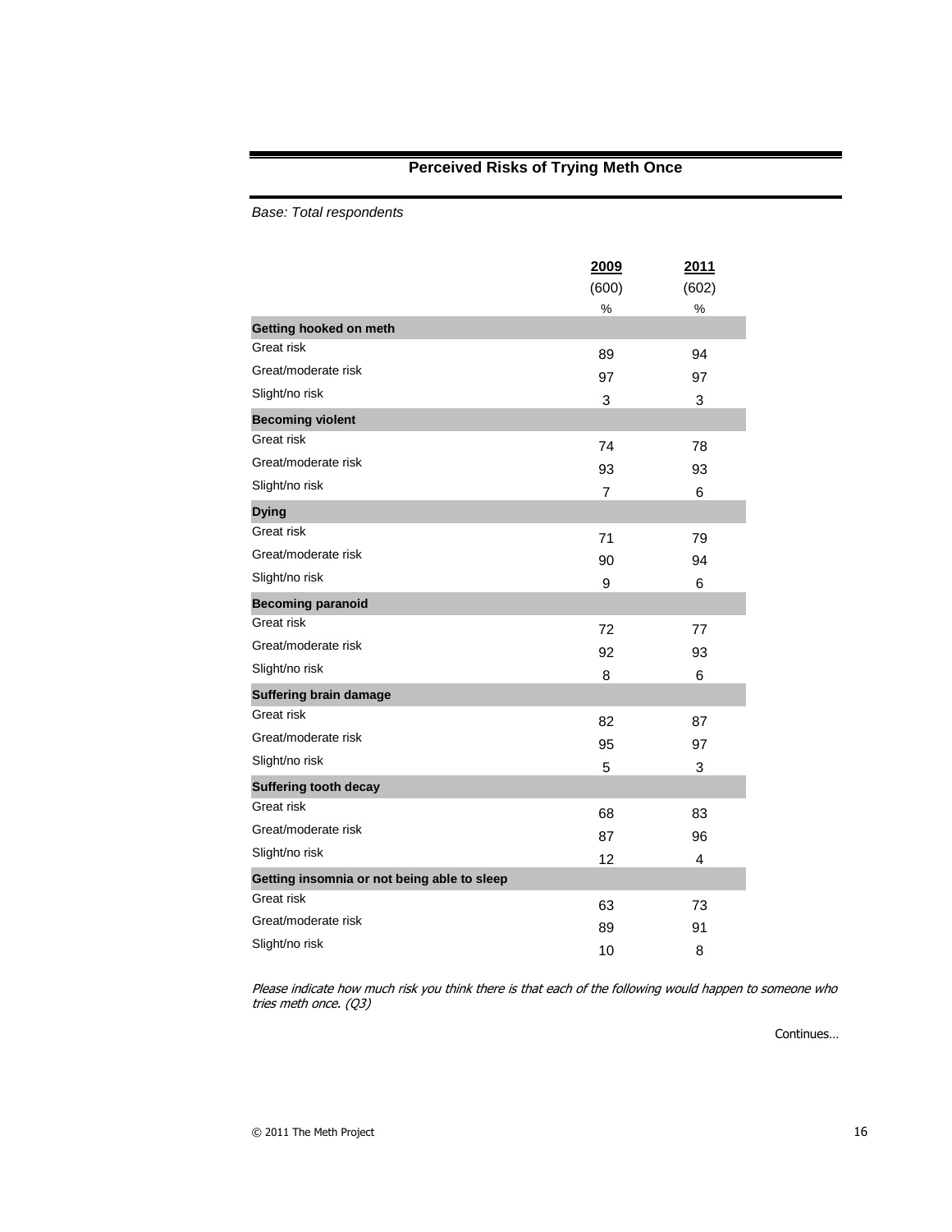## Perceived Risks of Trying Meth Once

*Base: Total respondents*

| | 2009 | 2011 |
|---|---|---|
| | (600) | (602) |
| | % | % |
| **Getting hooked on meth** | | |
| Great risk | 89 | 94 |
| Great/moderate risk | 97 | 97 |
| Slight/no risk | 3 | 3 |
| **Becoming violent** | | |
| Great risk | 74 | 78 |
| Great/moderate risk | 93 | 93 |
| Slight/no risk | 7 | 6 |
| **Dying** | | |
| Great risk | 71 | 79 |
| Great/moderate risk | 90 | 94 |
| Slight/no risk | 9 | 6 |
| **Becoming paranoid** | | |
| Great risk | 72 | 77 |
| Great/moderate risk | 92 | 93 |
| Slight/no risk | 8 | 6 |
| **Suffering brain damage** | | |
| Great risk | 82 | 87 |
| Great/moderate risk | 95 | 97 |
| Slight/no risk | 5 | 3 |
| **Suffering tooth decay** | | |
| Great risk | 68 | 83 |
| Great/moderate risk | 87 | 96 |
| Slight/no risk | 12 | 4 |
| **Getting insomnia or not being able to sleep** | | |
| Great risk | 63 | 73 |
| Great/moderate risk | 89 | 91 |
| Slight/no risk | 10 | 8 |

*Please indicate how much risk you think there is that each of the following would happen to someone who tries meth once. (Q3)*

Continues…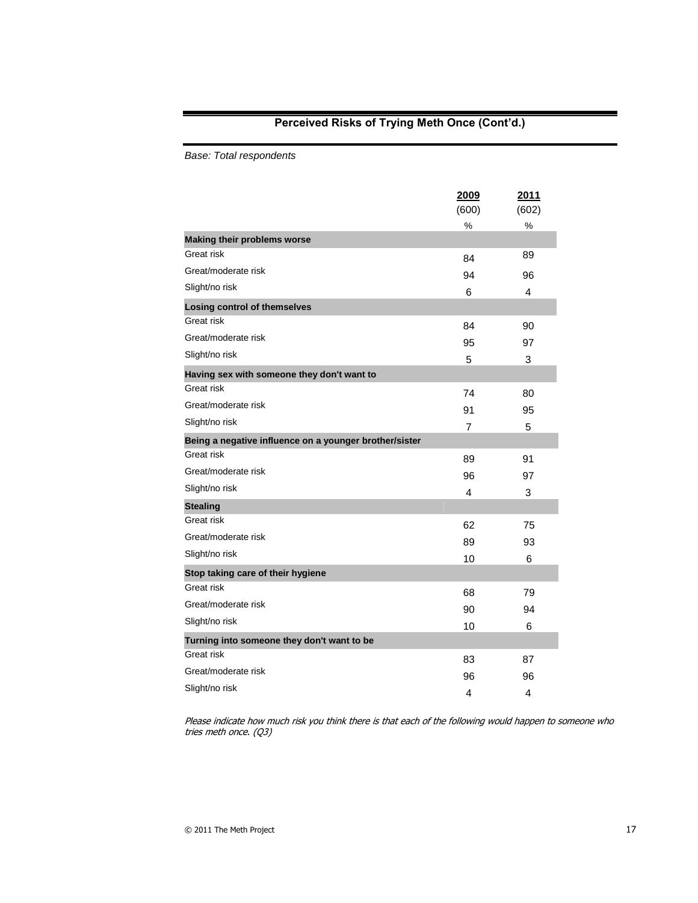## Perceived Risks of Trying Meth Once (Cont'd.)

*Base: Total respondents*

| | 2009 (600) % | 2011 (602) % |
|---|---|---|
| **Making their problems worse** | | |
| Great risk | 84 | 89 |
| Great/moderate risk | 94 | 96 |
| Slight/no risk | 6 | 4 |
| **Losing control of themselves** | | |
| Great risk | 84 | 90 |
| Great/moderate risk | 95 | 97 |
| Slight/no risk | 5 | 3 |
| **Having sex with someone they don't want to** | | |
| Great risk | 74 | 80 |
| Great/moderate risk | 91 | 95 |
| Slight/no risk | 7 | 5 |
| **Being a negative influence on a younger brother/sister** | | |
| Great risk | 89 | 91 |
| Great/moderate risk | 96 | 97 |
| Slight/no risk | 4 | 3 |
| **Stealing** | | |
| Great risk | 62 | 75 |
| Great/moderate risk | 89 | 93 |
| Slight/no risk | 10 | 6 |
| **Stop taking care of their hygiene** | | |
| Great risk | 68 | 79 |
| Great/moderate risk | 90 | 94 |
| Slight/no risk | 10 | 6 |
| **Turning into someone they don't want to be** | | |
| Great risk | 83 | 87 |
| Great/moderate risk | 96 | 96 |
| Slight/no risk | 4 | 4 |

*Please indicate how much risk you think there is that each of the following would happen to someone who tries meth once. (Q3)*

© 2011 The Meth Project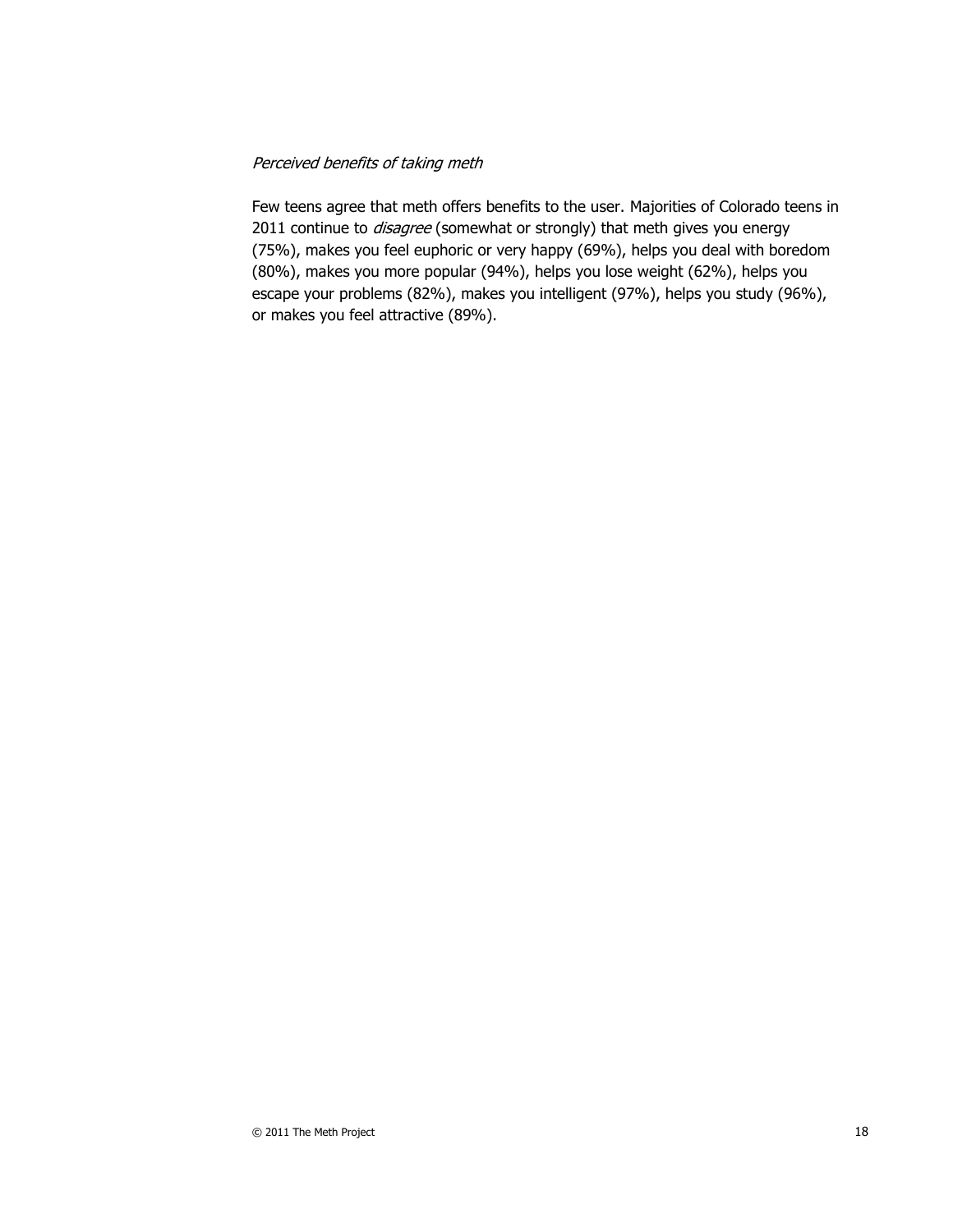*Perceived benefits of taking meth*

Few teens agree that meth offers benefits to the user. Majorities of Colorado teens in 2011 continue to *disagree* (somewhat or strongly) that meth gives you energy (75%), makes you feel euphoric or very happy (69%), helps you deal with boredom (80%), makes you more popular (94%), helps you lose weight (62%), helps you escape your problems (82%), makes you intelligent (97%), helps you study (96%), or makes you feel attractive (89%).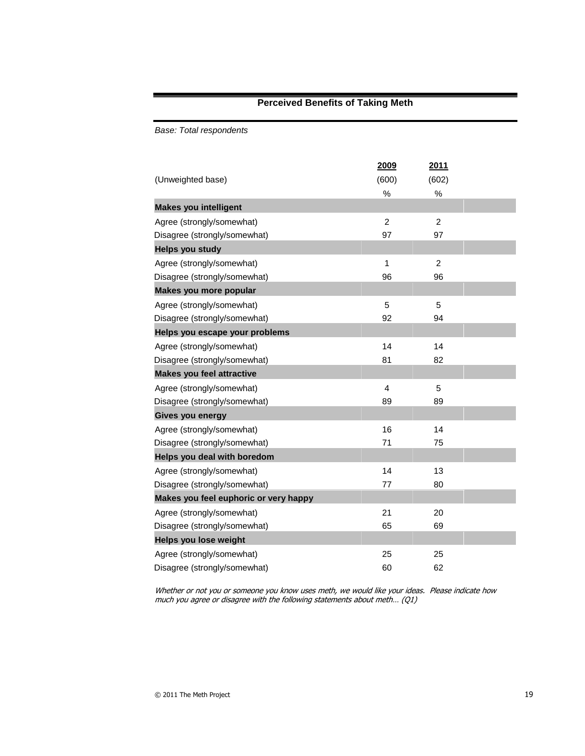## Perceived Benefits of Taking Meth

*Base: Total respondents*

| | 2009 | 2011 |
|---|---|---|
| (Unweighted base) | (600) | (602) |
| | % | % |
| **Makes you intelligent** | | |
| Agree (strongly/somewhat) | 2 | 2 |
| Disagree (strongly/somewhat) | 97 | 97 |
| **Helps you study** | | |
| Agree (strongly/somewhat) | 1 | 2 |
| Disagree (strongly/somewhat) | 96 | 96 |
| **Makes you more popular** | | |
| Agree (strongly/somewhat) | 5 | 5 |
| Disagree (strongly/somewhat) | 92 | 94 |
| **Helps you escape your problems** | | |
| Agree (strongly/somewhat) | 14 | 14 |
| Disagree (strongly/somewhat) | 81 | 82 |
| **Makes you feel attractive** | | |
| Agree (strongly/somewhat) | 4 | 5 |
| Disagree (strongly/somewhat) | 89 | 89 |
| **Gives you energy** | | |
| Agree (strongly/somewhat) | 16 | 14 |
| Disagree (strongly/somewhat) | 71 | 75 |
| **Helps you deal with boredom** | | |
| Agree (strongly/somewhat) | 14 | 13 |
| Disagree (strongly/somewhat) | 77 | 80 |
| **Makes you feel euphoric or very happy** | | |
| Agree (strongly/somewhat) | 21 | 20 |
| Disagree (strongly/somewhat) | 65 | 69 |
| **Helps you lose weight** | | |
| Agree (strongly/somewhat) | 25 | 25 |
| Disagree (strongly/somewhat) | 60 | 62 |

*Whether or not you or someone you know uses meth, we would like your ideas. Please indicate how much you agree or disagree with the following statements about meth… (Q1)*

© 2011 The Meth Project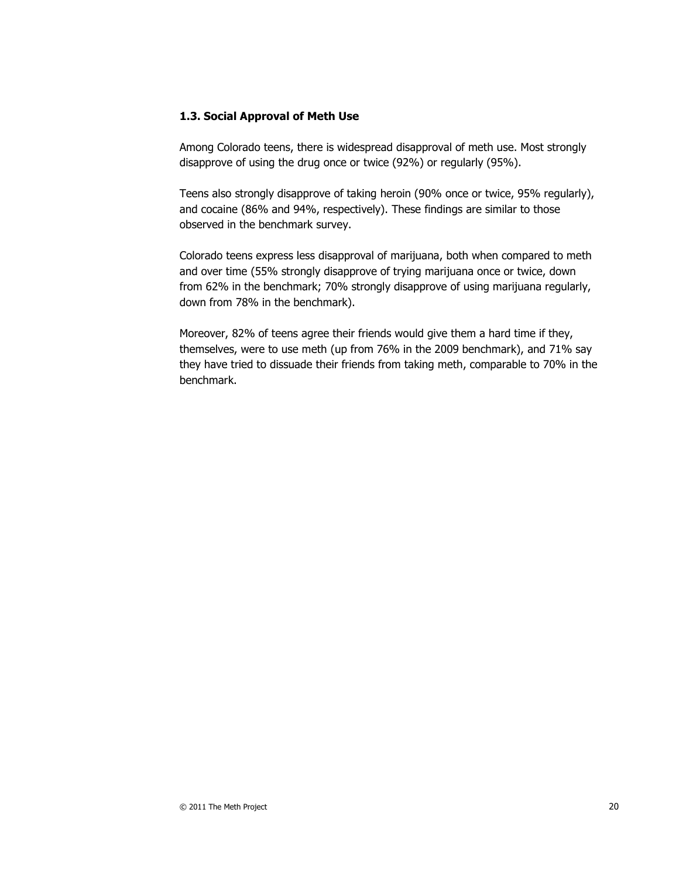### 1.3. Social Approval of Meth Use

Among Colorado teens, there is widespread disapproval of meth use. Most strongly disapprove of using the drug once or twice (92%) or regularly (95%).

Teens also strongly disapprove of taking heroin (90% once or twice, 95% regularly), and cocaine (86% and 94%, respectively). These findings are similar to those observed in the benchmark survey.

Colorado teens express less disapproval of marijuana, both when compared to meth and over time (55% strongly disapprove of trying marijuana once or twice, down from 62% in the benchmark; 70% strongly disapprove of using marijuana regularly, down from 78% in the benchmark).

Moreover, 82% of teens agree their friends would give them a hard time if they, themselves, were to use meth (up from 76% in the 2009 benchmark), and 71% say they have tried to dissuade their friends from taking meth, comparable to 70% in the benchmark.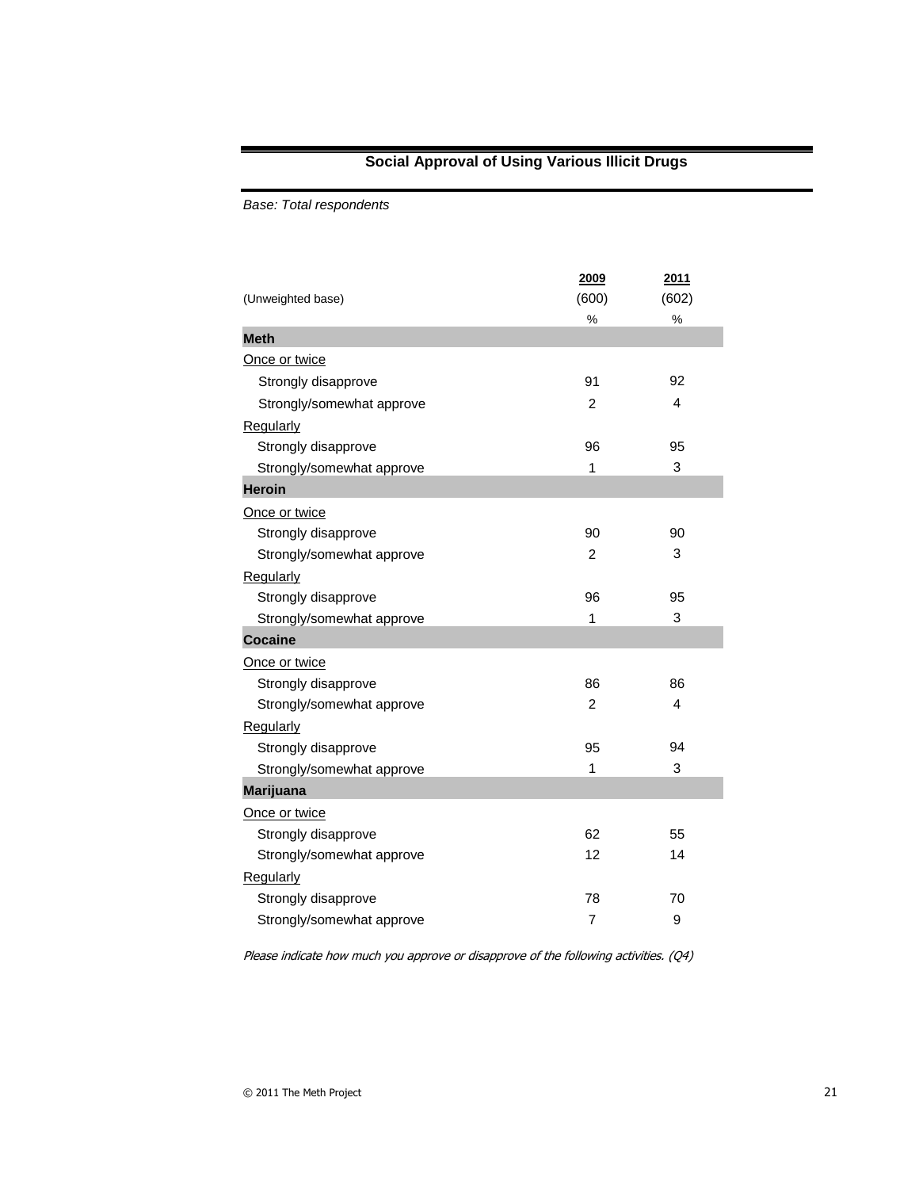## Social Approval of Using Various Illicit Drugs

*Base: Total respondents*

| | 2009 | 2011 |
|---|---|---|
| (Unweighted base) | (600) | (602) |
| | % | % |
| **Meth** | | |
| Once or twice | | |
| Strongly disapprove | 91 | 92 |
| Strongly/somewhat approve | 2 | 4 |
| Regularly | | |
| Strongly disapprove | 96 | 95 |
| Strongly/somewhat approve | 1 | 3 |
| **Heroin** | | |
| Once or twice | | |
| Strongly disapprove | 90 | 90 |
| Strongly/somewhat approve | 2 | 3 |
| Regularly | | |
| Strongly disapprove | 96 | 95 |
| Strongly/somewhat approve | 1 | 3 |
| **Cocaine** | | |
| Once or twice | | |
| Strongly disapprove | 86 | 86 |
| Strongly/somewhat approve | 2 | 4 |
| Regularly | | |
| Strongly disapprove | 95 | 94 |
| Strongly/somewhat approve | 1 | 3 |
| **Marijuana** | | |
| Once or twice | | |
| Strongly disapprove | 62 | 55 |
| Strongly/somewhat approve | 12 | 14 |
| Regularly | | |
| Strongly disapprove | 78 | 70 |
| Strongly/somewhat approve | 7 | 9 |

*Please indicate how much you approve or disapprove of the following activities. (Q4)*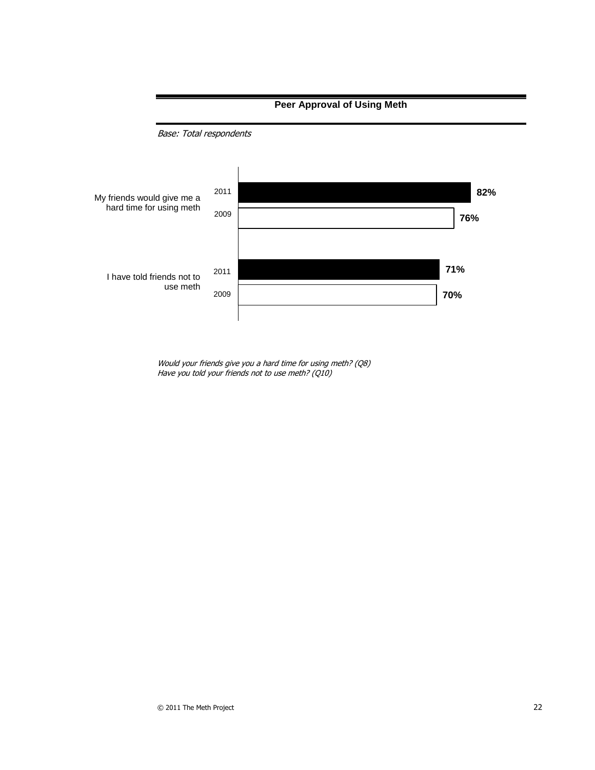**Peer Approval of Using Meth**

*Base: Total respondents*

| | 2011 | 2009 |
|---|---|---|
| My friends would give me a hard time for using meth | 82% | 76% |
| I have told friends not to use meth | 71% | 70% |

*Would your friends give you a hard time for using meth? (Q8)*
*Have you told your friends not to use meth? (Q10)*

© 2011 The Meth Project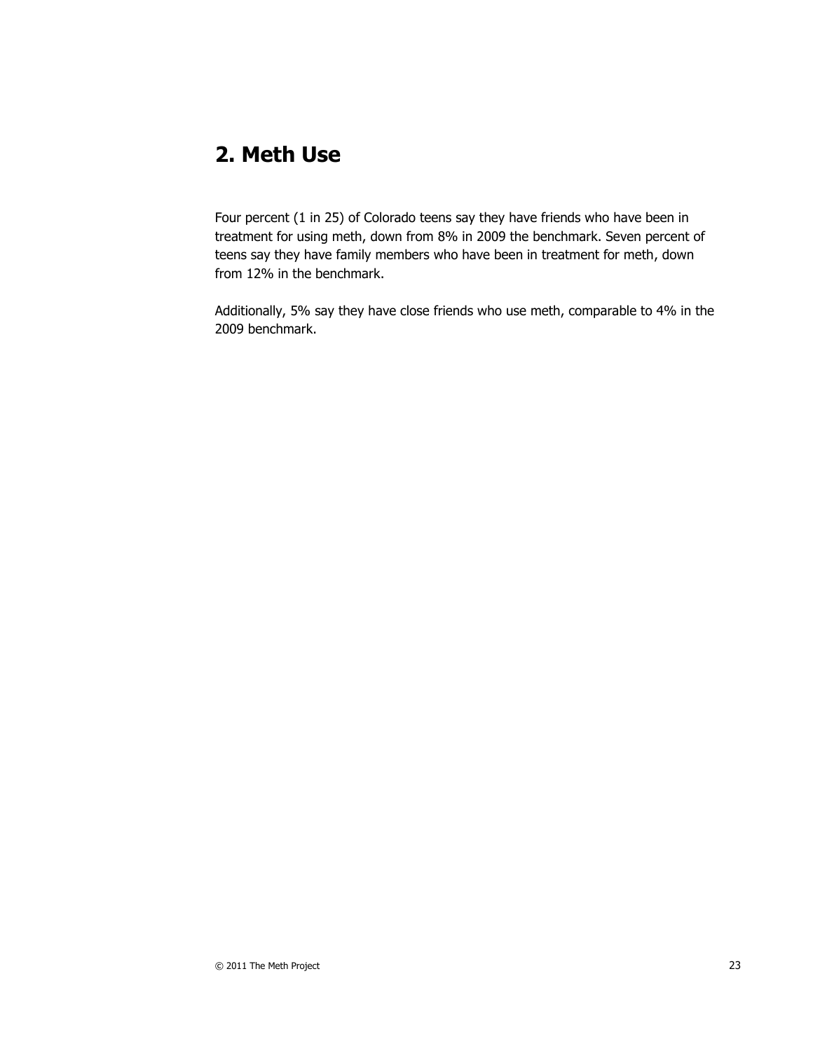## 2. Meth Use

Four percent (1 in 25) of Colorado teens say they have friends who have been in treatment for using meth, down from 8% in 2009 the benchmark. Seven percent of teens say they have family members who have been in treatment for meth, down from 12% in the benchmark.

Additionally, 5% say they have close friends who use meth, comparable to 4% in the 2009 benchmark.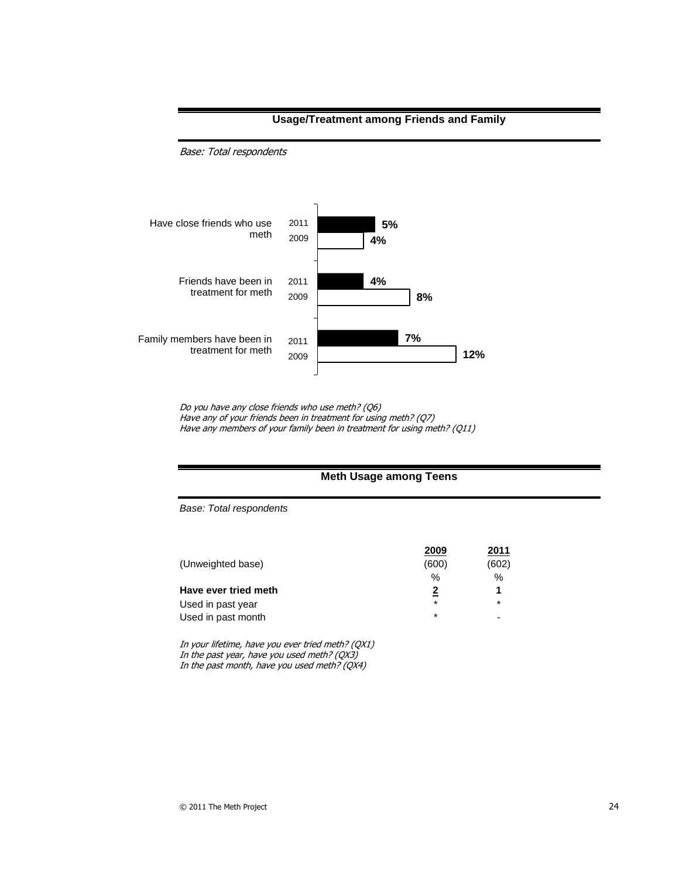## Usage/Treatment among Friends and Family

*Base: Total respondents*

| | 2011 | 2009 |
|---|---|---|
| Have close friends who use meth | 5% | 4% |
| Friends have been in treatment for meth | 4% | 8% |
| Family members have been in treatment for meth | 7% | 12% |

*Do you have any close friends who use meth? (Q6)*
*Have any of your friends been in treatment for using meth? (Q7)*
*Have any members of your family been in treatment for using meth? (Q11)*

## Meth Usage among Teens

*Base: Total respondents*

| | 2009 | 2011 |
|---|---|---|
| (Unweighted base) | (600) | (602) |
| | % | % |
| **Have ever tried meth** | **2** | **1** |
| Used in past year | * | * |
| Used in past month | * | - |

*In your lifetime, have you ever tried meth? (QX1)*
*In the past year, have you used meth? (QX3)*
*In the past month, have you used meth? (QX4)*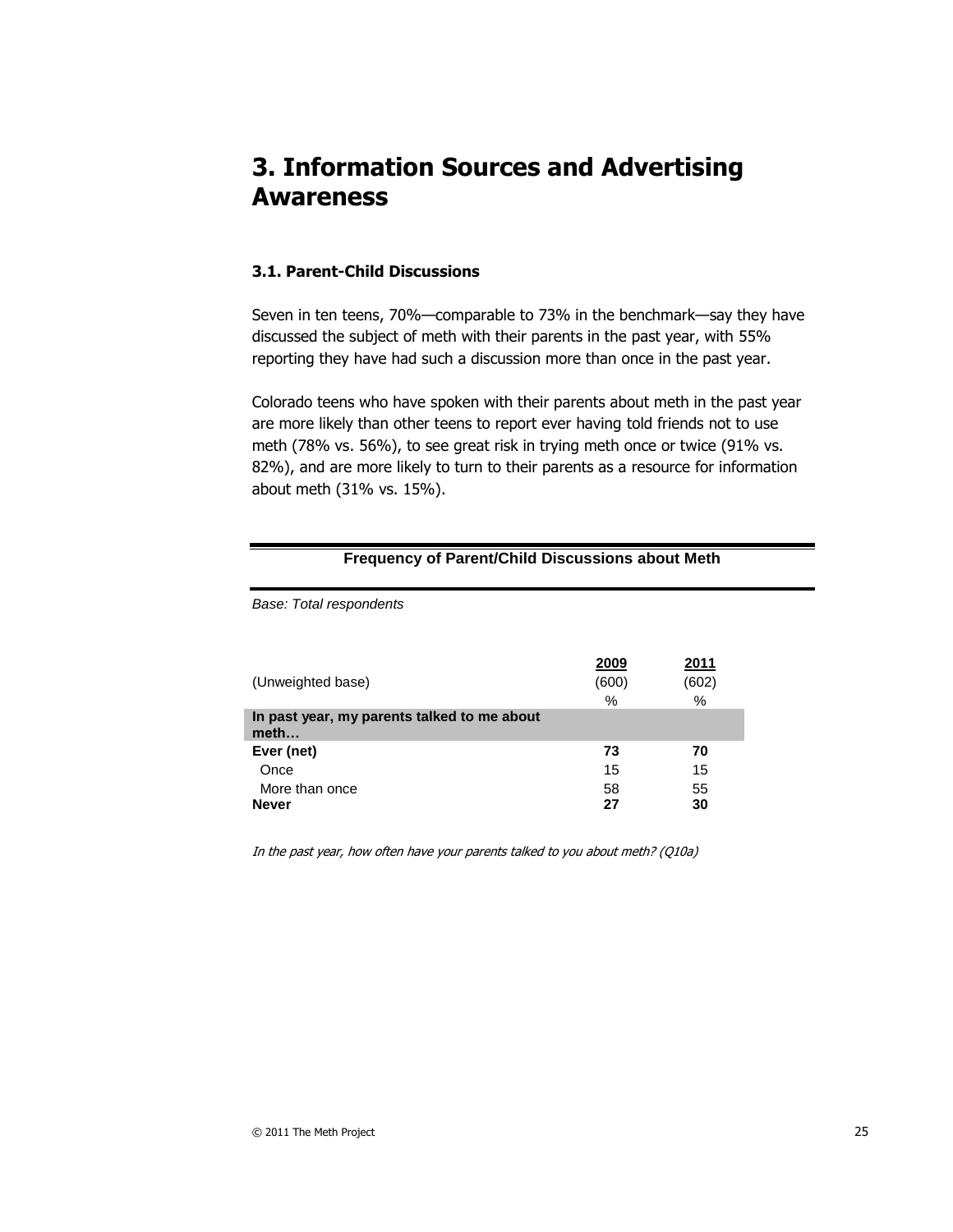# 3. Information Sources and Advertising Awareness

## 3.1. Parent-Child Discussions

Seven in ten teens, 70%—comparable to 73% in the benchmark—say they have discussed the subject of meth with their parents in the past year, with 55% reporting they have had such a discussion more than once in the past year.

Colorado teens who have spoken with their parents about meth in the past year are more likely than other teens to report ever having told friends not to use meth (78% vs. 56%), to see great risk in trying meth once or twice (91% vs. 82%), and are more likely to turn to their parents as a resource for information about meth (31% vs. 15%).

**Frequency of Parent/Child Discussions about Meth**

*Base: Total respondents*

| | 2009 | 2011 |
|---|---|---|
| (Unweighted base) | (600) | (602) |
| | % | % |
| **In past year, my parents talked to me about meth…** | | |
| **Ever (net)** | **73** | **70** |
| Once | 15 | 15 |
| More than once | 58 | 55 |
| **Never** | **27** | **30** |

*In the past year, how often have your parents talked to you about meth? (Q10a)*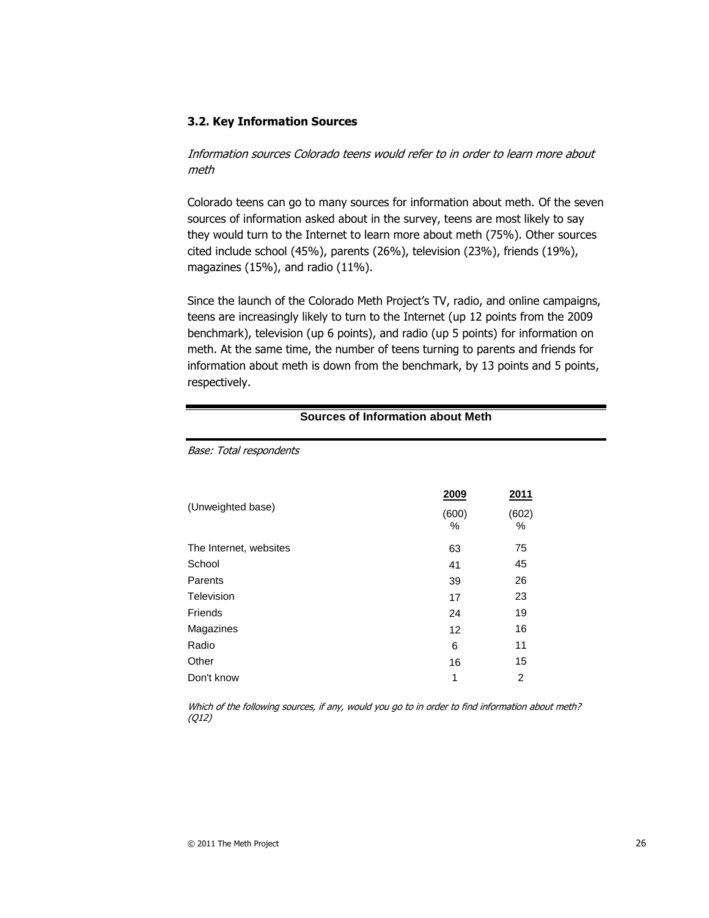### 3.2. Key Information Sources

*Information sources Colorado teens would refer to in order to learn more about meth*

Colorado teens can go to many sources for information about meth. Of the seven sources of information asked about in the survey, teens are most likely to say they would turn to the Internet to learn more about meth (75%). Other sources cited include school (45%), parents (26%), television (23%), friends (19%), magazines (15%), and radio (11%).

Since the launch of the Colorado Meth Project's TV, radio, and online campaigns, teens are increasingly likely to turn to the Internet (up 12 points from the 2009 benchmark), television (up 6 points), and radio (up 5 points) for information on meth. At the same time, the number of teens turning to parents and friends for information about meth is down from the benchmark, by 13 points and 5 points, respectively.

**Sources of Information about Meth**

*Base: Total respondents*

| | 2009 | 2011 |
|---|---|---|
| (Unweighted base) | (600) % | (602) % |
| The Internet, websites | 63 | 75 |
| School | 41 | 45 |
| Parents | 39 | 26 |
| Television | 17 | 23 |
| Friends | 24 | 19 |
| Magazines | 12 | 16 |
| Radio | 6 | 11 |
| Other | 16 | 15 |
| Don't know | 1 | 2 |

*Which of the following sources, if any, would you go to in order to find information about meth? (Q12)*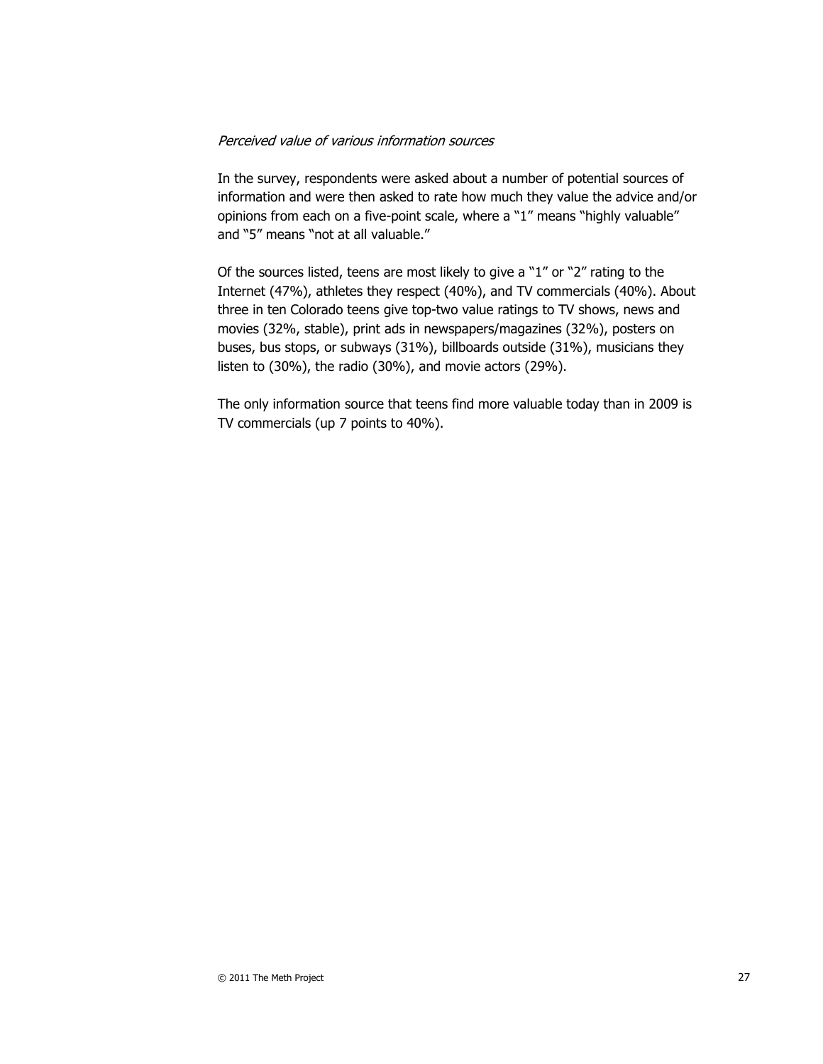*Perceived value of various information sources*

In the survey, respondents were asked about a number of potential sources of information and were then asked to rate how much they value the advice and/or opinions from each on a five-point scale, where a "1" means "highly valuable" and "5" means "not at all valuable."

Of the sources listed, teens are most likely to give a "1" or "2" rating to the Internet (47%), athletes they respect (40%), and TV commercials (40%). About three in ten Colorado teens give top-two value ratings to TV shows, news and movies (32%, stable), print ads in newspapers/magazines (32%), posters on buses, bus stops, or subways (31%), billboards outside (31%), musicians they listen to (30%), the radio (30%), and movie actors (29%).

The only information source that teens find more valuable today than in 2009 is TV commercials (up 7 points to 40%).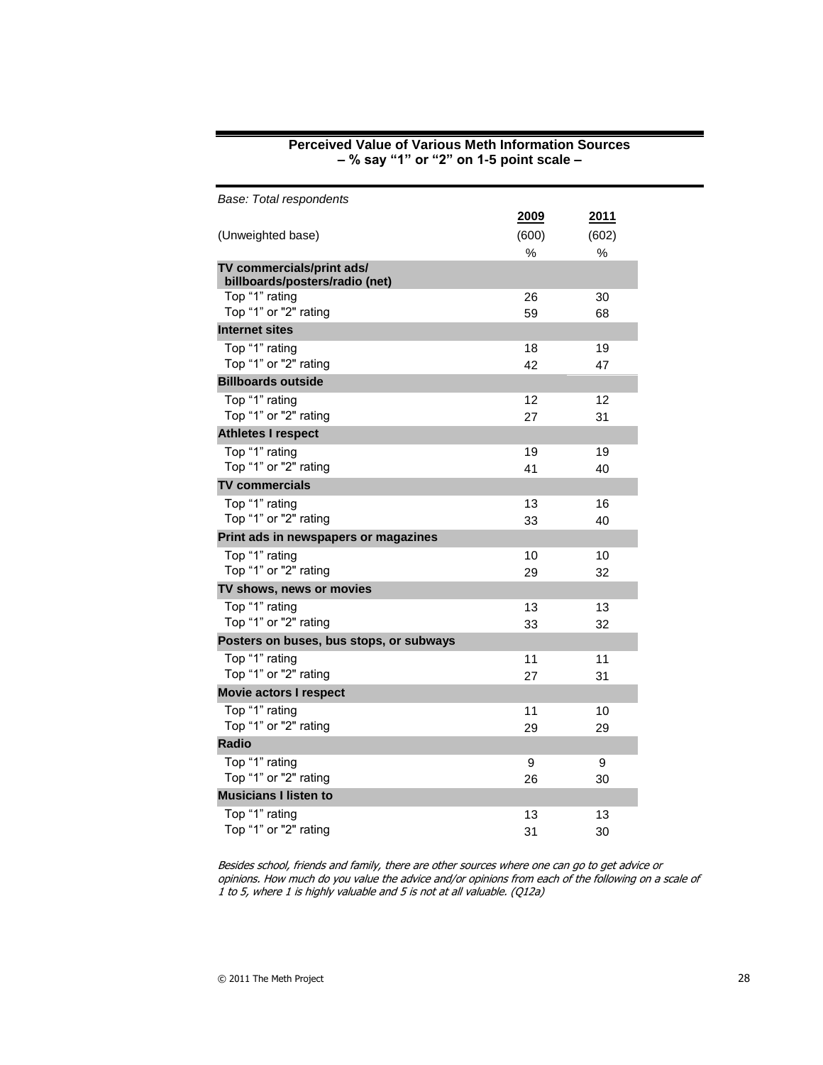**Perceived Value of Various Meth Information Sources**
**– % say "1" or "2" on 1-5 point scale –**

*Base: Total respondents*

| | 2009 | 2011 |
|---|---|---|
| (Unweighted base) | (600) | (602) |
| | % | % |
| **TV commercials/print ads/ billboards/posters/radio (net)** | | |
| Top "1" rating | 26 | 30 |
| Top "1" or "2" rating | 59 | 68 |
| **Internet sites** | | |
| Top "1" rating | 18 | 19 |
| Top "1" or "2" rating | 42 | 47 |
| **Billboards outside** | | |
| Top "1" rating | 12 | 12 |
| Top "1" or "2" rating | 27 | 31 |
| **Athletes I respect** | | |
| Top "1" rating | 19 | 19 |
| Top "1" or "2" rating | 41 | 40 |
| **TV commercials** | | |
| Top "1" rating | 13 | 16 |
| Top "1" or "2" rating | 33 | 40 |
| **Print ads in newspapers or magazines** | | |
| Top "1" rating | 10 | 10 |
| Top "1" or "2" rating | 29 | 32 |
| **TV shows, news or movies** | | |
| Top "1" rating | 13 | 13 |
| Top "1" or "2" rating | 33 | 32 |
| **Posters on buses, bus stops, or subways** | | |
| Top "1" rating | 11 | 11 |
| Top "1" or "2" rating | 27 | 31 |
| **Movie actors I respect** | | |
| Top "1" rating | 11 | 10 |
| Top "1" or "2" rating | 29 | 29 |
| **Radio** | | |
| Top "1" rating | 9 | 9 |
| Top "1" or "2" rating | 26 | 30 |
| **Musicians I listen to** | | |
| Top "1" rating | 13 | 13 |
| Top "1" or "2" rating | 31 | 30 |

*Besides school, friends and family, there are other sources where one can go to get advice or opinions. How much do you value the advice and/or opinions from each of the following on a scale of 1 to 5, where 1 is highly valuable and 5 is not at all valuable. (Q12a)*

© 2011 The Meth Project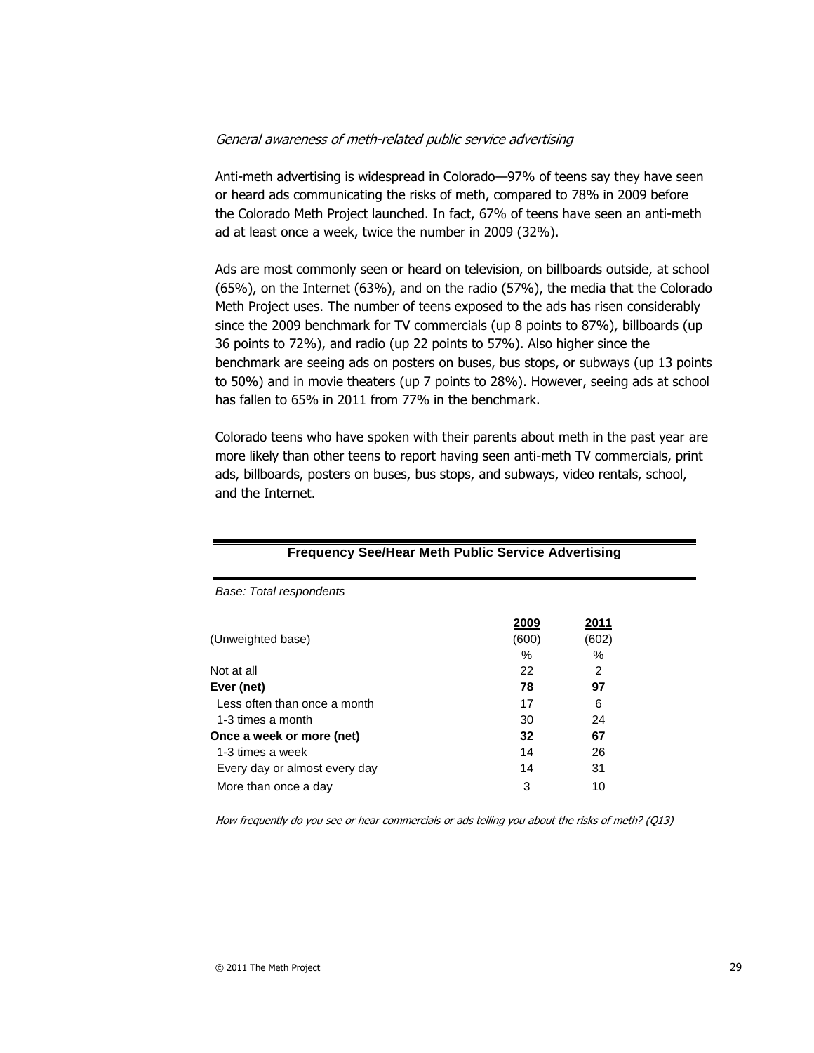*General awareness of meth-related public service advertising*

Anti-meth advertising is widespread in Colorado—97% of teens say they have seen or heard ads communicating the risks of meth, compared to 78% in 2009 before the Colorado Meth Project launched. In fact, 67% of teens have seen an anti-meth ad at least once a week, twice the number in 2009 (32%).

Ads are most commonly seen or heard on television, on billboards outside, at school (65%), on the Internet (63%), and on the radio (57%), the media that the Colorado Meth Project uses. The number of teens exposed to the ads has risen considerably since the 2009 benchmark for TV commercials (up 8 points to 87%), billboards (up 36 points to 72%), and radio (up 22 points to 57%). Also higher since the benchmark are seeing ads on posters on buses, bus stops, or subways (up 13 points to 50%) and in movie theaters (up 7 points to 28%). However, seeing ads at school has fallen to 65% in 2011 from 77% in the benchmark.

Colorado teens who have spoken with their parents about meth in the past year are more likely than other teens to report having seen anti-meth TV commercials, print ads, billboards, posters on buses, bus stops, and subways, video rentals, school, and the Internet.

**Frequency See/Hear Meth Public Service Advertising**

*Base: Total respondents*

| | 2009 | 2011 |
|---|---|---|
| (Unweighted base) | (600) | (602) |
| | % | % |
| Not at all | 22 | 2 |
| **Ever (net)** | **78** | **97** |
| Less often than once a month | 17 | 6 |
| 1-3 times a month | 30 | 24 |
| **Once a week or more (net)** | **32** | **67** |
| 1-3 times a week | 14 | 26 |
| Every day or almost every day | 14 | 31 |
| More than once a day | 3 | 10 |

*How frequently do you see or hear commercials or ads telling you about the risks of meth? (Q13)*

© 2011 The Meth Project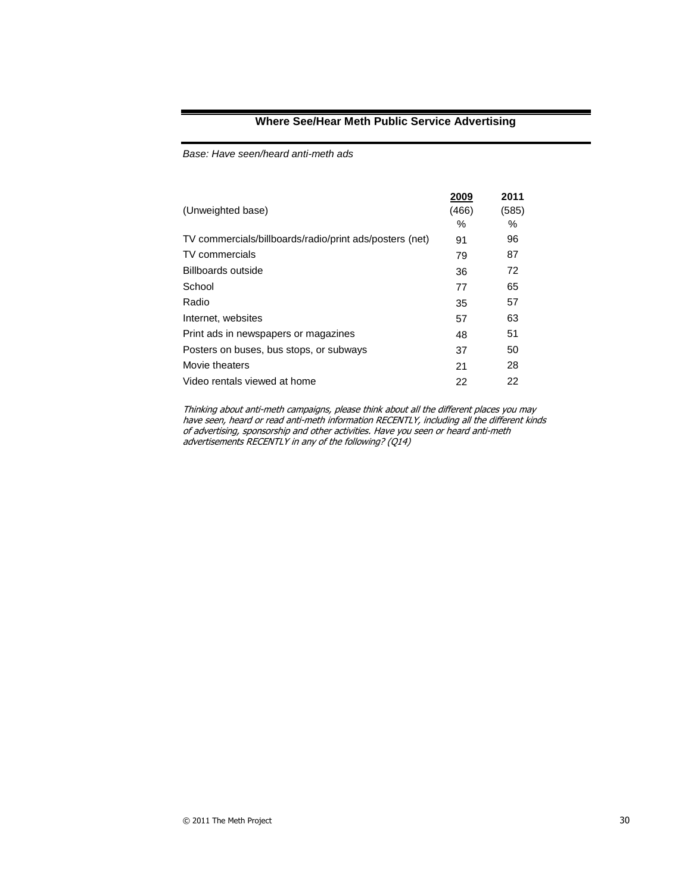## Where See/Hear Meth Public Service Advertising

*Base: Have seen/heard anti-meth ads*

| | 2009 | 2011 |
|---|---|---|
| (Unweighted base) | (466) | (585) |
| | % | % |
| TV commercials/billboards/radio/print ads/posters (net) | 91 | 96 |
| TV commercials | 79 | 87 |
| Billboards outside | 36 | 72 |
| School | 77 | 65 |
| Radio | 35 | 57 |
| Internet, websites | 57 | 63 |
| Print ads in newspapers or magazines | 48 | 51 |
| Posters on buses, bus stops, or subways | 37 | 50 |
| Movie theaters | 21 | 28 |
| Video rentals viewed at home | 22 | 22 |

*Thinking about anti-meth campaigns, please think about all the different places you may have seen, heard or read anti-meth information RECENTLY, including all the different kinds of advertising, sponsorship and other activities. Have you seen or heard anti-meth advertisements RECENTLY in any of the following? (Q14)*

© 2011 The Meth Project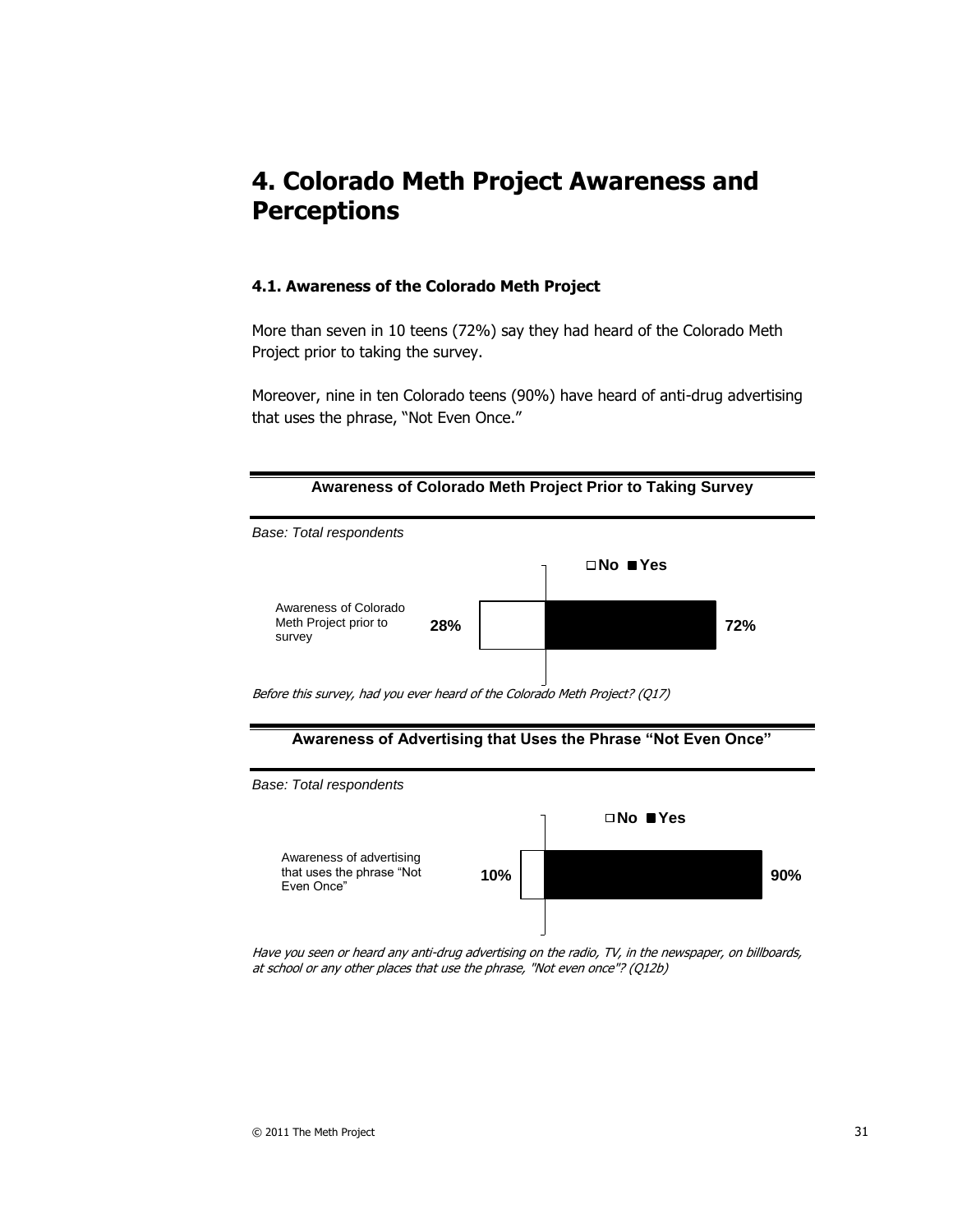# 4. Colorado Meth Project Awareness and Perceptions

### 4.1. Awareness of the Colorado Meth Project

More than seven in 10 teens (72%) say they had heard of the Colorado Meth Project prior to taking the survey.

Moreover, nine in ten Colorado teens (90%) have heard of anti-drug advertising that uses the phrase, "Not Even Once."

**Awareness of Colorado Meth Project Prior to Taking Survey**

*Base: Total respondents*

| | No | Yes |
|---|---|---|
| Awareness of Colorado Meth Project prior to survey | 28% | 72% |

*Before this survey, had you ever heard of the Colorado Meth Project? (Q17)*

**Awareness of Advertising that Uses the Phrase "Not Even Once"**

*Base: Total respondents*

| | No | Yes |
|---|---|---|
| Awareness of advertising that uses the phrase "Not Even Once" | 10% | 90% |

*Have you seen or heard any anti-drug advertising on the radio, TV, in the newspaper, on billboards, at school or any other places that use the phrase, "Not even once"? (Q12b)*

© 2011 The Meth Project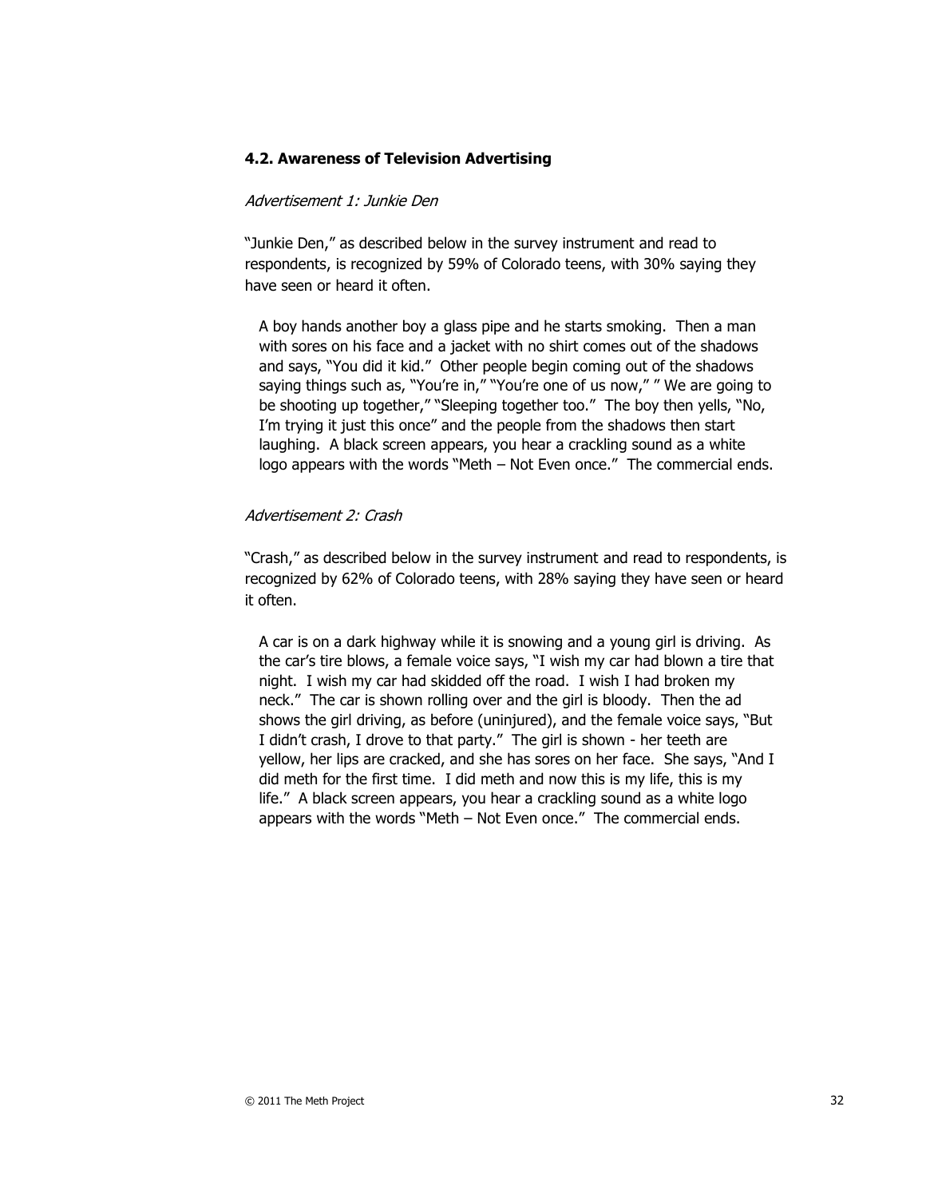### 4.2. Awareness of Television Advertising

*Advertisement 1: Junkie Den*

"Junkie Den," as described below in the survey instrument and read to respondents, is recognized by 59% of Colorado teens, with 30% saying they have seen or heard it often.

> A boy hands another boy a glass pipe and he starts smoking. Then a man with sores on his face and a jacket with no shirt comes out of the shadows and says, "You did it kid." Other people begin coming out of the shadows saying things such as, "You're in," "You're one of us now," " We are going to be shooting up together," "Sleeping together too." The boy then yells, "No, I'm trying it just this once" and the people from the shadows then start laughing. A black screen appears, you hear a crackling sound as a white logo appears with the words "Meth – Not Even once." The commercial ends.

*Advertisement 2: Crash*

"Crash," as described below in the survey instrument and read to respondents, is recognized by 62% of Colorado teens, with 28% saying they have seen or heard it often.

> A car is on a dark highway while it is snowing and a young girl is driving. As the car's tire blows, a female voice says, "I wish my car had blown a tire that night. I wish my car had skidded off the road. I wish I had broken my neck." The car is shown rolling over and the girl is bloody. Then the ad shows the girl driving, as before (uninjured), and the female voice says, "But I didn't crash, I drove to that party." The girl is shown - her teeth are yellow, her lips are cracked, and she has sores on her face. She says, "And I did meth for the first time. I did meth and now this is my life, this is my life." A black screen appears, you hear a crackling sound as a white logo appears with the words "Meth – Not Even once." The commercial ends.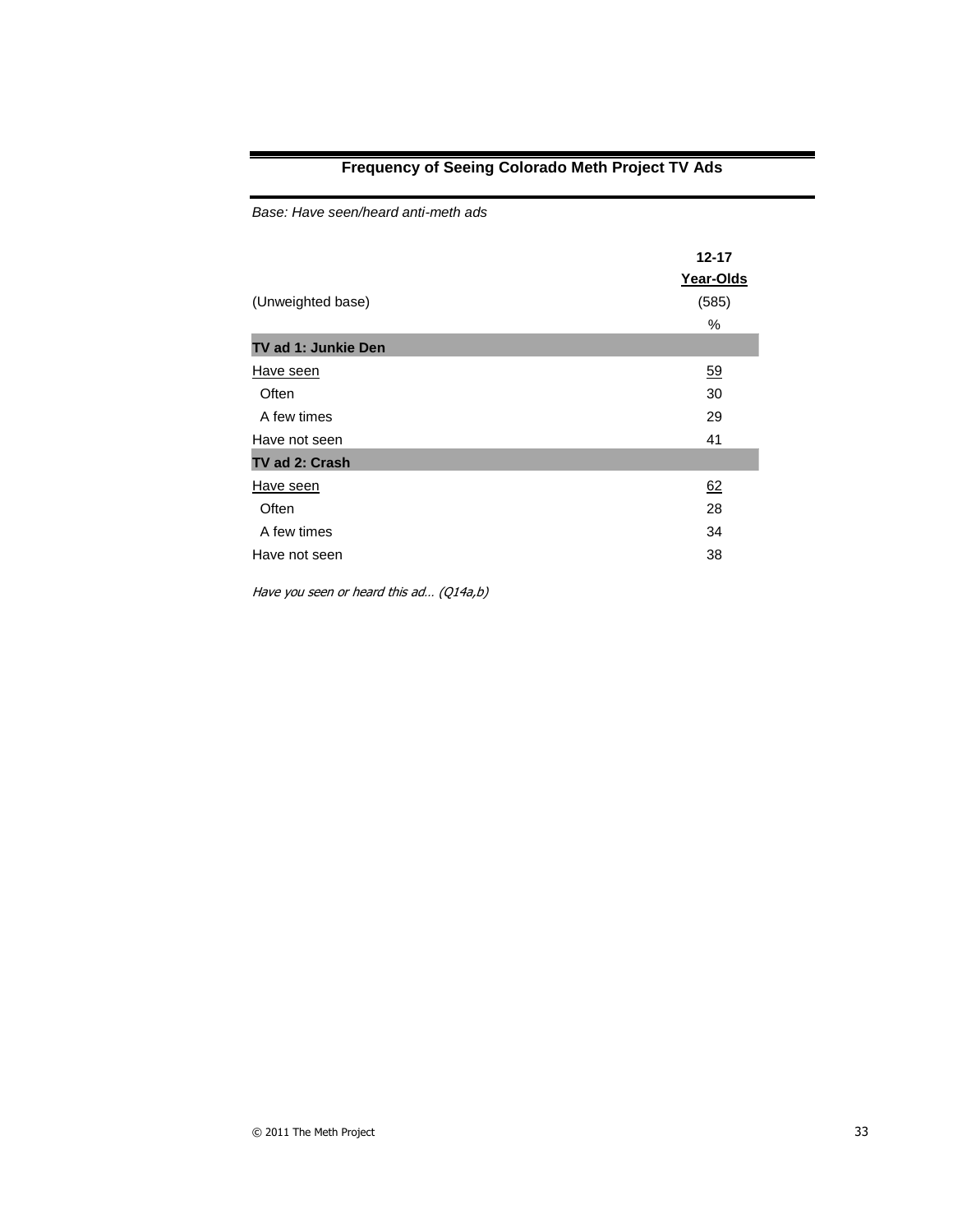## Frequency of Seeing Colorado Meth Project TV Ads

*Base: Have seen/heard anti-meth ads*

| | 12-17 Year-Olds |
|---|---|
| (Unweighted base) | (585) |
| | % |
| **TV ad 1: Junkie Den** | |
| Have seen | 59 |
| Often | 30 |
| A few times | 29 |
| Have not seen | 41 |
| **TV ad 2: Crash** | |
| Have seen | 62 |
| Often | 28 |
| A few times | 34 |
| Have not seen | 38 |

*Have you seen or heard this ad… (Q14a,b)*

© 2011 The Meth Project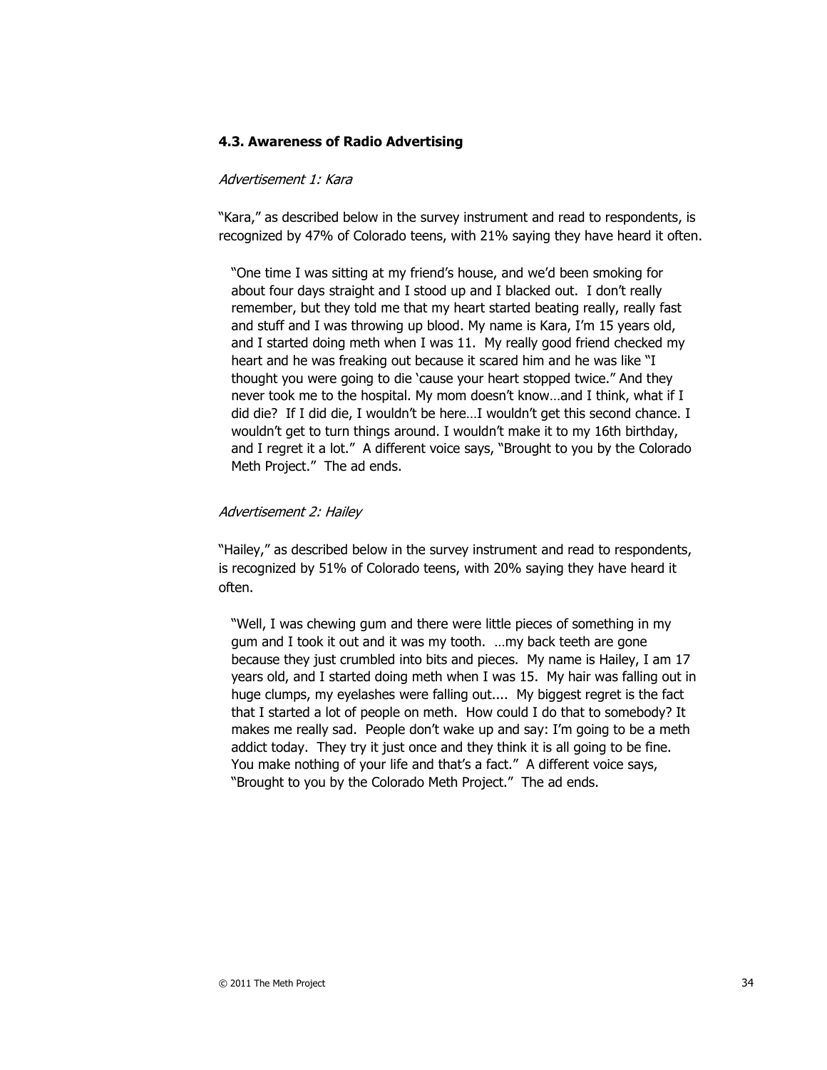### 4.3. Awareness of Radio Advertising

*Advertisement 1: Kara*

"Kara," as described below in the survey instrument and read to respondents, is recognized by 47% of Colorado teens, with 21% saying they have heard it often.

> "One time I was sitting at my friend's house, and we'd been smoking for about four days straight and I stood up and I blacked out. I don't really remember, but they told me that my heart started beating really, really fast and stuff and I was throwing up blood. My name is Kara, I'm 15 years old, and I started doing meth when I was 11. My really good friend checked my heart and he was freaking out because it scared him and he was like "I thought you were going to die 'cause your heart stopped twice." And they never took me to the hospital. My mom doesn't know…and I think, what if I did die? If I did die, I wouldn't be here…I wouldn't get this second chance. I wouldn't get to turn things around. I wouldn't make it to my 16th birthday, and I regret it a lot." A different voice says, "Brought to you by the Colorado Meth Project." The ad ends.

*Advertisement 2: Hailey*

"Hailey," as described below in the survey instrument and read to respondents, is recognized by 51% of Colorado teens, with 20% saying they have heard it often.

> "Well, I was chewing gum and there were little pieces of something in my gum and I took it out and it was my tooth. …my back teeth are gone because they just crumbled into bits and pieces. My name is Hailey, I am 17 years old, and I started doing meth when I was 15. My hair was falling out in huge clumps, my eyelashes were falling out.... My biggest regret is the fact that I started a lot of people on meth. How could I do that to somebody? It makes me really sad. People don't wake up and say: I'm going to be a meth addict today. They try it just once and they think it is all going to be fine. You make nothing of your life and that's a fact." A different voice says, "Brought to you by the Colorado Meth Project." The ad ends.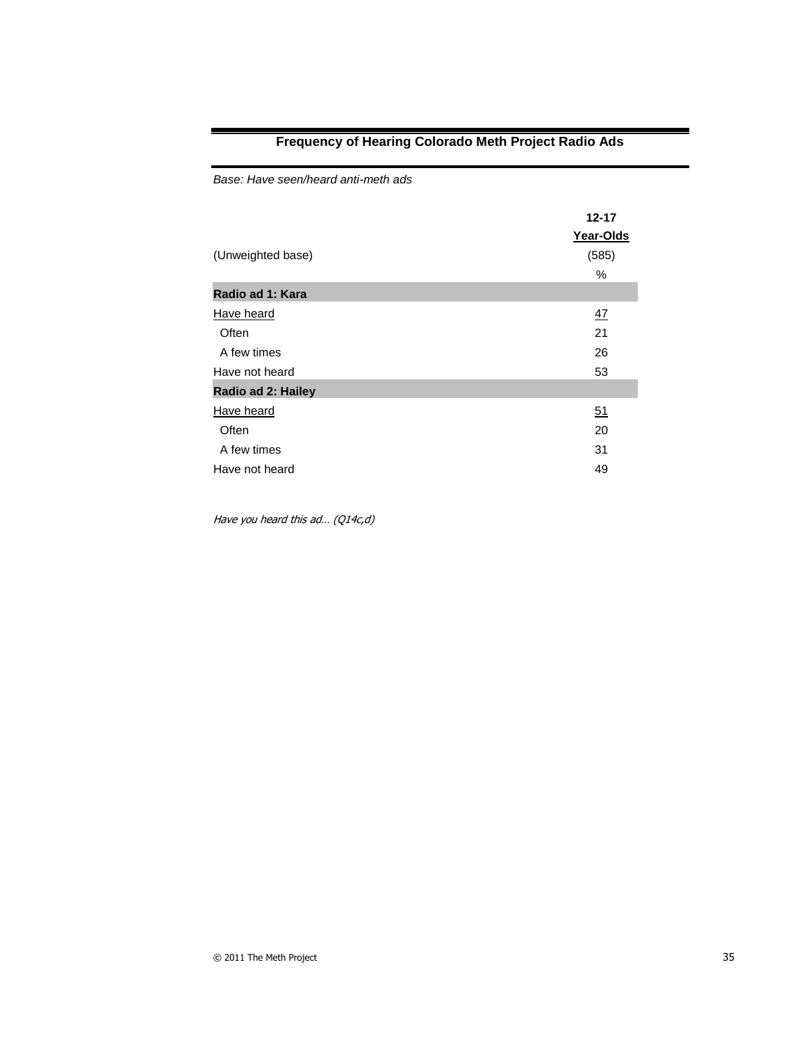## Frequency of Hearing Colorado Meth Project Radio Ads

*Base: Have seen/heard anti-meth ads*

| | 12-17 Year-Olds |
|---|---|
| (Unweighted base) | (585) |
| | % |
| **Radio ad 1: Kara** | |
| Have heard | 47 |
| Often | 21 |
| A few times | 26 |
| Have not heard | 53 |
| **Radio ad 2: Hailey** | |
| Have heard | 51 |
| Often | 20 |
| A few times | 31 |
| Have not heard | 49 |

*Have you heard this ad… (Q14c,d)*

© 2011 The Meth Project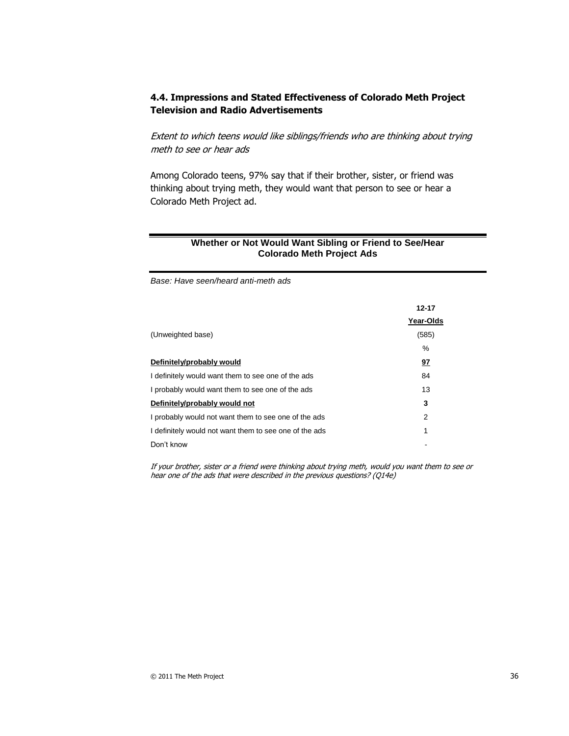### 4.4. Impressions and Stated Effectiveness of Colorado Meth Project Television and Radio Advertisements

*Extent to which teens would like siblings/friends who are thinking about trying meth to see or hear ads*

Among Colorado teens, 97% say that if their brother, sister, or friend was thinking about trying meth, they would want that person to see or hear a Colorado Meth Project ad.

**Whether or Not Would Want Sibling or Friend to See/Hear Colorado Meth Project Ads**

*Base: Have seen/heard anti-meth ads*

| | 12-17 Year-Olds |
|---|---|
| (Unweighted base) | (585) |
| | % |
| **Definitely/probably would** | **97** |
| I definitely would want them to see one of the ads | 84 |
| I probably would want them to see one of the ads | 13 |
| **Definitely/probably would not** | **3** |
| I probably would not want them to see one of the ads | 2 |
| I definitely would not want them to see one of the ads | 1 |
| Don't know | - |

*If your brother, sister or a friend were thinking about trying meth, would you want them to see or hear one of the ads that were described in the previous questions? (Q14e)*

© 2011 The Meth Project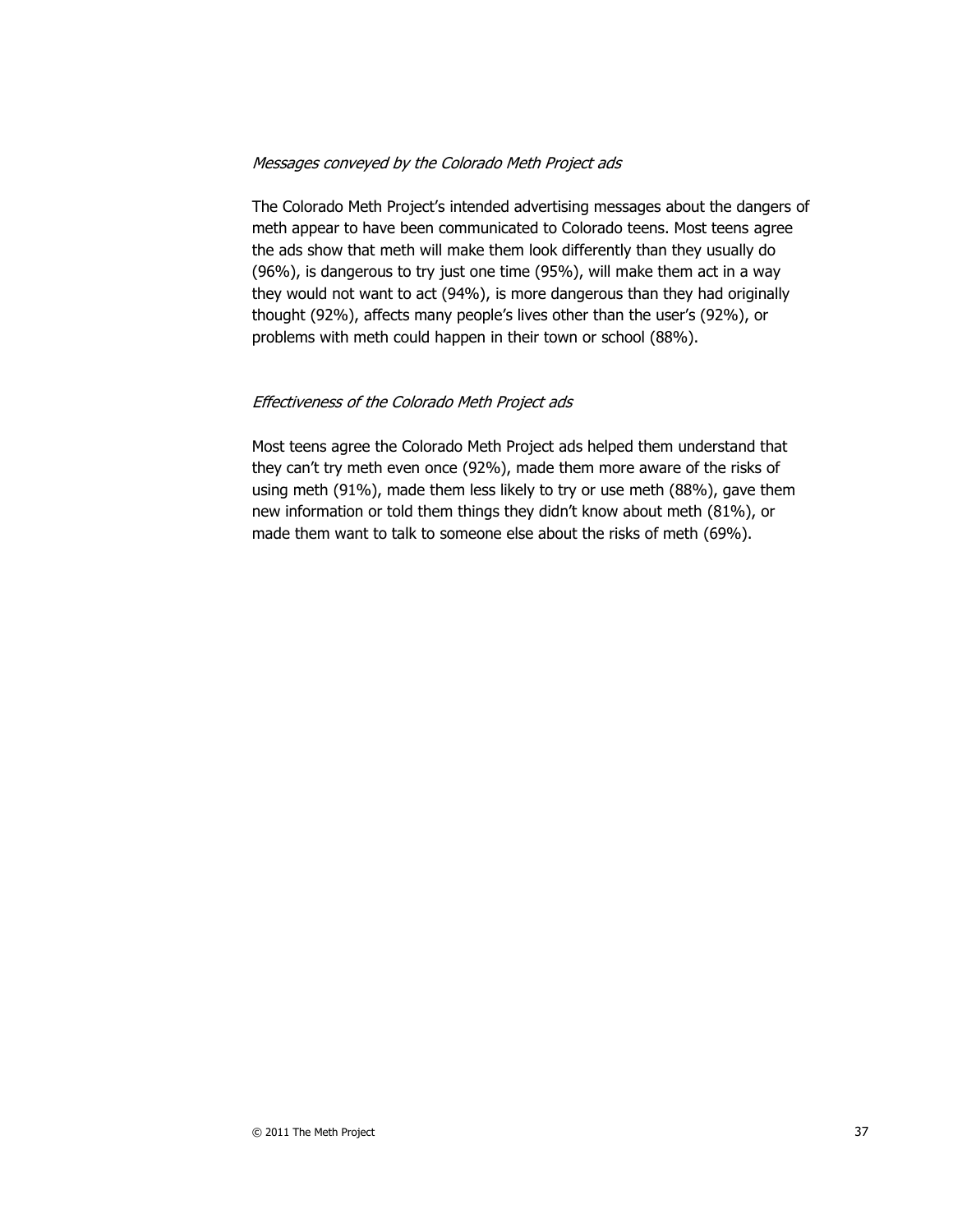*Messages conveyed by the Colorado Meth Project ads*

The Colorado Meth Project's intended advertising messages about the dangers of meth appear to have been communicated to Colorado teens. Most teens agree the ads show that meth will make them look differently than they usually do (96%), is dangerous to try just one time (95%), will make them act in a way they would not want to act (94%), is more dangerous than they had originally thought (92%), affects many people's lives other than the user's (92%), or problems with meth could happen in their town or school (88%).

*Effectiveness of the Colorado Meth Project ads*

Most teens agree the Colorado Meth Project ads helped them understand that they can't try meth even once (92%), made them more aware of the risks of using meth (91%), made them less likely to try or use meth (88%), gave them new information or told them things they didn't know about meth (81%), or made them want to talk to someone else about the risks of meth (69%).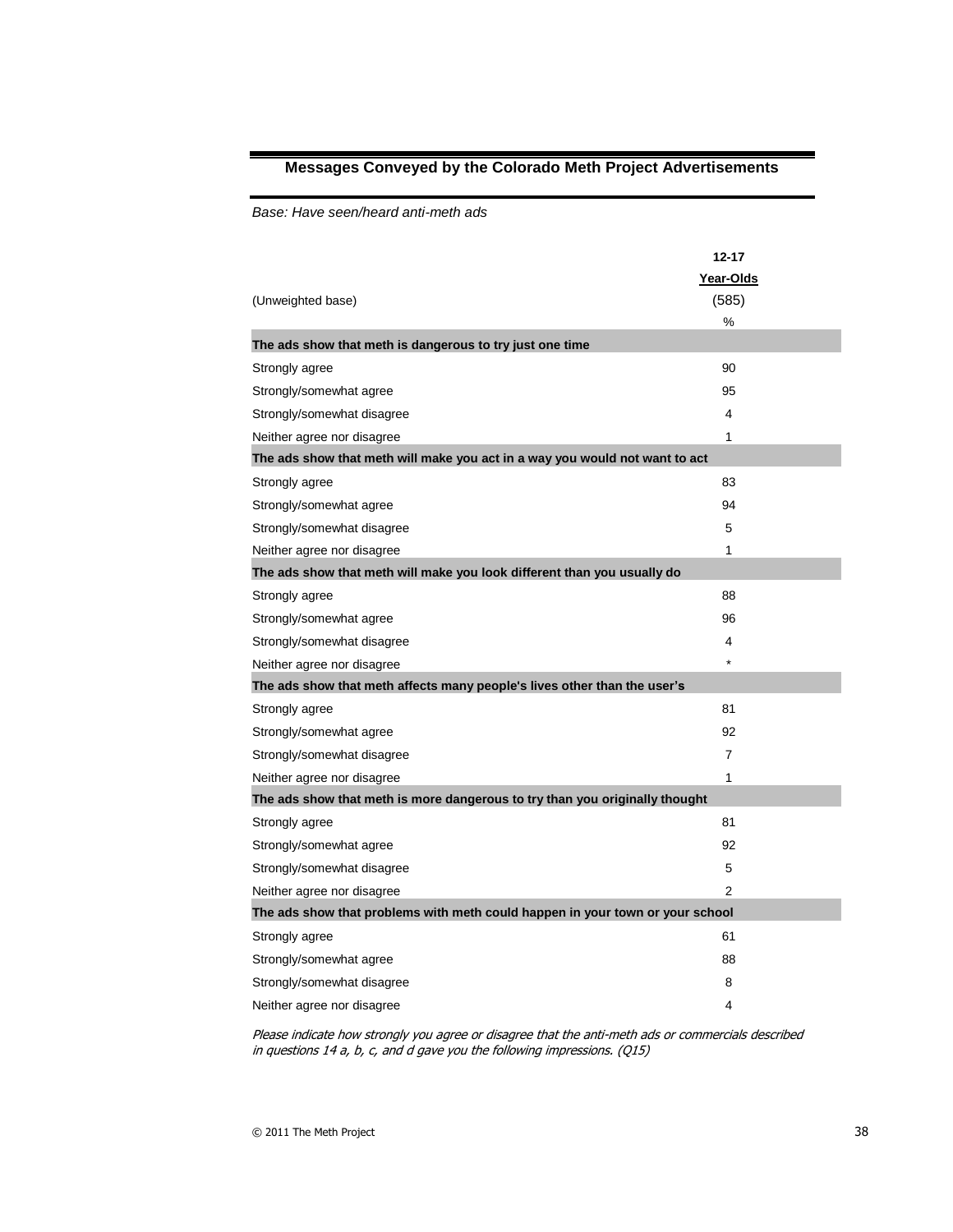## Messages Conveyed by the Colorado Meth Project Advertisements

*Base: Have seen/heard anti-meth ads*

| | 12-17 Year-Olds |
|---|---|
| (Unweighted base) | (585) |
| | % |
| **The ads show that meth is dangerous to try just one time** | |
| Strongly agree | 90 |
| Strongly/somewhat agree | 95 |
| Strongly/somewhat disagree | 4 |
| Neither agree nor disagree | 1 |
| **The ads show that meth will make you act in a way you would not want to act** | |
| Strongly agree | 83 |
| Strongly/somewhat agree | 94 |
| Strongly/somewhat disagree | 5 |
| Neither agree nor disagree | 1 |
| **The ads show that meth will make you look different than you usually do** | |
| Strongly agree | 88 |
| Strongly/somewhat agree | 96 |
| Strongly/somewhat disagree | 4 |
| Neither agree nor disagree | * |
| **The ads show that meth affects many people's lives other than the user's** | |
| Strongly agree | 81 |
| Strongly/somewhat agree | 92 |
| Strongly/somewhat disagree | 7 |
| Neither agree nor disagree | 1 |
| **The ads show that meth is more dangerous to try than you originally thought** | |
| Strongly agree | 81 |
| Strongly/somewhat agree | 92 |
| Strongly/somewhat disagree | 5 |
| Neither agree nor disagree | 2 |
| **The ads show that problems with meth could happen in your town or your school** | |
| Strongly agree | 61 |
| Strongly/somewhat agree | 88 |
| Strongly/somewhat disagree | 8 |
| Neither agree nor disagree | 4 |

*Please indicate how strongly you agree or disagree that the anti-meth ads or commercials described in questions 14 a, b, c, and d gave you the following impressions. (Q15)*

© 2011 The Meth Project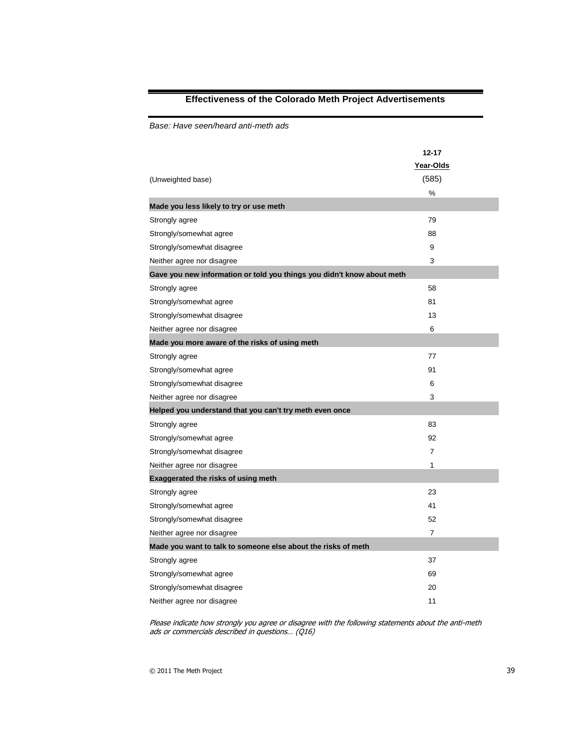## Effectiveness of the Colorado Meth Project Advertisements

*Base: Have seen/heard anti-meth ads*

| | 12-17 Year-Olds |
|---|---|
| (Unweighted base) | (585) |
| | % |
| **Made you less likely to try or use meth** | |
| Strongly agree | 79 |
| Strongly/somewhat agree | 88 |
| Strongly/somewhat disagree | 9 |
| Neither agree nor disagree | 3 |
| **Gave you new information or told you things you didn't know about meth** | |
| Strongly agree | 58 |
| Strongly/somewhat agree | 81 |
| Strongly/somewhat disagree | 13 |
| Neither agree nor disagree | 6 |
| **Made you more aware of the risks of using meth** | |
| Strongly agree | 77 |
| Strongly/somewhat agree | 91 |
| Strongly/somewhat disagree | 6 |
| Neither agree nor disagree | 3 |
| **Helped you understand that you can't try meth even once** | |
| Strongly agree | 83 |
| Strongly/somewhat agree | 92 |
| Strongly/somewhat disagree | 7 |
| Neither agree nor disagree | 1 |
| **Exaggerated the risks of using meth** | |
| Strongly agree | 23 |
| Strongly/somewhat agree | 41 |
| Strongly/somewhat disagree | 52 |
| Neither agree nor disagree | 7 |
| **Made you want to talk to someone else about the risks of meth** | |
| Strongly agree | 37 |
| Strongly/somewhat agree | 69 |
| Strongly/somewhat disagree | 20 |
| Neither agree nor disagree | 11 |

*Please indicate how strongly you agree or disagree with the following statements about the anti-meth ads or commercials described in questions… (Q16)*

© 2011 The Meth Project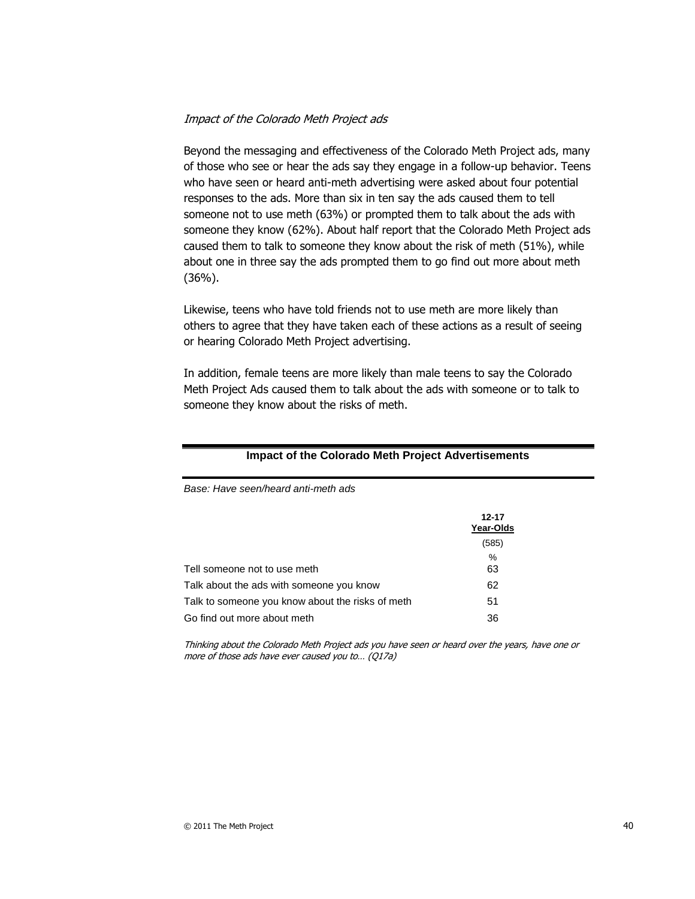*Impact of the Colorado Meth Project ads*

Beyond the messaging and effectiveness of the Colorado Meth Project ads, many of those who see or hear the ads say they engage in a follow-up behavior. Teens who have seen or heard anti-meth advertising were asked about four potential responses to the ads. More than six in ten say the ads caused them to tell someone not to use meth (63%) or prompted them to talk about the ads with someone they know (62%). About half report that the Colorado Meth Project ads caused them to talk to someone they know about the risk of meth (51%), while about one in three say the ads prompted them to go find out more about meth (36%).

Likewise, teens who have told friends not to use meth are more likely than others to agree that they have taken each of these actions as a result of seeing or hearing Colorado Meth Project advertising.

In addition, female teens are more likely than male teens to say the Colorado Meth Project Ads caused them to talk about the ads with someone or to talk to someone they know about the risks of meth.

**Impact of the Colorado Meth Project Advertisements**

*Base: Have seen/heard anti-meth ads*

| | 12-17 Year-Olds |
|---|---|
| | (585) |
| | % |
| Tell someone not to use meth | 63 |
| Talk about the ads with someone you know | 62 |
| Talk to someone you know about the risks of meth | 51 |
| Go find out more about meth | 36 |

*Thinking about the Colorado Meth Project ads you have seen or heard over the years, have one or more of those ads have ever caused you to… (Q17a)*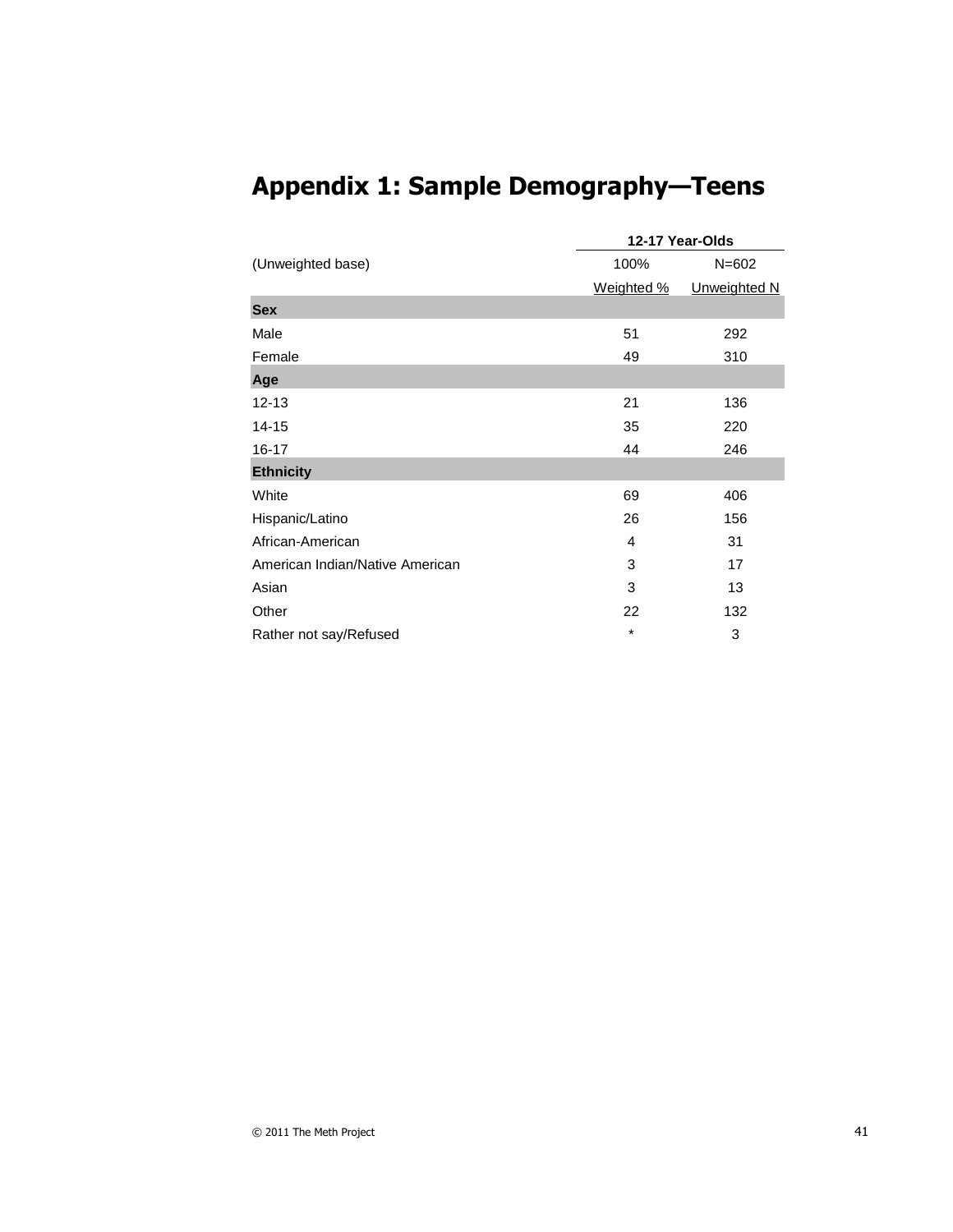# Appendix 1: Sample Demography—Teens

| | 12-17 Year-Olds | |
|---|---|---|
| (Unweighted base) | 100% | N=602 |
| | Weighted % | Unweighted N |
| **Sex** | | |
| Male | 51 | 292 |
| Female | 49 | 310 |
| **Age** | | |
| 12-13 | 21 | 136 |
| 14-15 | 35 | 220 |
| 16-17 | 44 | 246 |
| **Ethnicity** | | |
| White | 69 | 406 |
| Hispanic/Latino | 26 | 156 |
| African-American | 4 | 31 |
| American Indian/Native American | 3 | 17 |
| Asian | 3 | 13 |
| Other | 22 | 132 |
| Rather not say/Refused | * | 3 |

© 2011 The Meth Project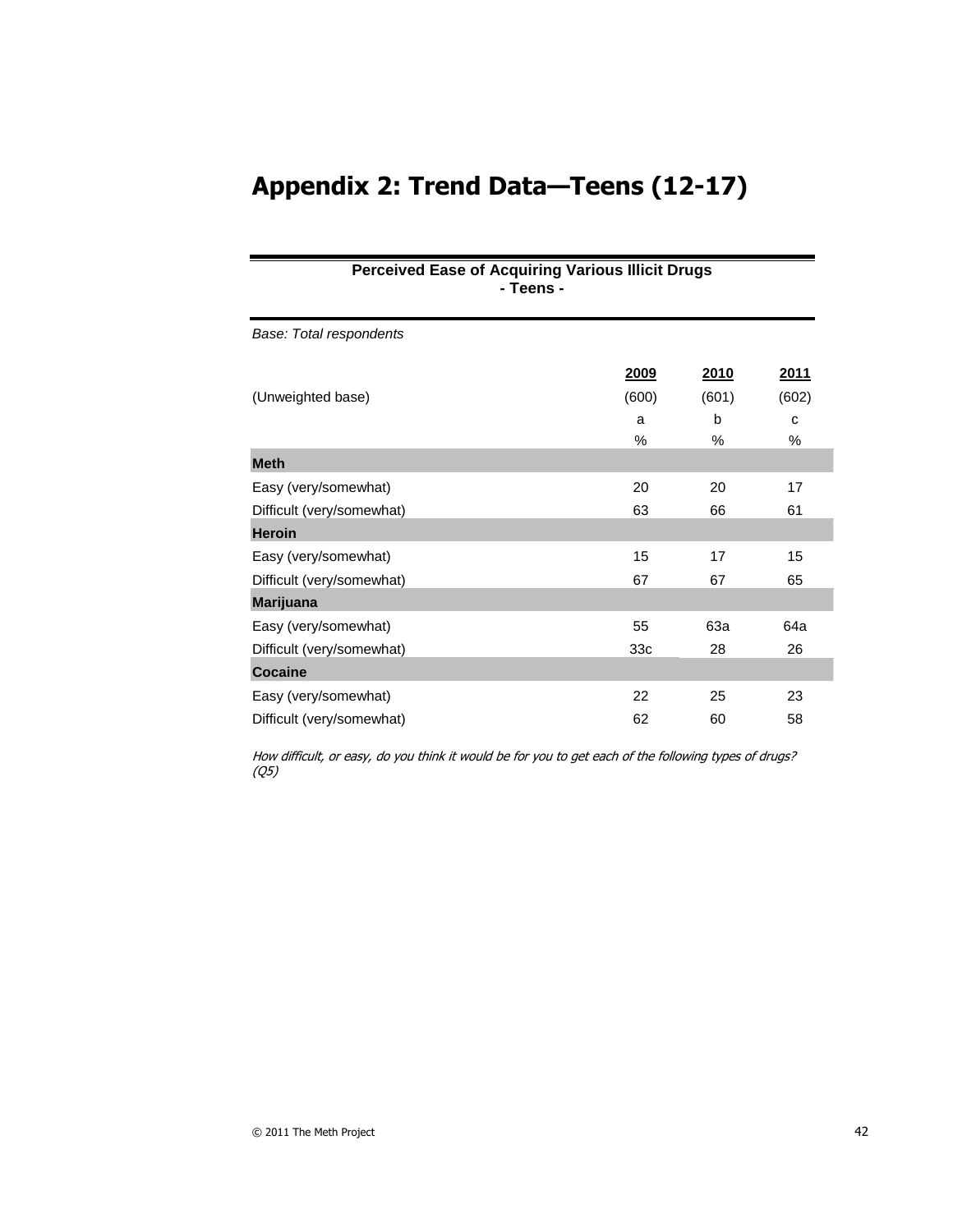# Appendix 2: Trend Data—Teens (12-17)

**Perceived Ease of Acquiring Various Illicit Drugs**
**- Teens -**

*Base: Total respondents*

| | 2009 | 2010 | 2011 |
|---|---|---|---|
| (Unweighted base) | (600) | (601) | (602) |
| | a | b | c |
| | % | % | % |
| **Meth** | | | |
| Easy (very/somewhat) | 20 | 20 | 17 |
| Difficult (very/somewhat) | 63 | 66 | 61 |
| **Heroin** | | | |
| Easy (very/somewhat) | 15 | 17 | 15 |
| Difficult (very/somewhat) | 67 | 67 | 65 |
| **Marijuana** | | | |
| Easy (very/somewhat) | 55 | 63a | 64a |
| Difficult (very/somewhat) | 33c | 28 | 26 |
| **Cocaine** | | | |
| Easy (very/somewhat) | 22 | 25 | 23 |
| Difficult (very/somewhat) | 62 | 60 | 58 |

*How difficult, or easy, do you think it would be for you to get each of the following types of drugs? (Q5)*

© 2011 The Meth Project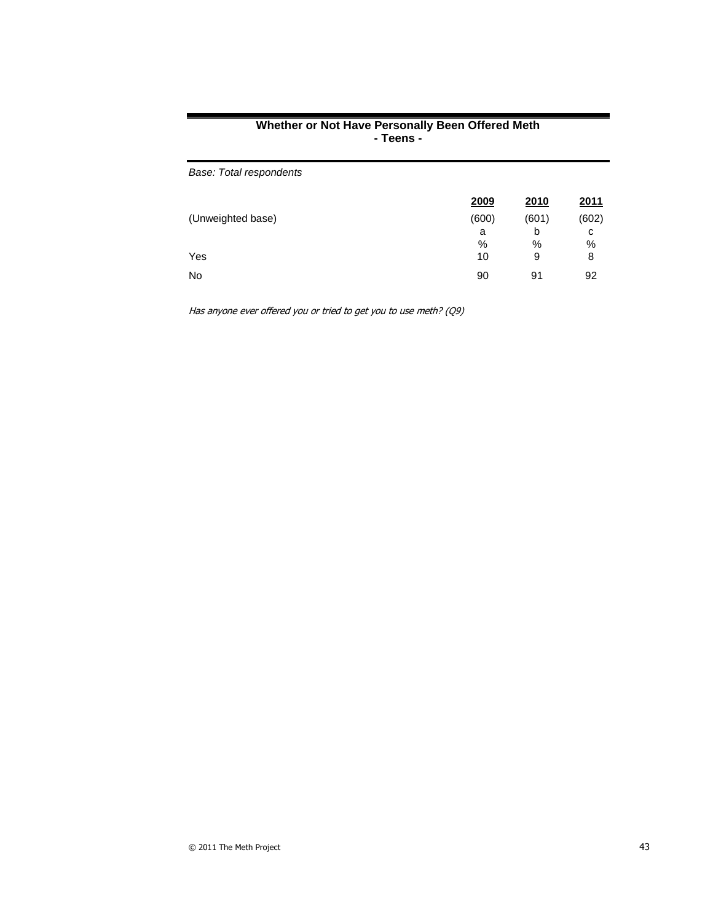**Whether or Not Have Personally Been Offered Meth**
**- Teens -**

*Base: Total respondents*

| | 2009 | 2010 | 2011 |
|---|---|---|---|
| (Unweighted base) | (600) | (601) | (602) |
| | a | b | c |
| | % | % | % |
| Yes | 10 | 9 | 8 |
| No | 90 | 91 | 92 |

*Has anyone ever offered you or tried to get you to use meth? (Q9)*

© 2011 The Meth Project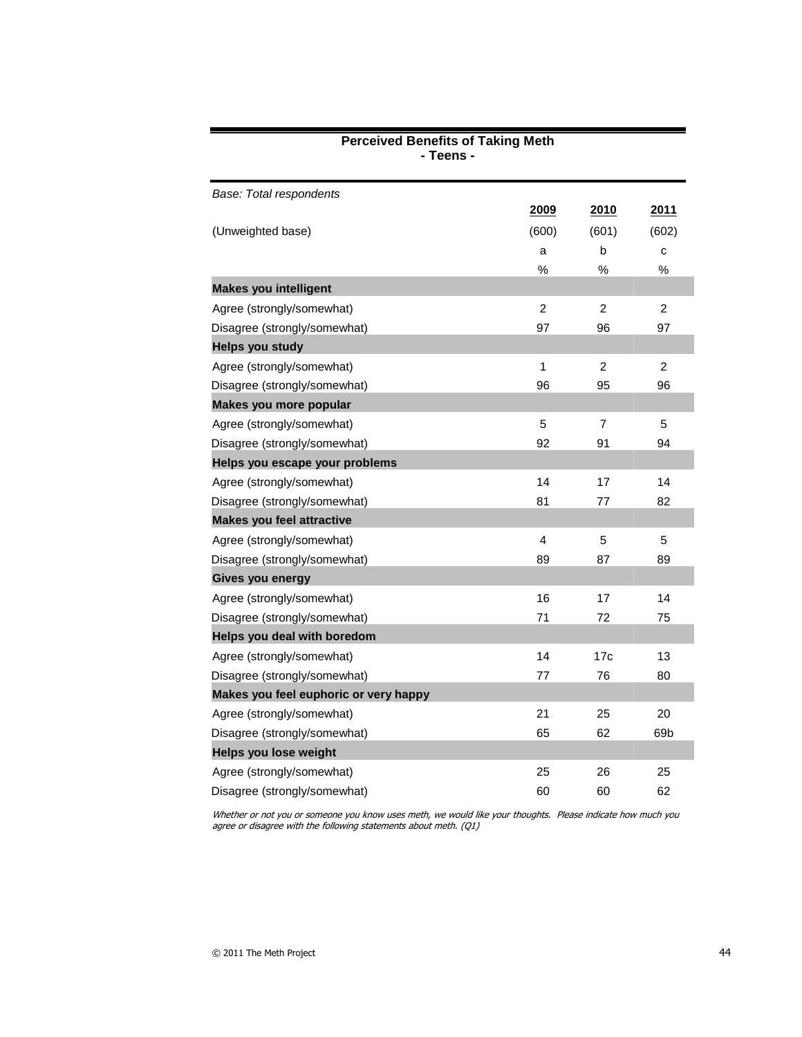**Perceived Benefits of Taking Meth**
**- Teens -**

| *Base: Total respondents* | 2009 | 2010 | 2011 |
|---|---|---|---|
| (Unweighted base) | (600) | (601) | (602) |
| | a | b | c |
| | % | % | % |
| **Makes you intelligent** | | | |
| Agree (strongly/somewhat) | 2 | 2 | 2 |
| Disagree (strongly/somewhat) | 97 | 96 | 97 |
| **Helps you study** | | | |
| Agree (strongly/somewhat) | 1 | 2 | 2 |
| Disagree (strongly/somewhat) | 96 | 95 | 96 |
| **Makes you more popular** | | | |
| Agree (strongly/somewhat) | 5 | 7 | 5 |
| Disagree (strongly/somewhat) | 92 | 91 | 94 |
| **Helps you escape your problems** | | | |
| Agree (strongly/somewhat) | 14 | 17 | 14 |
| Disagree (strongly/somewhat) | 81 | 77 | 82 |
| **Makes you feel attractive** | | | |
| Agree (strongly/somewhat) | 4 | 5 | 5 |
| Disagree (strongly/somewhat) | 89 | 87 | 89 |
| **Gives you energy** | | | |
| Agree (strongly/somewhat) | 16 | 17 | 14 |
| Disagree (strongly/somewhat) | 71 | 72 | 75 |
| **Helps you deal with boredom** | | | |
| Agree (strongly/somewhat) | 14 | 17c | 13 |
| Disagree (strongly/somewhat) | 77 | 76 | 80 |
| **Makes you feel euphoric or very happy** | | | |
| Agree (strongly/somewhat) | 21 | 25 | 20 |
| Disagree (strongly/somewhat) | 65 | 62 | 69b |
| **Helps you lose weight** | | | |
| Agree (strongly/somewhat) | 25 | 26 | 25 |
| Disagree (strongly/somewhat) | 60 | 60 | 62 |

*Whether or not you or someone you know uses meth, we would like your thoughts. Please indicate how much you agree or disagree with the following statements about meth. (Q1)*

© 2011 The Meth Project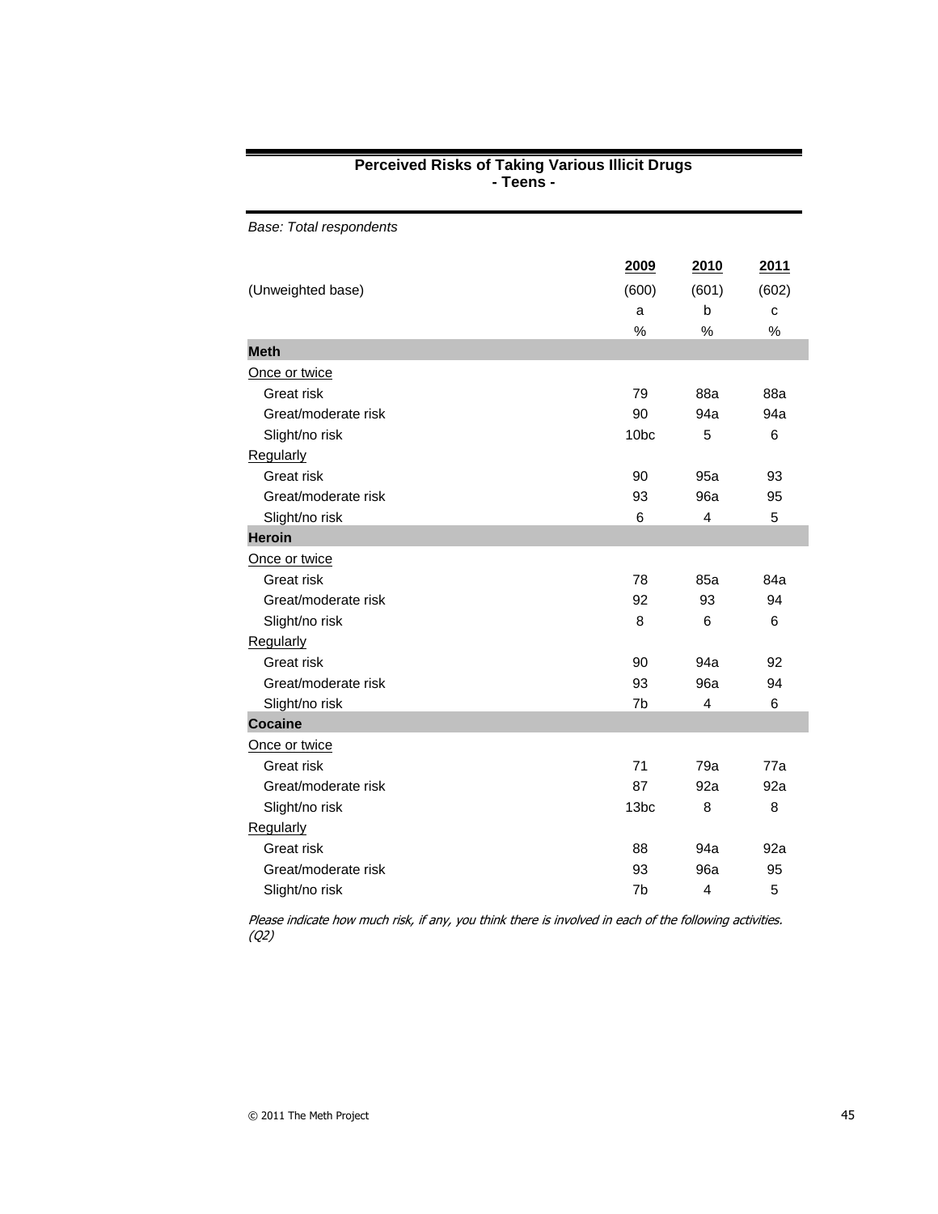## Perceived Risks of Taking Various Illicit Drugs
### - Teens -

*Base: Total respondents*

| | 2009 | 2010 | 2011 |
|---|---|---|---|
| (Unweighted base) | (600) | (601) | (602) |
| | a | b | c |
| | % | % | % |
| **Meth** | | | |
| Once or twice | | | |
| Great risk | 79 | 88a | 88a |
| Great/moderate risk | 90 | 94a | 94a |
| Slight/no risk | 10bc | 5 | 6 |
| Regularly | | | |
| Great risk | 90 | 95a | 93 |
| Great/moderate risk | 93 | 96a | 95 |
| Slight/no risk | 6 | 4 | 5 |
| **Heroin** | | | |
| Once or twice | | | |
| Great risk | 78 | 85a | 84a |
| Great/moderate risk | 92 | 93 | 94 |
| Slight/no risk | 8 | 6 | 6 |
| Regularly | | | |
| Great risk | 90 | 94a | 92 |
| Great/moderate risk | 93 | 96a | 94 |
| Slight/no risk | 7b | 4 | 6 |
| **Cocaine** | | | |
| Once or twice | | | |
| Great risk | 71 | 79a | 77a |
| Great/moderate risk | 87 | 92a | 92a |
| Slight/no risk | 13bc | 8 | 8 |
| Regularly | | | |
| Great risk | 88 | 94a | 92a |
| Great/moderate risk | 93 | 96a | 95 |
| Slight/no risk | 7b | 4 | 5 |

*Please indicate how much risk, if any, you think there is involved in each of the following activities. (Q2)*

© 2011 The Meth Project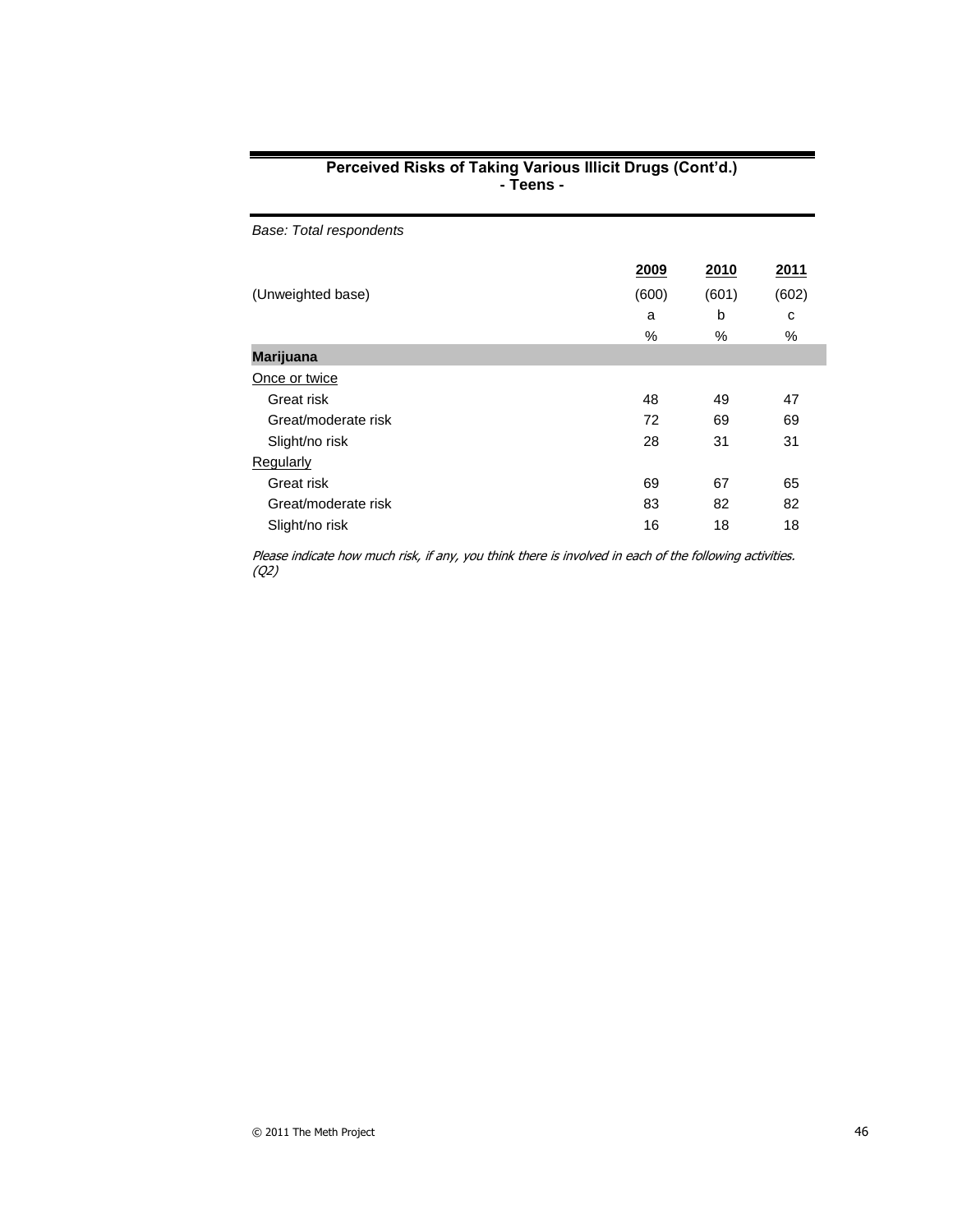## Perceived Risks of Taking Various Illicit Drugs (Cont'd.)
## - Teens -

*Base: Total respondents*

| | 2009 | 2010 | 2011 |
|---|---|---|---|
| (Unweighted base) | (600) | (601) | (602) |
| | a | b | c |
| | % | % | % |
| **Marijuana** | | | |
| Once or twice | | | |
| Great risk | 48 | 49 | 47 |
| Great/moderate risk | 72 | 69 | 69 |
| Slight/no risk | 28 | 31 | 31 |
| Regularly | | | |
| Great risk | 69 | 67 | 65 |
| Great/moderate risk | 83 | 82 | 82 |
| Slight/no risk | 16 | 18 | 18 |

*Please indicate how much risk, if any, you think there is involved in each of the following activities. (Q2)*

© 2011 The Meth Project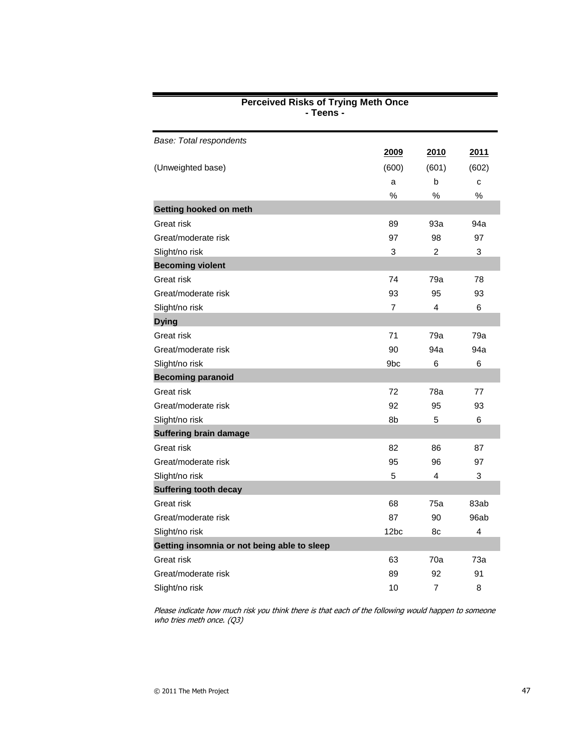**Perceived Risks of Trying Meth Once**
**- Teens -**

| *Base: Total respondents* | 2009 | 2010 | 2011 |
|---|---|---|---|
| (Unweighted base) | (600) | (601) | (602) |
| | a | b | c |
| | % | % | % |
| **Getting hooked on meth** | | | |
| Great risk | 89 | 93a | 94a |
| Great/moderate risk | 97 | 98 | 97 |
| Slight/no risk | 3 | 2 | 3 |
| **Becoming violent** | | | |
| Great risk | 74 | 79a | 78 |
| Great/moderate risk | 93 | 95 | 93 |
| Slight/no risk | 7 | 4 | 6 |
| **Dying** | | | |
| Great risk | 71 | 79a | 79a |
| Great/moderate risk | 90 | 94a | 94a |
| Slight/no risk | 9bc | 6 | 6 |
| **Becoming paranoid** | | | |
| Great risk | 72 | 78a | 77 |
| Great/moderate risk | 92 | 95 | 93 |
| Slight/no risk | 8b | 5 | 6 |
| **Suffering brain damage** | | | |
| Great risk | 82 | 86 | 87 |
| Great/moderate risk | 95 | 96 | 97 |
| Slight/no risk | 5 | 4 | 3 |
| **Suffering tooth decay** | | | |
| Great risk | 68 | 75a | 83ab |
| Great/moderate risk | 87 | 90 | 96ab |
| Slight/no risk | 12bc | 8c | 4 |
| **Getting insomnia or not being able to sleep** | | | |
| Great risk | 63 | 70a | 73a |
| Great/moderate risk | 89 | 92 | 91 |
| Slight/no risk | 10 | 7 | 8 |

*Please indicate how much risk you think there is that each of the following would happen to someone who tries meth once. (Q3)*

© 2011 The Meth Project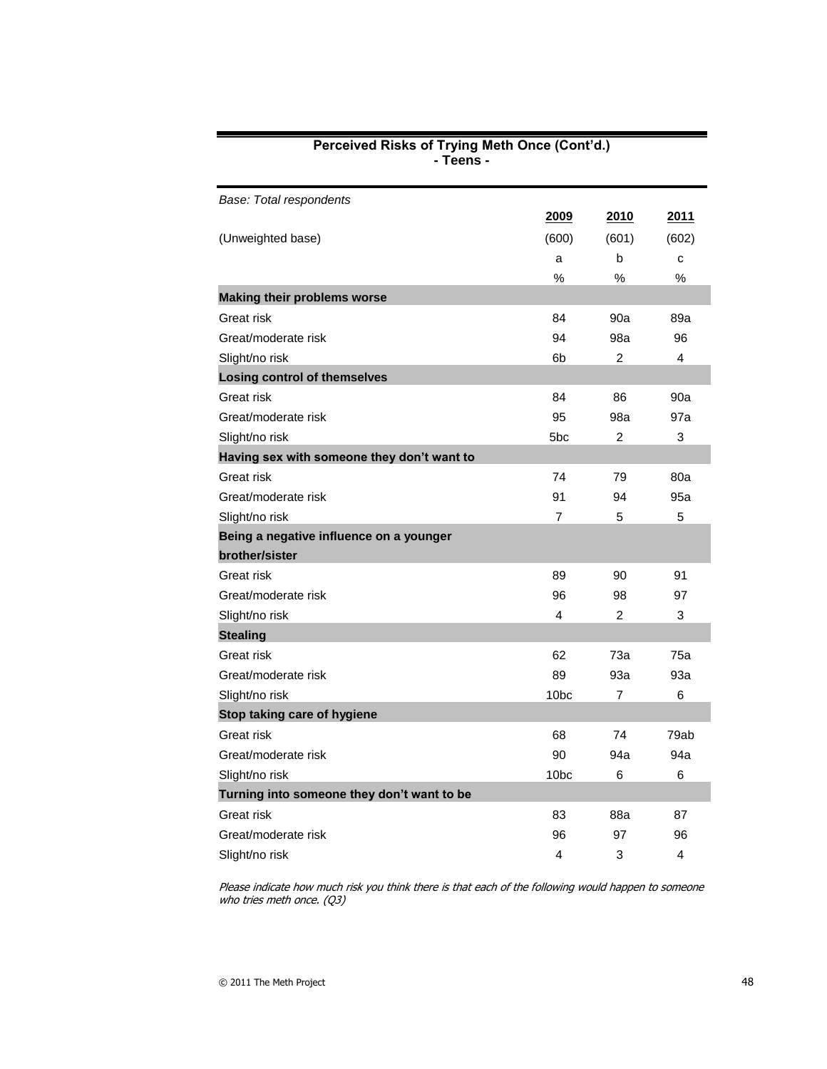**Perceived Risks of Trying Meth Once (Cont'd.)**
**- Teens -**

| *Base: Total respondents* | 2009 | 2010 | 2011 |
|---|---|---|---|
| (Unweighted base) | (600) | (601) | (602) |
| | a | b | c |
| | % | % | % |
| **Making their problems worse** | | | |
| Great risk | 84 | 90a | 89a |
| Great/moderate risk | 94 | 98a | 96 |
| Slight/no risk | 6b | 2 | 4 |
| **Losing control of themselves** | | | |
| Great risk | 84 | 86 | 90a |
| Great/moderate risk | 95 | 98a | 97a |
| Slight/no risk | 5bc | 2 | 3 |
| **Having sex with someone they don't want to** | | | |
| Great risk | 74 | 79 | 80a |
| Great/moderate risk | 91 | 94 | 95a |
| Slight/no risk | 7 | 5 | 5 |
| **Being a negative influence on a younger brother/sister** | | | |
| Great risk | 89 | 90 | 91 |
| Great/moderate risk | 96 | 98 | 97 |
| Slight/no risk | 4 | 2 | 3 |
| **Stealing** | | | |
| Great risk | 62 | 73a | 75a |
| Great/moderate risk | 89 | 93a | 93a |
| Slight/no risk | 10bc | 7 | 6 |
| **Stop taking care of hygiene** | | | |
| Great risk | 68 | 74 | 79ab |
| Great/moderate risk | 90 | 94a | 94a |
| Slight/no risk | 10bc | 6 | 6 |
| **Turning into someone they don't want to be** | | | |
| Great risk | 83 | 88a | 87 |
| Great/moderate risk | 96 | 97 | 96 |
| Slight/no risk | 4 | 3 | 4 |

*Please indicate how much risk you think there is that each of the following would happen to someone who tries meth once. (Q3)*

© 2011 The Meth Project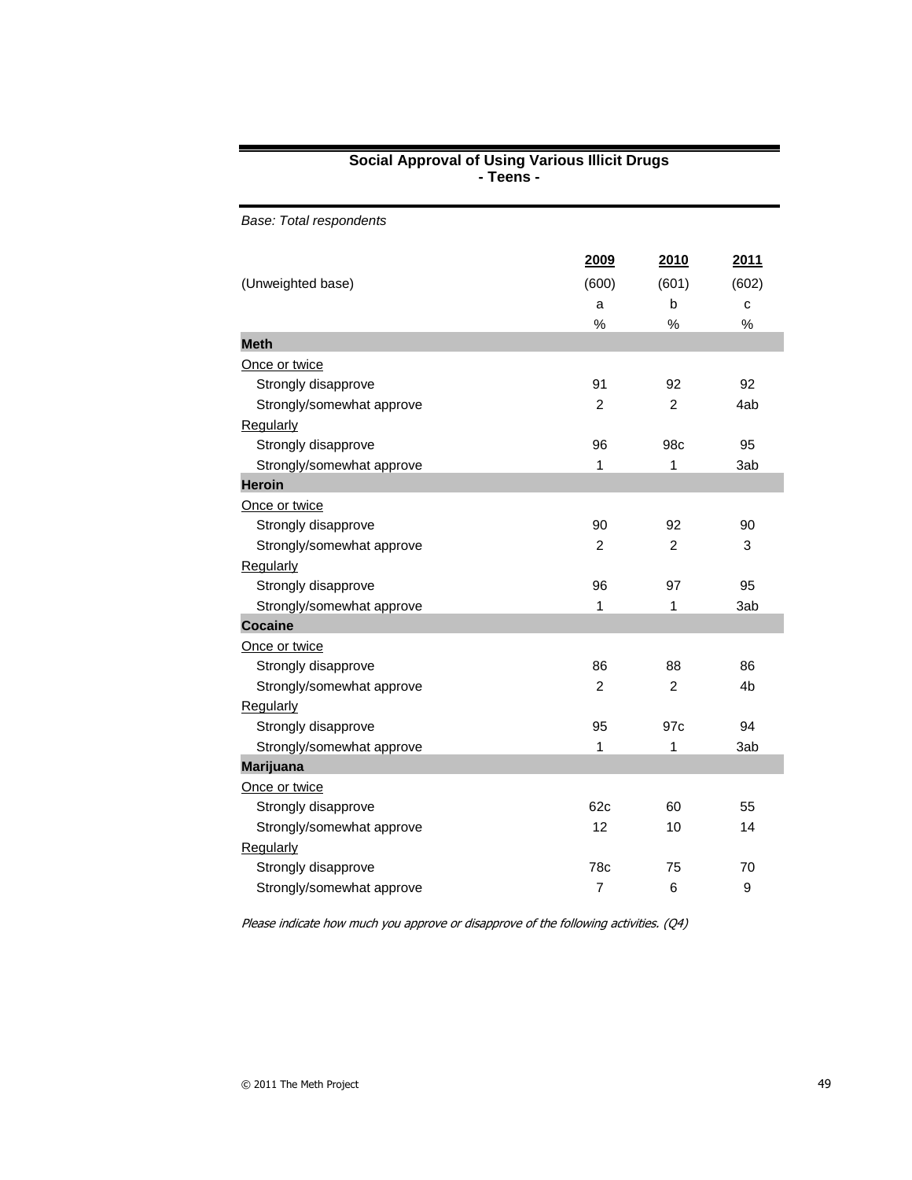## Social Approval of Using Various Illicit Drugs
## - Teens -

*Base: Total respondents*

| | 2009 | 2010 | 2011 |
|---|---|---|---|
| (Unweighted base) | (600) | (601) | (602) |
| | a | b | c |
| | % | % | % |
| **Meth** | | | |
| Once or twice | | | |
| Strongly disapprove | 91 | 92 | 92 |
| Strongly/somewhat approve | 2 | 2 | 4ab |
| Regularly | | | |
| Strongly disapprove | 96 | 98c | 95 |
| Strongly/somewhat approve | 1 | 1 | 3ab |
| **Heroin** | | | |
| Once or twice | | | |
| Strongly disapprove | 90 | 92 | 90 |
| Strongly/somewhat approve | 2 | 2 | 3 |
| Regularly | | | |
| Strongly disapprove | 96 | 97 | 95 |
| Strongly/somewhat approve | 1 | 1 | 3ab |
| **Cocaine** | | | |
| Once or twice | | | |
| Strongly disapprove | 86 | 88 | 86 |
| Strongly/somewhat approve | 2 | 2 | 4b |
| Regularly | | | |
| Strongly disapprove | 95 | 97c | 94 |
| Strongly/somewhat approve | 1 | 1 | 3ab |
| **Marijuana** | | | |
| Once or twice | | | |
| Strongly disapprove | 62c | 60 | 55 |
| Strongly/somewhat approve | 12 | 10 | 14 |
| Regularly | | | |
| Strongly disapprove | 78c | 75 | 70 |
| Strongly/somewhat approve | 7 | 6 | 9 |

*Please indicate how much you approve or disapprove of the following activities. (Q4)*

© 2011 The Meth Project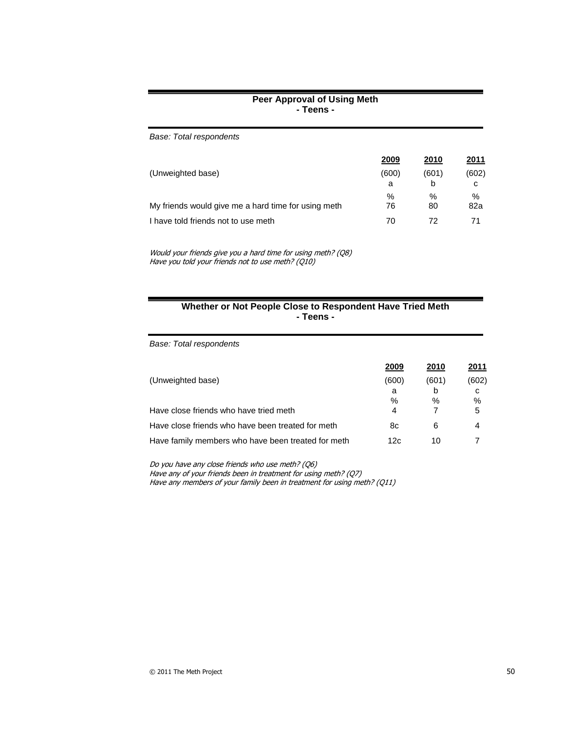## Peer Approval of Using Meth
## - Teens -

*Base: Total respondents*

| | 2009 | 2010 | 2011 |
|---|---|---|---|
| (Unweighted base) | (600) | (601) | (602) |
| | a | b | c |
| | % | % | % |
| My friends would give me a hard time for using meth | 76 | 80 | 82a |
| I have told friends not to use meth | 70 | 72 | 71 |

*Would your friends give you a hard time for using meth? (Q8)*
*Have you told your friends not to use meth? (Q10)*

## Whether or Not People Close to Respondent Have Tried Meth
## - Teens -

*Base: Total respondents*

| | 2009 | 2010 | 2011 |
|---|---|---|---|
| (Unweighted base) | (600) | (601) | (602) |
| | a | b | c |
| | % | % | % |
| Have close friends who have tried meth | 4 | 7 | 5 |
| Have close friends who have been treated for meth | 8c | 6 | 4 |
| Have family members who have been treated for meth | 12c | 10 | 7 |

*Do you have any close friends who use meth? (Q6)*
*Have any of your friends been in treatment for using meth? (Q7)*
*Have any members of your family been in treatment for using meth? (Q11)*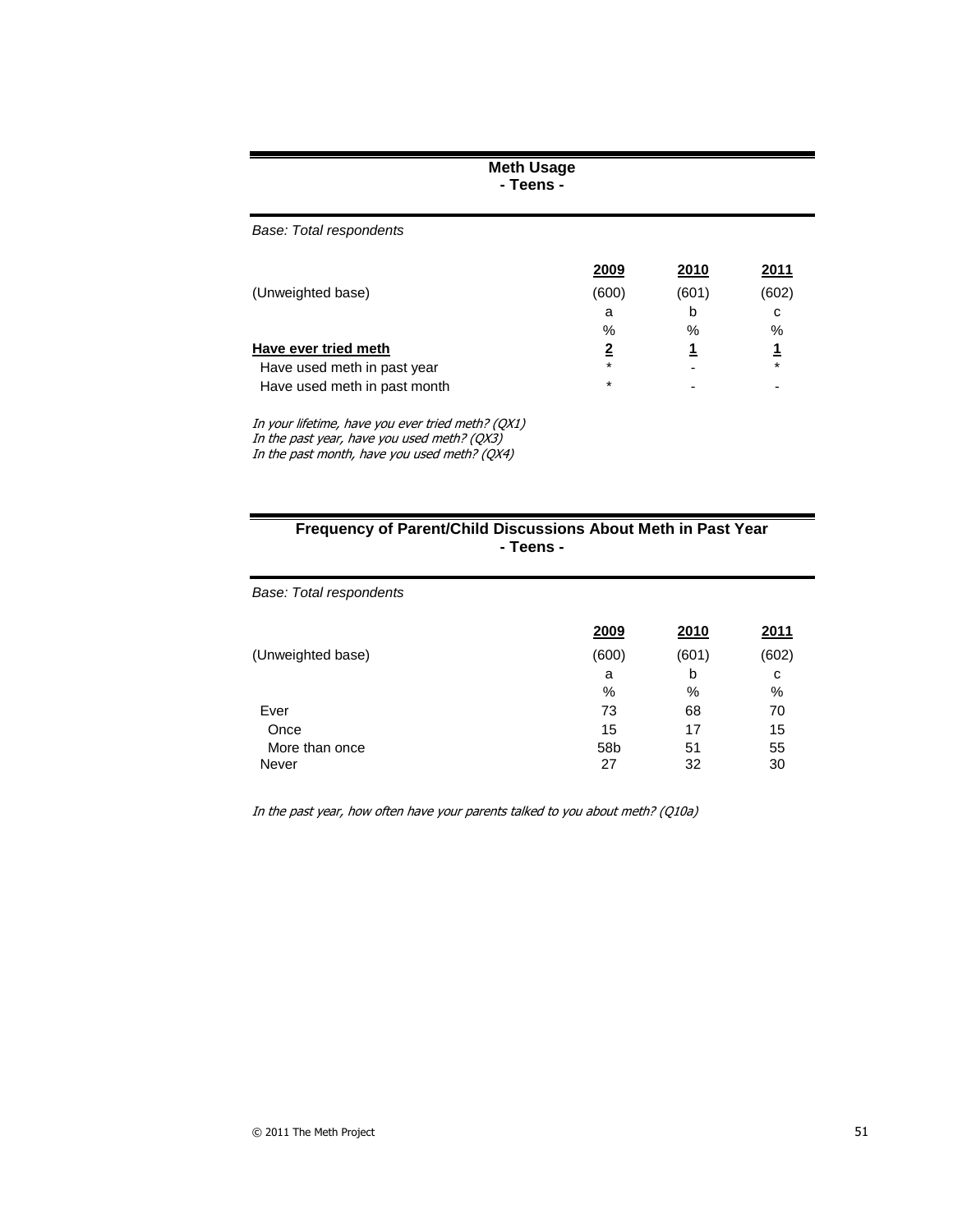## Meth Usage
### - Teens -

*Base: Total respondents*

| | 2009 | 2010 | 2011 |
|---|---|---|---|
| (Unweighted base) | (600) | (601) | (602) |
| | a | b | c |
| | % | % | % |
| **Have ever tried meth** | **2** | **1** | **1** |
| Have used meth in past year | * | - | * |
| Have used meth in past month | * | - | - |

*In your lifetime, have you ever tried meth? (QX1)*
*In the past year, have you used meth? (QX3)*
*In the past month, have you used meth? (QX4)*

## Frequency of Parent/Child Discussions About Meth in Past Year
### - Teens -

*Base: Total respondents*

| | 2009 | 2010 | 2011 |
|---|---|---|---|
| (Unweighted base) | (600) | (601) | (602) |
| | a | b | c |
| | % | % | % |
| Ever | 73 | 68 | 70 |
| Once | 15 | 17 | 15 |
| More than once | 58b | 51 | 55 |
| Never | 27 | 32 | 30 |

*In the past year, how often have your parents talked to you about meth? (Q10a)*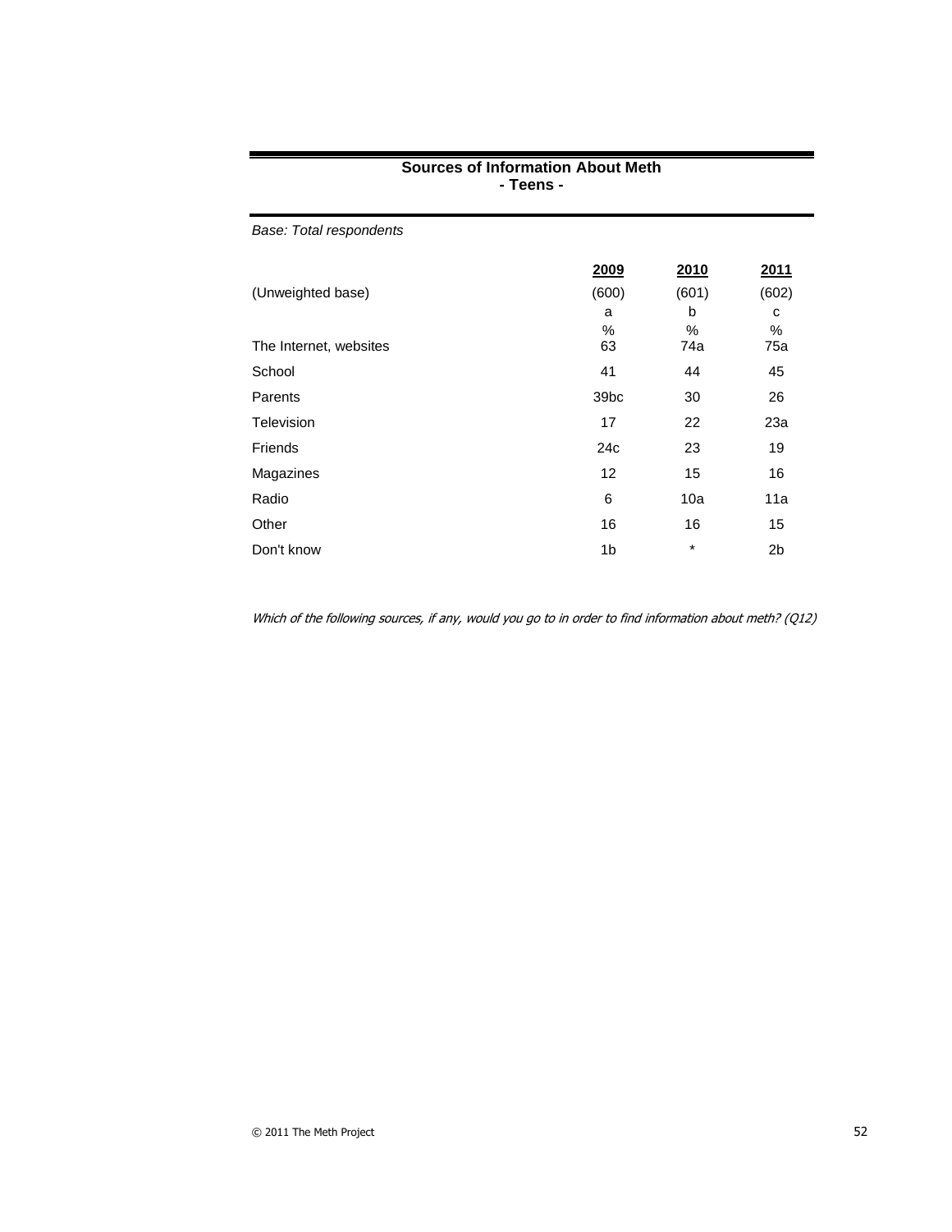**Sources of Information About Meth**
**- Teens -**

*Base: Total respondents*

| | 2009 | 2010 | 2011 |
|---|---|---|---|
| (Unweighted base) | (600) | (601) | (602) |
| | a | b | c |
| | % | % | % |
| The Internet, websites | 63 | 74a | 75a |
| School | 41 | 44 | 45 |
| Parents | 39bc | 30 | 26 |
| Television | 17 | 22 | 23a |
| Friends | 24c | 23 | 19 |
| Magazines | 12 | 15 | 16 |
| Radio | 6 | 10a | 11a |
| Other | 16 | 16 | 15 |
| Don't know | 1b | * | 2b |

*Which of the following sources, if any, would you go to in order to find information about meth? (Q12)*

© 2011 The Meth Project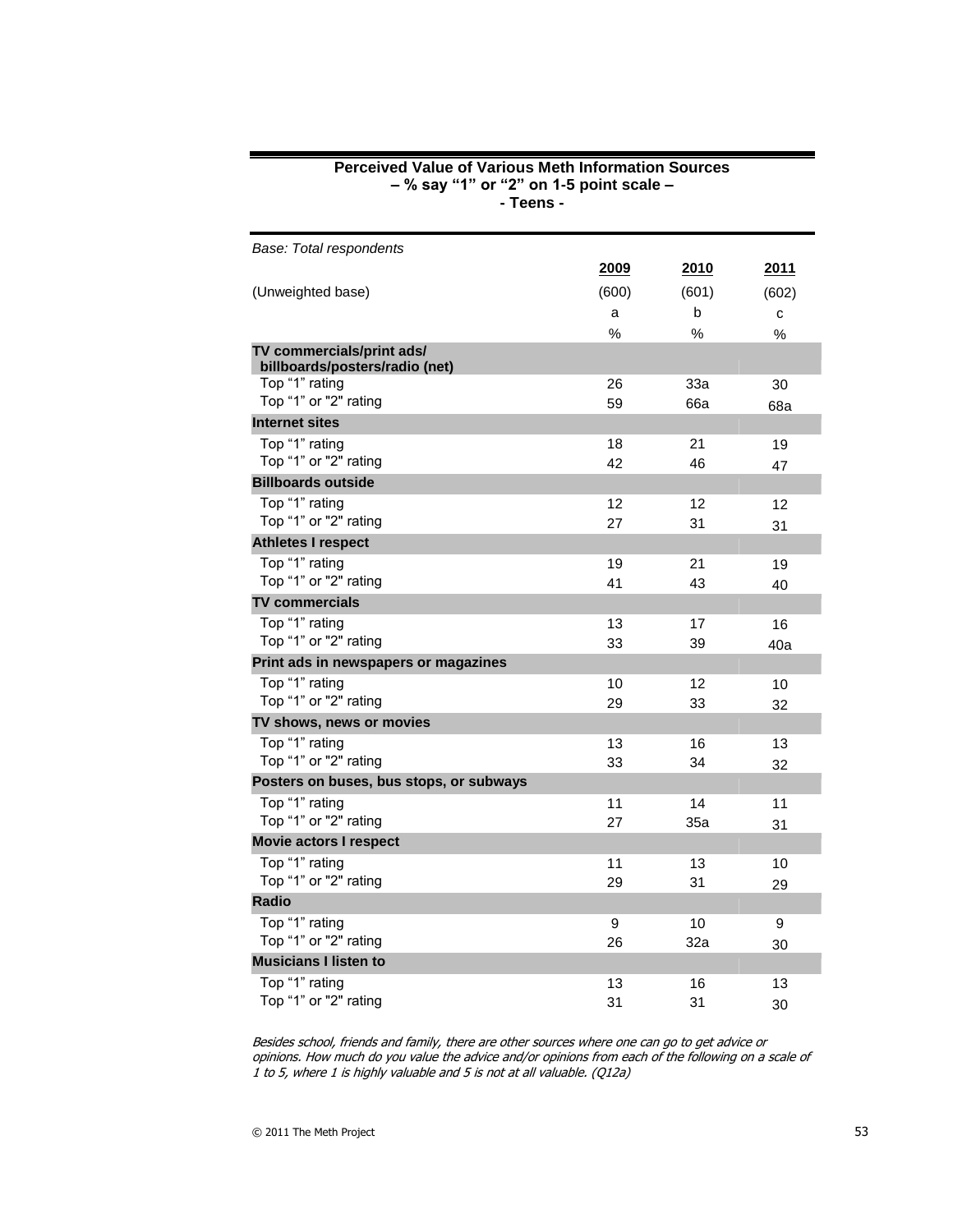**Perceived Value of Various Meth Information Sources**
**– % say "1" or "2" on 1-5 point scale –**
**- Teens -**

*Base: Total respondents*

| | 2009 | 2010 | 2011 |
|---|---|---|---|
| (Unweighted base) | (600) | (601) | (602) |
| | a | b | c |
| | % | % | % |
| **TV commercials/print ads/ billboards/posters/radio (net)** | | | |
| Top "1" rating | 26 | 33a | 30 |
| Top "1" or "2" rating | 59 | 66a | 68a |
| **Internet sites** | | | |
| Top "1" rating | 18 | 21 | 19 |
| Top "1" or "2" rating | 42 | 46 | 47 |
| **Billboards outside** | | | |
| Top "1" rating | 12 | 12 | 12 |
| Top "1" or "2" rating | 27 | 31 | 31 |
| **Athletes I respect** | | | |
| Top "1" rating | 19 | 21 | 19 |
| Top "1" or "2" rating | 41 | 43 | 40 |
| **TV commercials** | | | |
| Top "1" rating | 13 | 17 | 16 |
| Top "1" or "2" rating | 33 | 39 | 40a |
| **Print ads in newspapers or magazines** | | | |
| Top "1" rating | 10 | 12 | 10 |
| Top "1" or "2" rating | 29 | 33 | 32 |
| **TV shows, news or movies** | | | |
| Top "1" rating | 13 | 16 | 13 |
| Top "1" or "2" rating | 33 | 34 | 32 |
| **Posters on buses, bus stops, or subways** | | | |
| Top "1" rating | 11 | 14 | 11 |
| Top "1" or "2" rating | 27 | 35a | 31 |
| **Movie actors I respect** | | | |
| Top "1" rating | 11 | 13 | 10 |
| Top "1" or "2" rating | 29 | 31 | 29 |
| **Radio** | | | |
| Top "1" rating | 9 | 10 | 9 |
| Top "1" or "2" rating | 26 | 32a | 30 |
| **Musicians I listen to** | | | |
| Top "1" rating | 13 | 16 | 13 |
| Top "1" or "2" rating | 31 | 31 | 30 |

*Besides school, friends and family, there are other sources where one can go to get advice or opinions. How much do you value the advice and/or opinions from each of the following on a scale of 1 to 5, where 1 is highly valuable and 5 is not at all valuable. (Q12a)*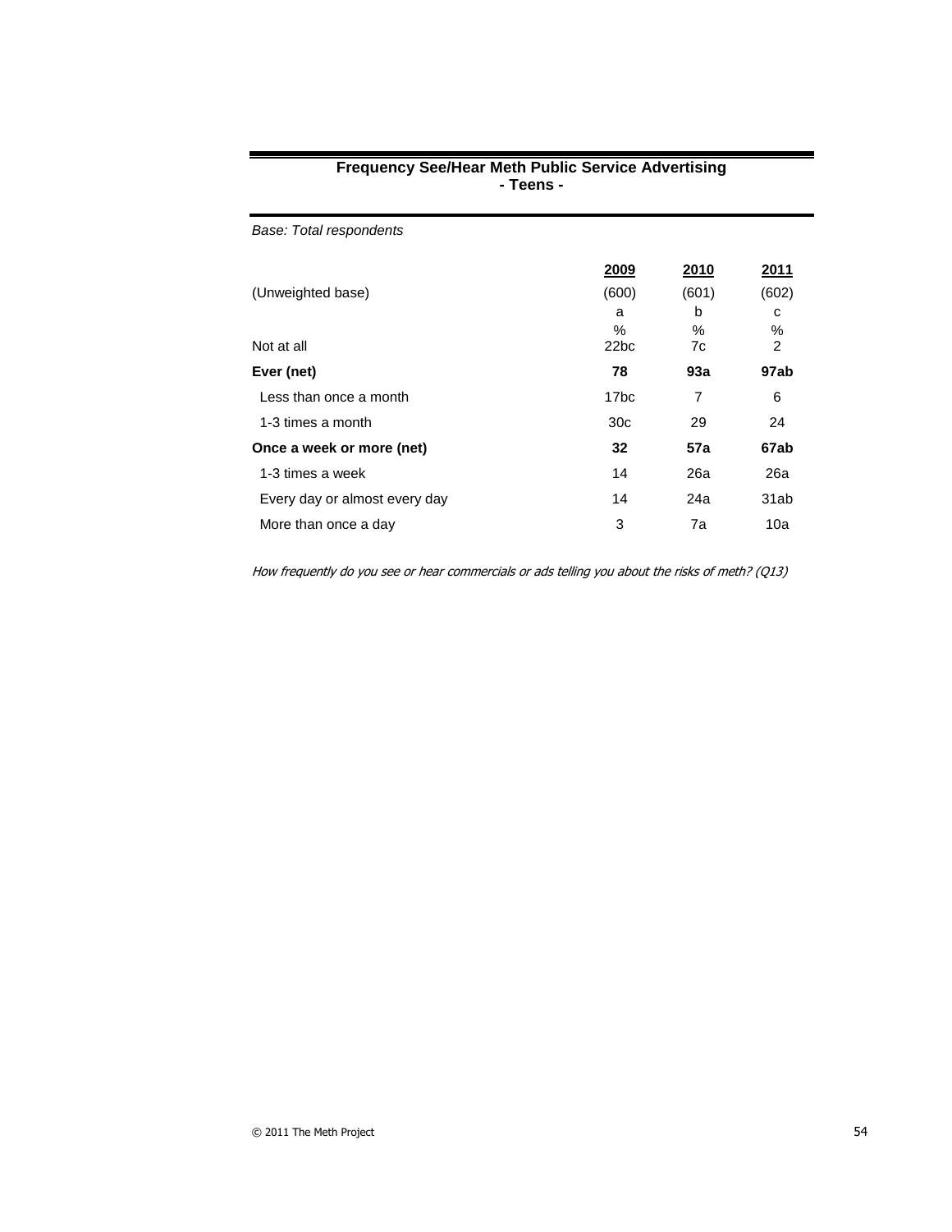## Frequency See/Hear Meth Public Service Advertising
## - Teens -

*Base: Total respondents*

| | 2009 | 2010 | 2011 |
|---|---|---|---|
| (Unweighted base) | (600) | (601) | (602) |
| | a | b | c |
| | % | % | % |
| Not at all | 22bc | 7c | 2 |
| **Ever (net)** | **78** | **93a** | **97ab** |
| Less than once a month | 17bc | 7 | 6 |
| 1-3 times a month | 30c | 29 | 24 |
| **Once a week or more (net)** | **32** | **57a** | **67ab** |
| 1-3 times a week | 14 | 26a | 26a |
| Every day or almost every day | 14 | 24a | 31ab |
| More than once a day | 3 | 7a | 10a |

*How frequently do you see or hear commercials or ads telling you about the risks of meth? (Q13)*

© 2011 The Meth Project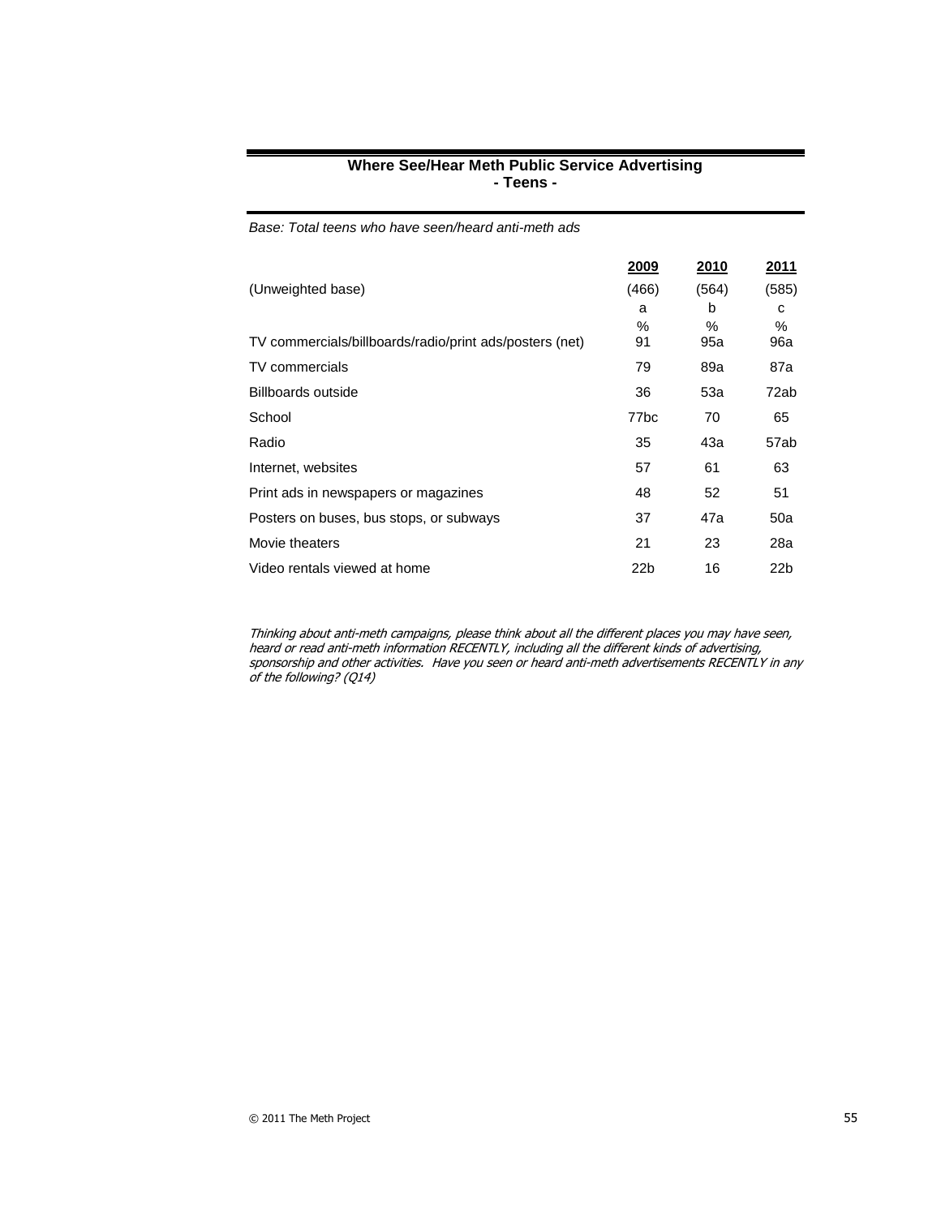## Where See/Hear Meth Public Service Advertising
## - Teens -

*Base: Total teens who have seen/heard anti-meth ads*

| | 2009 | 2010 | 2011 |
|---|---|---|---|
| (Unweighted base) | (466) | (564) | (585) |
| | a | b | c |
| | % | % | % |
| TV commercials/billboards/radio/print ads/posters (net) | 91 | 95a | 96a |
| TV commercials | 79 | 89a | 87a |
| Billboards outside | 36 | 53a | 72ab |
| School | 77bc | 70 | 65 |
| Radio | 35 | 43a | 57ab |
| Internet, websites | 57 | 61 | 63 |
| Print ads in newspapers or magazines | 48 | 52 | 51 |
| Posters on buses, bus stops, or subways | 37 | 47a | 50a |
| Movie theaters | 21 | 23 | 28a |
| Video rentals viewed at home | 22b | 16 | 22b |

*Thinking about anti-meth campaigns, please think about all the different places you may have seen, heard or read anti-meth information RECENTLY, including all the different kinds of advertising, sponsorship and other activities. Have you seen or heard anti-meth advertisements RECENTLY in any of the following? (Q14)*

© 2011 The Meth Project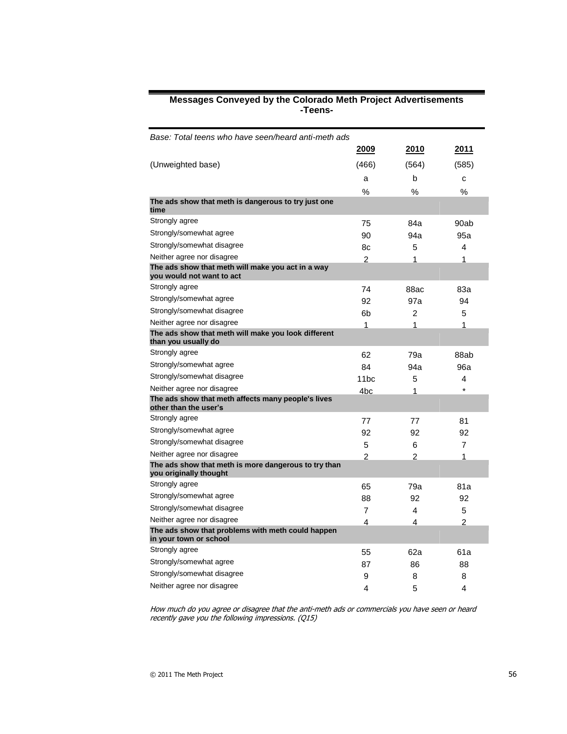## Messages Conveyed by the Colorado Meth Project Advertisements -Teens-

*Base: Total teens who have seen/heard anti-meth ads*

| | 2009 | 2010 | 2011 |
|---|---|---|---|
| (Unweighted base) | (466) | (564) | (585) |
| | a | b | c |
| | % | % | % |
| **The ads show that meth is dangerous to try just one time** | | | |
| Strongly agree | 75 | 84a | 90ab |
| Strongly/somewhat agree | 90 | 94a | 95a |
| Strongly/somewhat disagree | 8c | 5 | 4 |
| Neither agree nor disagree | 2 | 1 | 1 |
| **The ads show that meth will make you act in a way you would not want to act** | | | |
| Strongly agree | 74 | 88ac | 83a |
| Strongly/somewhat agree | 92 | 97a | 94 |
| Strongly/somewhat disagree | 6b | 2 | 5 |
| Neither agree nor disagree | 1 | 1 | 1 |
| **The ads show that meth will make you look different than you usually do** | | | |
| Strongly agree | 62 | 79a | 88ab |
| Strongly/somewhat agree | 84 | 94a | 96a |
| Strongly/somewhat disagree | 11bc | 5 | 4 |
| Neither agree nor disagree | 4bc | 1 | * |
| **The ads show that meth affects many people's lives other than the user's** | | | |
| Strongly agree | 77 | 77 | 81 |
| Strongly/somewhat agree | 92 | 92 | 92 |
| Strongly/somewhat disagree | 5 | 6 | 7 |
| Neither agree nor disagree | 2 | 2 | 1 |
| **The ads show that meth is more dangerous to try than you originally thought** | | | |
| Strongly agree | 65 | 79a | 81a |
| Strongly/somewhat agree | 88 | 92 | 92 |
| Strongly/somewhat disagree | 7 | 4 | 5 |
| Neither agree nor disagree | 4 | 4 | 2 |
| **The ads show that problems with meth could happen in your town or school** | | | |
| Strongly agree | 55 | 62a | 61a |
| Strongly/somewhat agree | 87 | 86 | 88 |
| Strongly/somewhat disagree | 9 | 8 | 8 |
| Neither agree nor disagree | 4 | 5 | 4 |

*How much do you agree or disagree that the anti-meth ads or commercials you have seen or heard recently gave you the following impressions. (Q15)*

© 2011 The Meth Project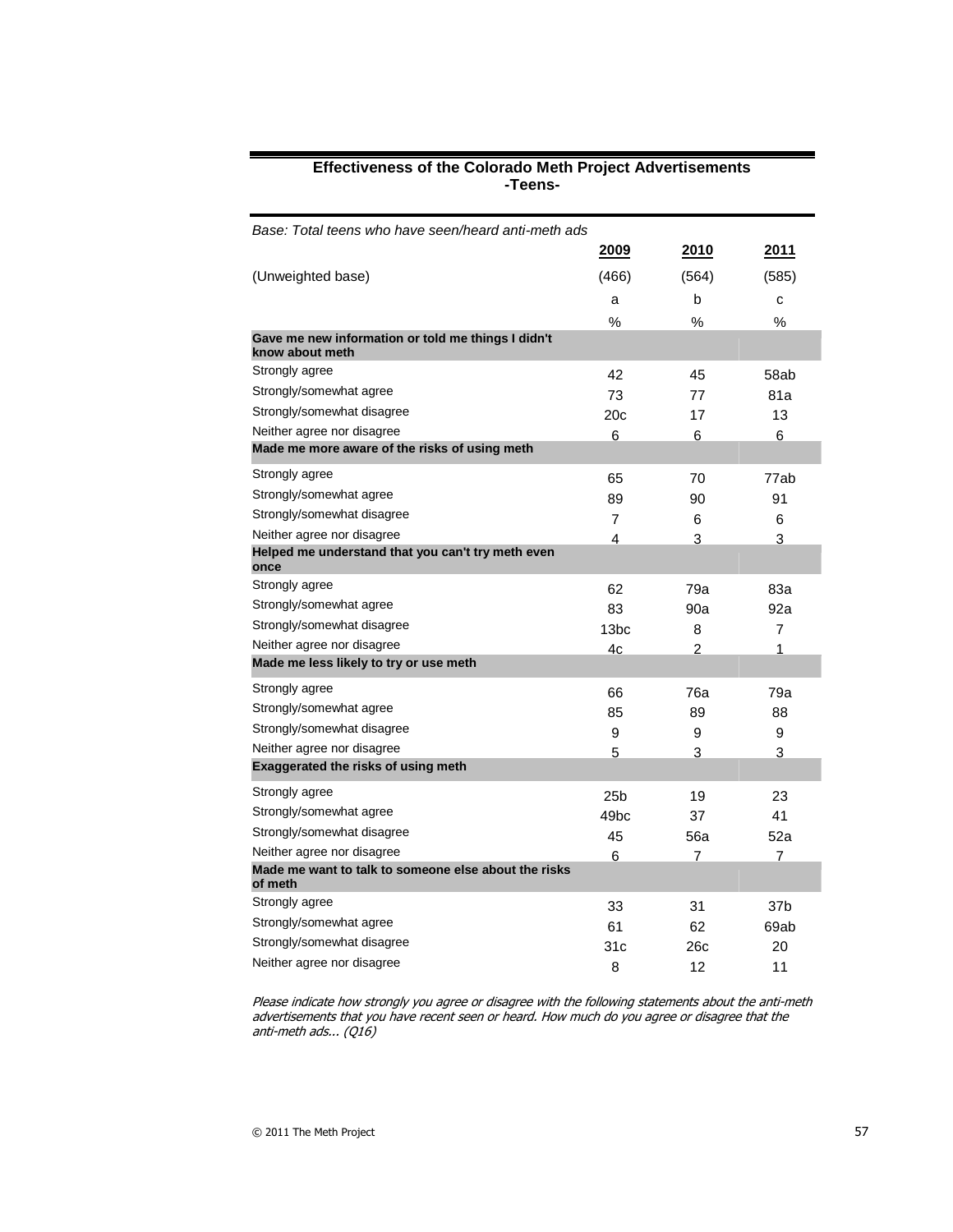## Effectiveness of the Colorado Meth Project Advertisements
### -Teens-

*Base: Total teens who have seen/heard anti-meth ads*

| | 2009 | 2010 | 2011 |
|---|---|---|---|
| (Unweighted base) | (466) | (564) | (585) |
| | a | b | c |
| | % | % | % |
| **Gave me new information or told me things I didn't know about meth** | | | |
| Strongly agree | 42 | 45 | 58ab |
| Strongly/somewhat agree | 73 | 77 | 81a |
| Strongly/somewhat disagree | 20c | 17 | 13 |
| Neither agree nor disagree | 6 | 6 | 6 |
| **Made me more aware of the risks of using meth** | | | |
| Strongly agree | 65 | 70 | 77ab |
| Strongly/somewhat agree | 89 | 90 | 91 |
| Strongly/somewhat disagree | 7 | 6 | 6 |
| Neither agree nor disagree | 4 | 3 | 3 |
| **Helped me understand that you can't try meth even once** | | | |
| Strongly agree | 62 | 79a | 83a |
| Strongly/somewhat agree | 83 | 90a | 92a |
| Strongly/somewhat disagree | 13bc | 8 | 7 |
| Neither agree nor disagree | 4c | 2 | 1 |
| **Made me less likely to try or use meth** | | | |
| Strongly agree | 66 | 76a | 79a |
| Strongly/somewhat agree | 85 | 89 | 88 |
| Strongly/somewhat disagree | 9 | 9 | 9 |
| Neither agree nor disagree | 5 | 3 | 3 |
| **Exaggerated the risks of using meth** | | | |
| Strongly agree | 25b | 19 | 23 |
| Strongly/somewhat agree | 49bc | 37 | 41 |
| Strongly/somewhat disagree | 45 | 56a | 52a |
| Neither agree nor disagree | 6 | 7 | 7 |
| **Made me want to talk to someone else about the risks of meth** | | | |
| Strongly agree | 33 | 31 | 37b |
| Strongly/somewhat agree | 61 | 62 | 69ab |
| Strongly/somewhat disagree | 31c | 26c | 20 |
| Neither agree nor disagree | 8 | 12 | 11 |

*Please indicate how strongly you agree or disagree with the following statements about the anti-meth advertisements that you have recent seen or heard. How much do you agree or disagree that the anti-meth ads... (Q16)*

© 2011 The Meth Project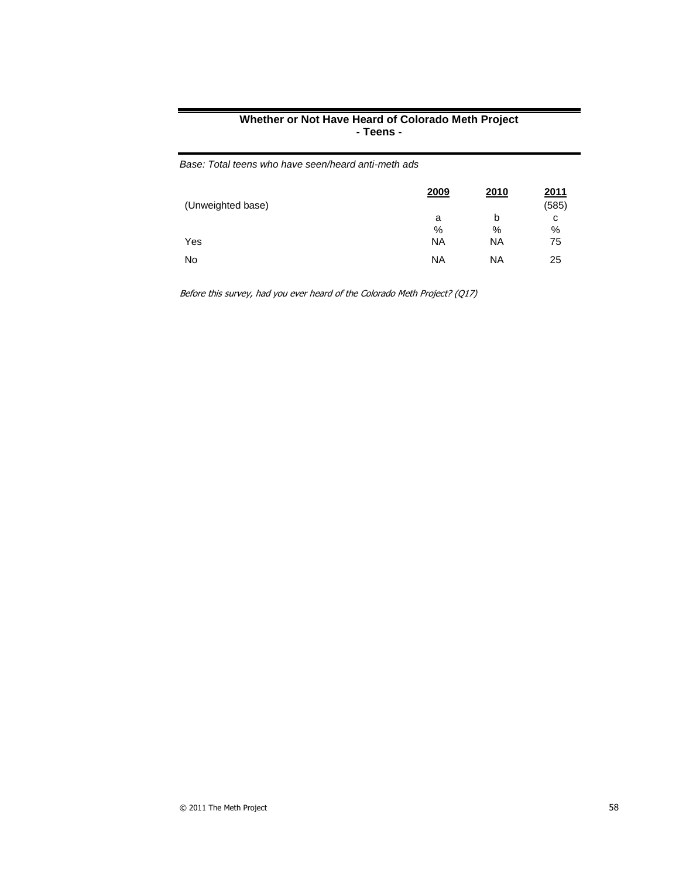**Whether or Not Have Heard of Colorado Meth Project**
**- Teens -**

*Base: Total teens who have seen/heard anti-meth ads*

| | 2009 | 2010 | 2011 |
|---|---|---|---|
| (Unweighted base) | | | (585) |
| | a | b | c |
| | % | % | % |
| Yes | NA | NA | 75 |
| No | NA | NA | 25 |

*Before this survey, had you ever heard of the Colorado Meth Project? (Q17)*

© 2011 The Meth Project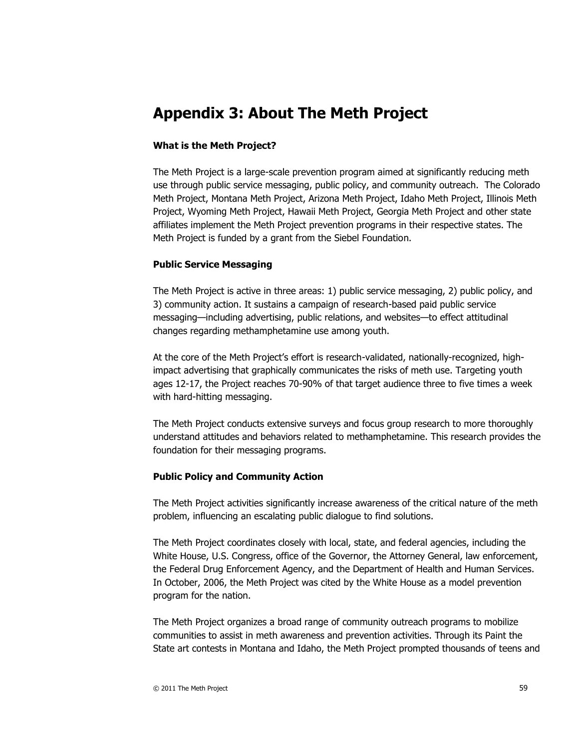# Appendix 3: About The Meth Project

**What is the Meth Project?**

The Meth Project is a large-scale prevention program aimed at significantly reducing meth use through public service messaging, public policy, and community outreach. The Colorado Meth Project, Montana Meth Project, Arizona Meth Project, Idaho Meth Project, Illinois Meth Project, Wyoming Meth Project, Hawaii Meth Project, Georgia Meth Project and other state affiliates implement the Meth Project prevention programs in their respective states. The Meth Project is funded by a grant from the Siebel Foundation.

**Public Service Messaging**

The Meth Project is active in three areas: 1) public service messaging, 2) public policy, and 3) community action. It sustains a campaign of research-based paid public service messaging—including advertising, public relations, and websites—to effect attitudinal changes regarding methamphetamine use among youth.

At the core of the Meth Project's effort is research-validated, nationally-recognized, high-impact advertising that graphically communicates the risks of meth use. Targeting youth ages 12-17, the Project reaches 70-90% of that target audience three to five times a week with hard-hitting messaging.

The Meth Project conducts extensive surveys and focus group research to more thoroughly understand attitudes and behaviors related to methamphetamine. This research provides the foundation for their messaging programs.

**Public Policy and Community Action**

The Meth Project activities significantly increase awareness of the critical nature of the meth problem, influencing an escalating public dialogue to find solutions.

The Meth Project coordinates closely with local, state, and federal agencies, including the White House, U.S. Congress, office of the Governor, the Attorney General, law enforcement, the Federal Drug Enforcement Agency, and the Department of Health and Human Services. In October, 2006, the Meth Project was cited by the White House as a model prevention program for the nation.

The Meth Project organizes a broad range of community outreach programs to mobilize communities to assist in meth awareness and prevention activities. Through its Paint the State art contests in Montana and Idaho, the Meth Project prompted thousands of teens and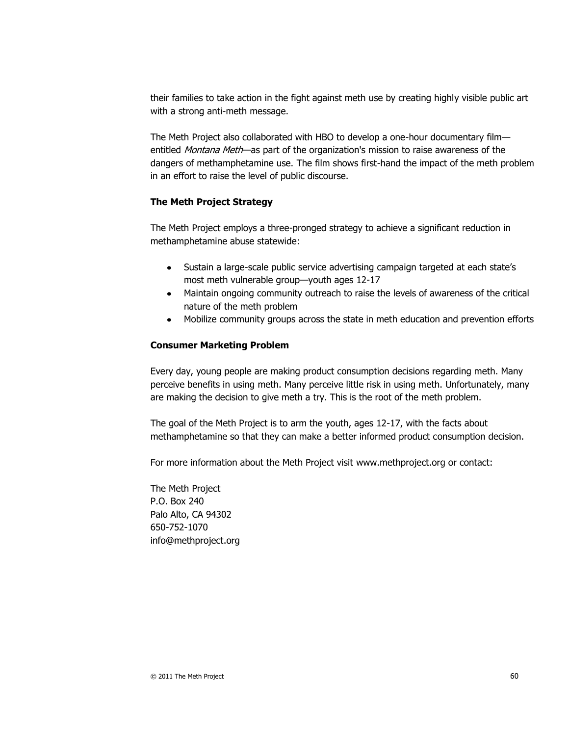their families to take action in the fight against meth use by creating highly visible public art with a strong anti-meth message.

The Meth Project also collaborated with HBO to develop a one-hour documentary film—entitled *Montana Meth*—as part of the organization's mission to raise awareness of the dangers of methamphetamine use. The film shows first-hand the impact of the meth problem in an effort to raise the level of public discourse.

**The Meth Project Strategy**

The Meth Project employs a three-pronged strategy to achieve a significant reduction in methamphetamine abuse statewide:

- Sustain a large-scale public service advertising campaign targeted at each state's most meth vulnerable group—youth ages 12-17
- Maintain ongoing community outreach to raise the levels of awareness of the critical nature of the meth problem
- Mobilize community groups across the state in meth education and prevention efforts

**Consumer Marketing Problem**

Every day, young people are making product consumption decisions regarding meth. Many perceive benefits in using meth. Many perceive little risk in using meth. Unfortunately, many are making the decision to give meth a try. This is the root of the meth problem.

The goal of the Meth Project is to arm the youth, ages 12-17, with the facts about methamphetamine so that they can make a better informed product consumption decision.

For more information about the Meth Project visit www.methproject.org or contact:

The Meth Project
P.O. Box 240
Palo Alto, CA 94302
650-752-1070
info@methproject.org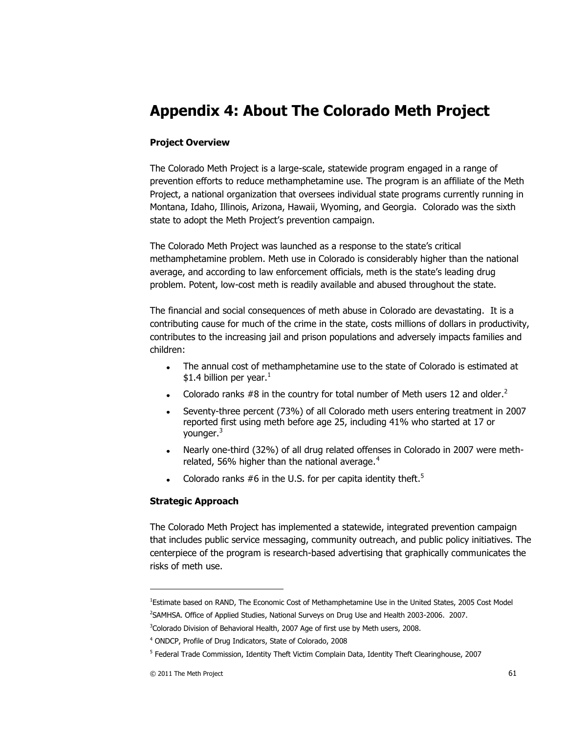# Appendix 4: About The Colorado Meth Project

### Project Overview

The Colorado Meth Project is a large-scale, statewide program engaged in a range of prevention efforts to reduce methamphetamine use. The program is an affiliate of the Meth Project, a national organization that oversees individual state programs currently running in Montana, Idaho, Illinois, Arizona, Hawaii, Wyoming, and Georgia. Colorado was the sixth state to adopt the Meth Project's prevention campaign.

The Colorado Meth Project was launched as a response to the state's critical methamphetamine problem. Meth use in Colorado is considerably higher than the national average, and according to law enforcement officials, meth is the state's leading drug problem. Potent, low-cost meth is readily available and abused throughout the state.

The financial and social consequences of meth abuse in Colorado are devastating. It is a contributing cause for much of the crime in the state, costs millions of dollars in productivity, contributes to the increasing jail and prison populations and adversely impacts families and children:

- The annual cost of methamphetamine use to the state of Colorado is estimated at $1.4 billion per year.[1]
- Colorado ranks #8 in the country for total number of Meth users 12 and older.[2]
- Seventy-three percent (73%) of all Colorado meth users entering treatment in 2007 reported first using meth before age 25, including 41% who started at 17 or younger.[3]
- Nearly one-third (32%) of all drug related offenses in Colorado in 2007 were meth-related, 56% higher than the national average.[4]
- Colorado ranks #6 in the U.S. for per capita identity theft.[5]

### Strategic Approach

The Colorado Meth Project has implemented a statewide, integrated prevention campaign that includes public service messaging, community outreach, and public policy initiatives. The centerpiece of the program is research-based advertising that graphically communicates the risks of meth use.

---

[1] Estimate based on RAND, The Economic Cost of Methamphetamine Use in the United States, 2005 Cost Model

[2] SAMHSA. Office of Applied Studies, National Surveys on Drug Use and Health 2003-2006. 2007.

[3] Colorado Division of Behavioral Health, 2007 Age of first use by Meth users, 2008.

[4] ONDCP, Profile of Drug Indicators, State of Colorado, 2008

[5] Federal Trade Commission, Identity Theft Victim Complain Data, Identity Theft Clearinghouse, 2007

© 2011 The Meth Project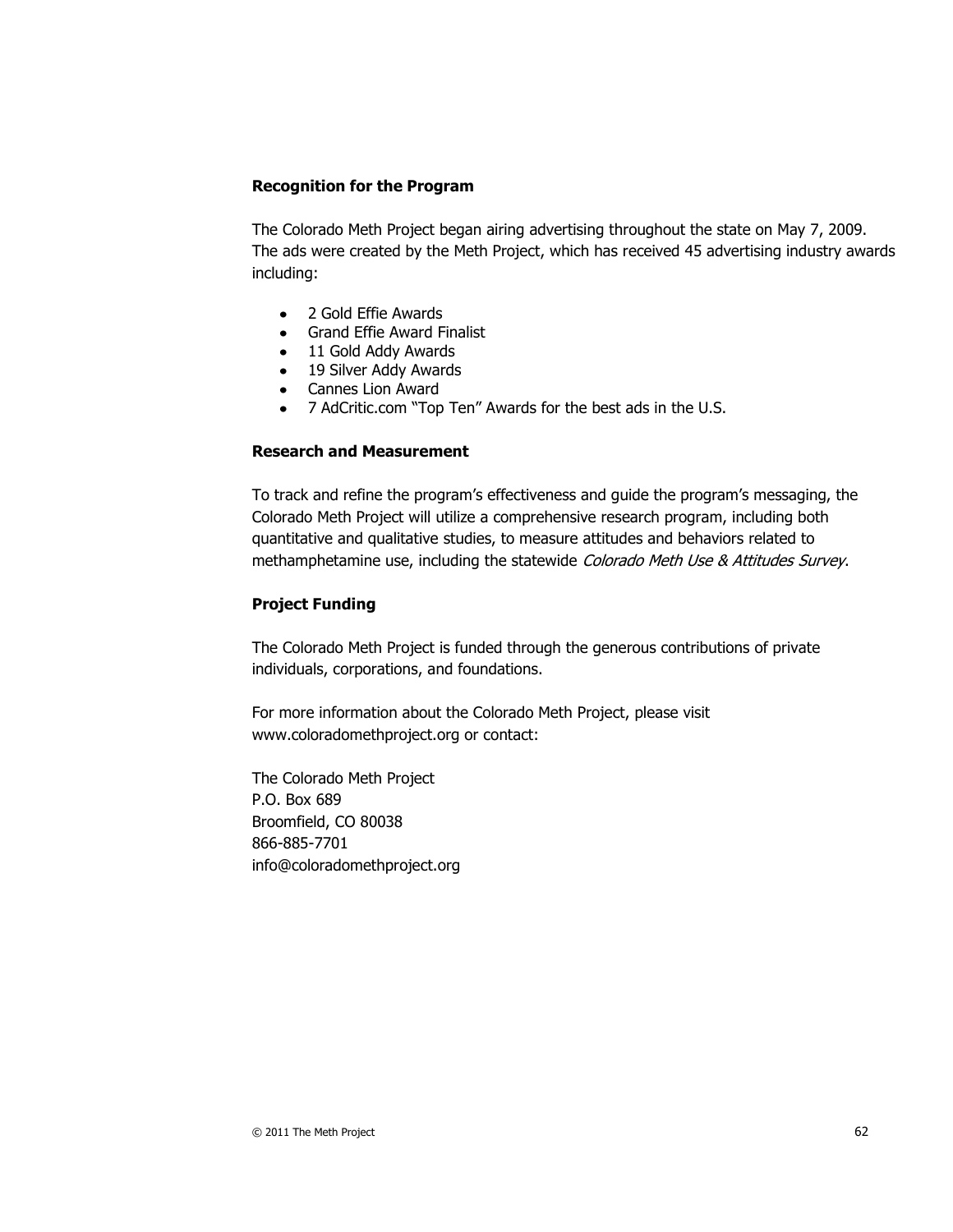**Recognition for the Program**

The Colorado Meth Project began airing advertising throughout the state on May 7, 2009. The ads were created by the Meth Project, which has received 45 advertising industry awards including:

- 2 Gold Effie Awards
- Grand Effie Award Finalist
- 11 Gold Addy Awards
- 19 Silver Addy Awards
- Cannes Lion Award
- 7 AdCritic.com "Top Ten" Awards for the best ads in the U.S.

**Research and Measurement**

To track and refine the program's effectiveness and guide the program's messaging, the Colorado Meth Project will utilize a comprehensive research program, including both quantitative and qualitative studies, to measure attitudes and behaviors related to methamphetamine use, including the statewide *Colorado Meth Use & Attitudes Survey*.

**Project Funding**

The Colorado Meth Project is funded through the generous contributions of private individuals, corporations, and foundations.

For more information about the Colorado Meth Project, please visit www.coloradomethproject.org or contact:

The Colorado Meth Project
P.O. Box 689
Broomfield, CO 80038
866-885-7701
info@coloradomethproject.org

© 2011 The Meth Project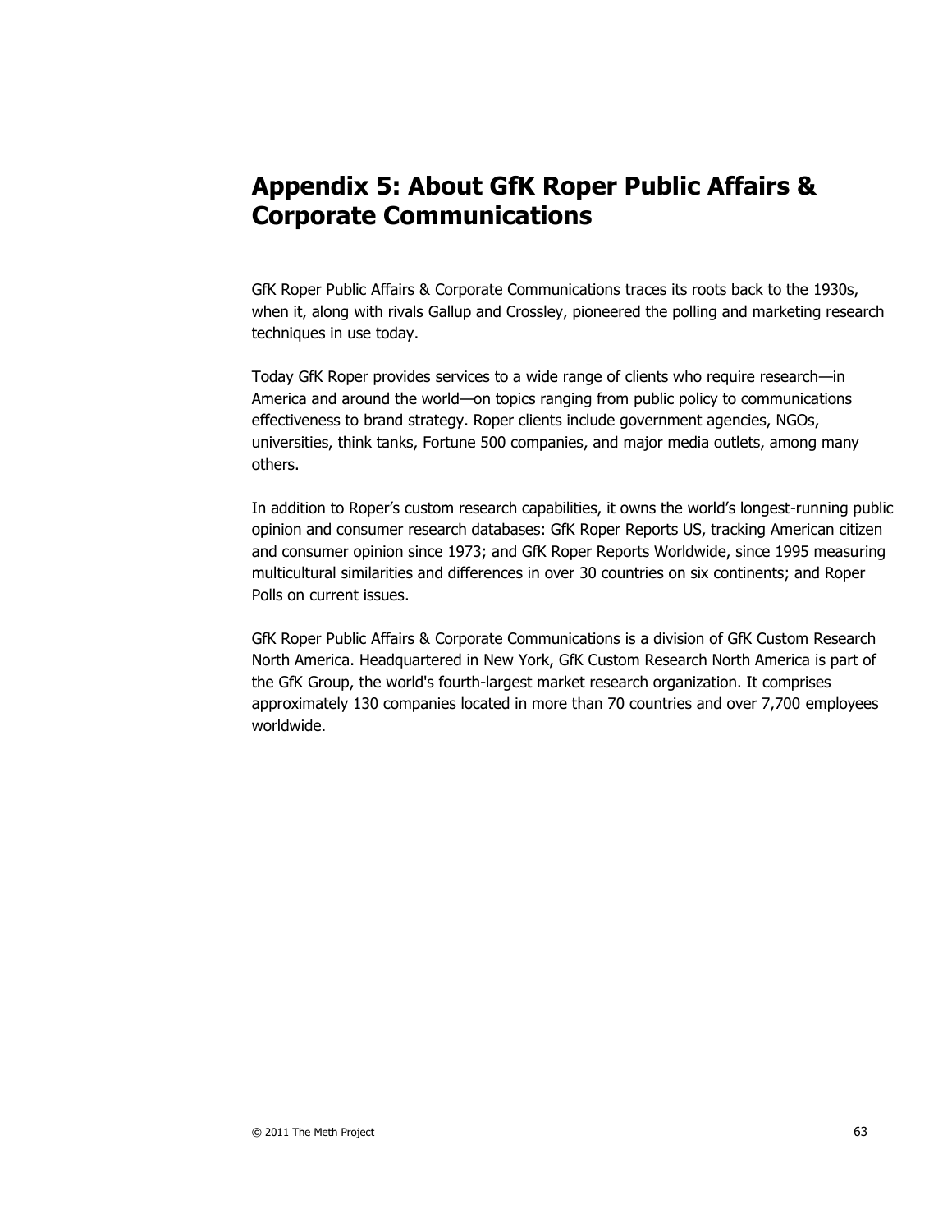# Appendix 5: About GfK Roper Public Affairs & Corporate Communications

GfK Roper Public Affairs & Corporate Communications traces its roots back to the 1930s, when it, along with rivals Gallup and Crossley, pioneered the polling and marketing research techniques in use today.

Today GfK Roper provides services to a wide range of clients who require research—in America and around the world—on topics ranging from public policy to communications effectiveness to brand strategy. Roper clients include government agencies, NGOs, universities, think tanks, Fortune 500 companies, and major media outlets, among many others.

In addition to Roper's custom research capabilities, it owns the world's longest-running public opinion and consumer research databases: GfK Roper Reports US, tracking American citizen and consumer opinion since 1973; and GfK Roper Reports Worldwide, since 1995 measuring multicultural similarities and differences in over 30 countries on six continents; and Roper Polls on current issues.

GfK Roper Public Affairs & Corporate Communications is a division of GfK Custom Research North America. Headquartered in New York, GfK Custom Research North America is part of the GfK Group, the world's fourth-largest market research organization. It comprises approximately 130 companies located in more than 70 countries and over 7,700 employees worldwide.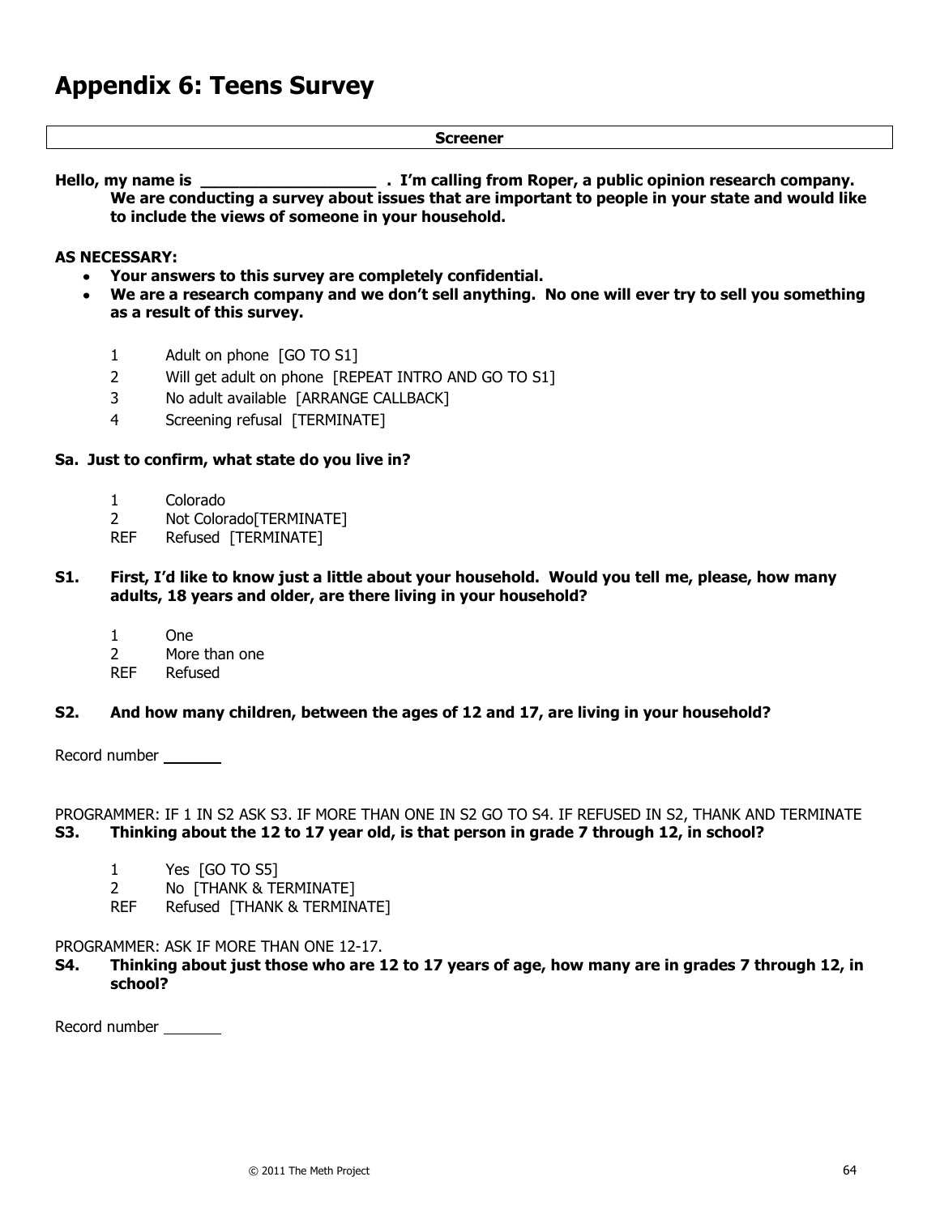# Appendix 6: Teens Survey

**Screener**

**Hello, my name is \_\_\_\_\_\_\_\_\_\_\_\_\_\_\_\_\_\_\_ . I'm calling from Roper, a public opinion research company. We are conducting a survey about issues that are important to people in your state and would like to include the views of someone in your household.**

**AS NECESSARY:**

- **Your answers to this survey are completely confidential.**
- **We are a research company and we don't sell anything. No one will ever try to sell you something as a result of this survey.**

1 Adult on phone [GO TO S1]
2 Will get adult on phone [REPEAT INTRO AND GO TO S1]
3 No adult available [ARRANGE CALLBACK]
4 Screening refusal [TERMINATE]

**Sa. Just to confirm, what state do you live in?**

1 Colorado
2 Not Colorado[TERMINATE]
REF Refused [TERMINATE]

**S1. First, I'd like to know just a little about your household. Would you tell me, please, how many adults, 18 years and older, are there living in your household?**

1 One
2 More than one
REF Refused

**S2. And how many children, between the ages of 12 and 17, are living in your household?**

Record number \_\_\_\_\_\_\_

PROGRAMMER: IF 1 IN S2 ASK S3. IF MORE THAN ONE IN S2 GO TO S4. IF REFUSED IN S2, THANK AND TERMINATE

**S3. Thinking about the 12 to 17 year old, is that person in grade 7 through 12, in school?**

1 Yes [GO TO S5]
2 No [THANK & TERMINATE]
REF Refused [THANK & TERMINATE]

PROGRAMMER: ASK IF MORE THAN ONE 12-17.

**S4. Thinking about just those who are 12 to 17 years of age, how many are in grades 7 through 12, in school?**

Record number \_\_\_\_\_\_\_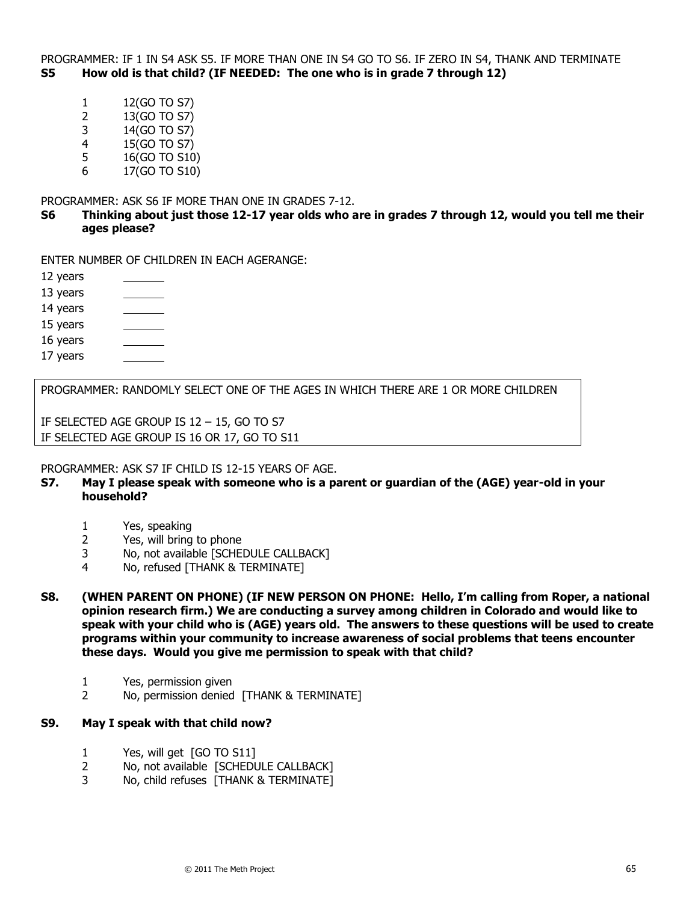PROGRAMMER: IF 1 IN S4 ASK S5. IF MORE THAN ONE IN S4 GO TO S6. IF ZERO IN S4, THANK AND TERMINATE

**S5 How old is that child? (IF NEEDED: The one who is in grade 7 through 12)**

1 12(GO TO S7)
2 13(GO TO S7)
3 14(GO TO S7)
4 15(GO TO S7)
5 16(GO TO S10)
6 17(GO TO S10)

PROGRAMMER: ASK S6 IF MORE THAN ONE IN GRADES 7-12.

**S6 Thinking about just those 12-17 year olds who are in grades 7 through 12, would you tell me their ages please?**

ENTER NUMBER OF CHILDREN IN EACH AGERANGE:

12 years ______
13 years ______
14 years ______
15 years ______
16 years ______
17 years ______

PROGRAMMER: RANDOMLY SELECT ONE OF THE AGES IN WHICH THERE ARE 1 OR MORE CHILDREN

IF SELECTED AGE GROUP IS 12 – 15, GO TO S7
IF SELECTED AGE GROUP IS 16 OR 17, GO TO S11

PROGRAMMER: ASK S7 IF CHILD IS 12-15 YEARS OF AGE.

**S7. May I please speak with someone who is a parent or guardian of the (AGE) year-old in your household?**

1 Yes, speaking
2 Yes, will bring to phone
3 No, not available [SCHEDULE CALLBACK]
4 No, refused [THANK & TERMINATE]

**S8. (WHEN PARENT ON PHONE) (IF NEW PERSON ON PHONE: Hello, I'm calling from Roper, a national opinion research firm.) We are conducting a survey among children in Colorado and would like to speak with your child who is (AGE) years old. The answers to these questions will be used to create programs within your community to increase awareness of social problems that teens encounter these days. Would you give me permission to speak with that child?**

1 Yes, permission given
2 No, permission denied [THANK & TERMINATE]

**S9. May I speak with that child now?**

1 Yes, will get [GO TO S11]
2 No, not available [SCHEDULE CALLBACK]
3 No, child refuses [THANK & TERMINATE]

© 2011 The Meth Project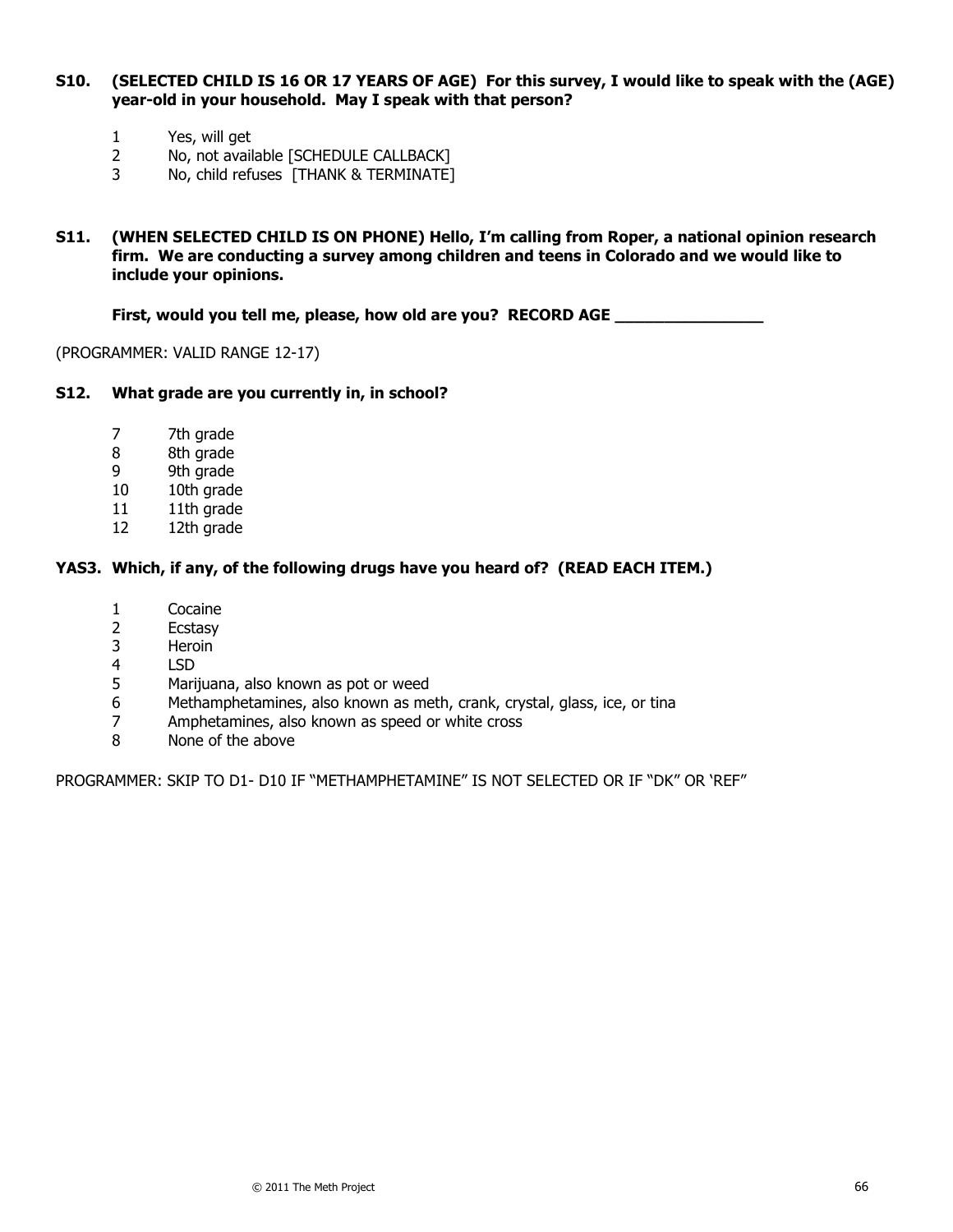**S10. (SELECTED CHILD IS 16 OR 17 YEARS OF AGE) For this survey, I would like to speak with the (AGE) year-old in your household. May I speak with that person?**

1 Yes, will get
2 No, not available [SCHEDULE CALLBACK]
3 No, child refuses [THANK & TERMINATE]

**S11. (WHEN SELECTED CHILD IS ON PHONE) Hello, I'm calling from Roper, a national opinion research firm. We are conducting a survey among children and teens in Colorado and we would like to include your opinions.**

**First, would you tell me, please, how old are you? RECORD AGE _______________**

(PROGRAMMER: VALID RANGE 12-17)

**S12. What grade are you currently in, in school?**

7 7th grade
8 8th grade
9 9th grade
10 10th grade
11 11th grade
12 12th grade

**YAS3. Which, if any, of the following drugs have you heard of? (READ EACH ITEM.)**

1 Cocaine
2 Ecstasy
3 Heroin
4 LSD
5 Marijuana, also known as pot or weed
6 Methamphetamines, also known as meth, crank, crystal, glass, ice, or tina
7 Amphetamines, also known as speed or white cross
8 None of the above

PROGRAMMER: SKIP TO D1- D10 IF "METHAMPHETAMINE" IS NOT SELECTED OR IF "DK" OR 'REF"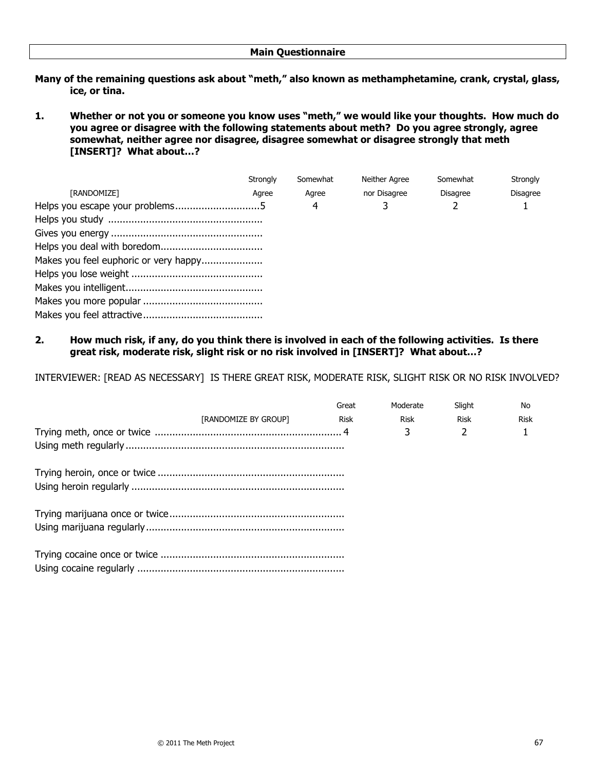## Main Questionnaire

**Many of the remaining questions ask about "meth," also known as methamphetamine, crank, crystal, glass, ice, or tina.**

**1. Whether or not you or someone you know uses "meth," we would like your thoughts. How much do you agree or disagree with the following statements about meth? Do you agree strongly, agree somewhat, neither agree nor disagree, disagree somewhat or disagree strongly that meth [INSERT]? What about...?**

| [RANDOMIZE] | Strongly Agree | Somewhat Agree | Neither Agree nor Disagree | Somewhat Disagree | Strongly Disagree |
|---|---|---|---|---|---|
| Helps you escape your problems | 5 | 4 | 3 | 2 | 1 |
| Helps you study | | | | | |
| Gives you energy | | | | | |
| Helps you deal with boredom | | | | | |
| Makes you feel euphoric or very happy | | | | | |
| Helps you lose weight | | | | | |
| Makes you intelligent | | | | | |
| Makes you more popular | | | | | |
| Makes you feel attractive | | | | | |

**2. How much risk, if any, do you think there is involved in each of the following activities. Is there great risk, moderate risk, slight risk or no risk involved in [INSERT]? What about...?**

INTERVIEWER: [READ AS NECESSARY] IS THERE GREAT RISK, MODERATE RISK, SLIGHT RISK OR NO RISK INVOLVED?

| [RANDOMIZE BY GROUP] | Great Risk | Moderate Risk | Slight Risk | No Risk |
|---|---|---|---|---|
| Trying meth, once or twice | 4 | 3 | 2 | 1 |
| Using meth regularly | | | | |
| Trying heroin, once or twice | | | | |
| Using heroin regularly | | | | |
| Trying marijuana once or twice | | | | |
| Using marijuana regularly | | | | |
| Trying cocaine once or twice | | | | |
| Using cocaine regularly | | | | |

© 2011 The Meth Project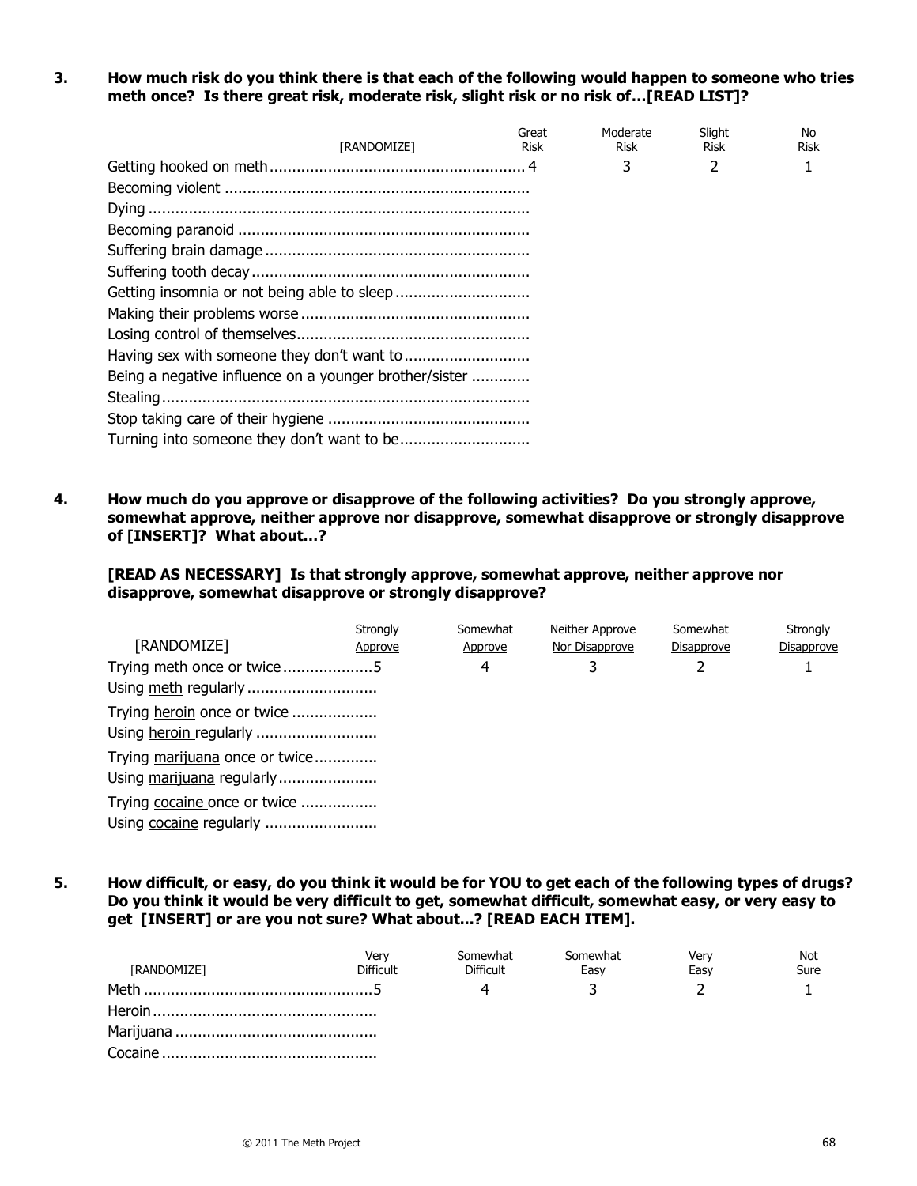**3. How much risk do you think there is that each of the following would happen to someone who tries meth once? Is there great risk, moderate risk, slight risk or no risk of…[READ LIST]?**

| [RANDOMIZE] | Great Risk | Moderate Risk | Slight Risk | No Risk |
|---|---|---|---|---|
| Getting hooked on meth | 4 | 3 | 2 | 1 |
| Becoming violent | | | | |
| Dying | | | | |
| Becoming paranoid | | | | |
| Suffering brain damage | | | | |
| Suffering tooth decay | | | | |
| Getting insomnia or not being able to sleep | | | | |
| Making their problems worse | | | | |
| Losing control of themselves | | | | |
| Having sex with someone they don't want to | | | | |
| Being a negative influence on a younger brother/sister | | | | |
| Stealing | | | | |
| Stop taking care of their hygiene | | | | |
| Turning into someone they don't want to be | | | | |

**4. How much do you approve or disapprove of the following activities? Do you strongly approve, somewhat approve, neither approve nor disapprove, somewhat disapprove or strongly disapprove of [INSERT]? What about…?**

**[READ AS NECESSARY] Is that strongly approve, somewhat approve, neither approve nor disapprove, somewhat disapprove or strongly disapprove?**

| [RANDOMIZE] | Strongly Approve | Somewhat Approve | Neither Approve Nor Disapprove | Somewhat Disapprove | Strongly Disapprove |
|---|---|---|---|---|---|
| Trying meth once or twice | 5 | 4 | 3 | 2 | 1 |
| Using meth regularly | | | | | |
| Trying heroin once or twice | | | | | |
| Using heroin regularly | | | | | |
| Trying marijuana once or twice | | | | | |
| Using marijuana regularly | | | | | |
| Trying cocaine once or twice | | | | | |
| Using cocaine regularly | | | | | |

**5. How difficult, or easy, do you think it would be for YOU to get each of the following types of drugs? Do you think it would be very difficult to get, somewhat difficult, somewhat easy, or very easy to get [INSERT] or are you not sure? What about…? [READ EACH ITEM].**

| [RANDOMIZE] | Very Difficult | Somewhat Difficult | Somewhat Easy | Very Easy | Not Sure |
|---|---|---|---|---|---|
| Meth | 5 | 4 | 3 | 2 | 1 |
| Heroin | | | | | |
| Marijuana | | | | | |
| Cocaine | | | | | |

© 2011 The Meth Project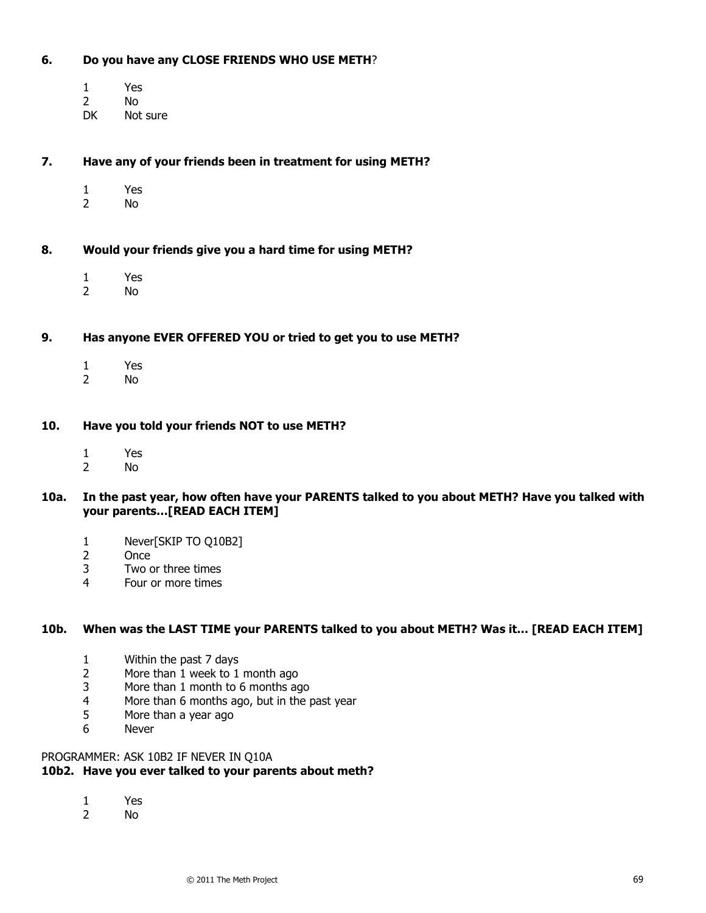**6. Do you have any CLOSE FRIENDS WHO USE METH?**

1 Yes
2 No
DK Not sure

**7. Have any of your friends been in treatment for using METH?**

1 Yes
2 No

**8. Would your friends give you a hard time for using METH?**

1 Yes
2 No

**9. Has anyone EVER OFFERED YOU or tried to get you to use METH?**

1 Yes
2 No

**10. Have you told your friends NOT to use METH?**

1 Yes
2 No

**10a. In the past year, how often have your PARENTS talked to you about METH? Have you talked with your parents…[READ EACH ITEM]**

1 Never[SKIP TO Q10B2]
2 Once
3 Two or three times
4 Four or more times

**10b. When was the LAST TIME your PARENTS talked to you about METH? Was it… [READ EACH ITEM]**

1 Within the past 7 days
2 More than 1 week to 1 month ago
3 More than 1 month to 6 months ago
4 More than 6 months ago, but in the past year
5 More than a year ago
6 Never

PROGRAMMER: ASK 10B2 IF NEVER IN Q10A

**10b2. Have you ever talked to your parents about meth?**

1 Yes
2 No

© 2011 The Meth Project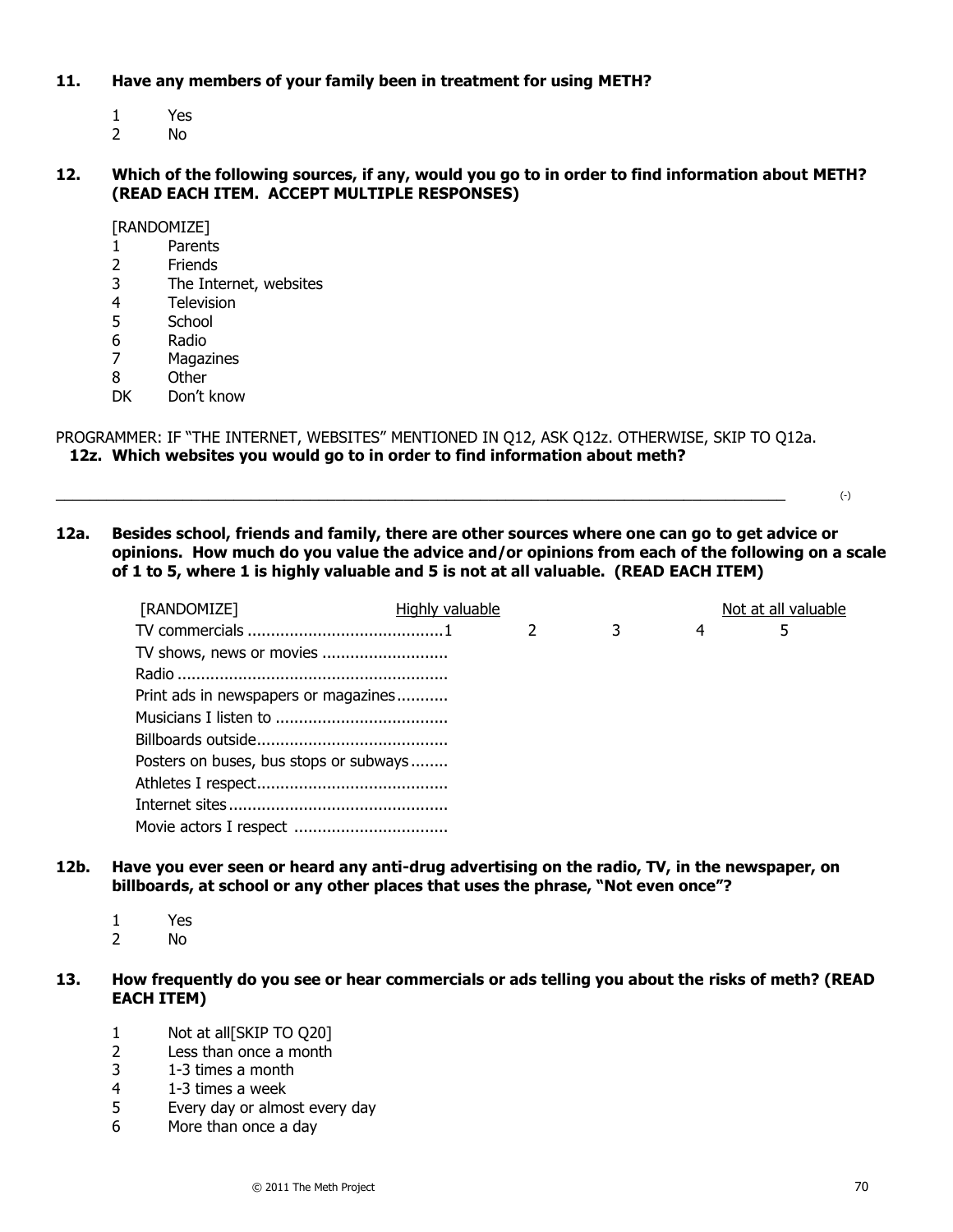**11. Have any members of your family been in treatment for using METH?**

1 Yes
2 No

**12. Which of the following sources, if any, would you go to in order to find information about METH? (READ EACH ITEM. ACCEPT MULTIPLE RESPONSES)**

[RANDOMIZE]
1 Parents
2 Friends
3 The Internet, websites
4 Television
5 School
6 Radio
7 Magazines
8 Other
DK Don't know

PROGRAMMER: IF "THE INTERNET, WEBSITES" MENTIONED IN Q12, ASK Q12z. OTHERWISE, SKIP TO Q12a.

**12z. Which websites you would go to in order to find information about meth?**

_______________________________________________________________________________ (-)

**12a. Besides school, friends and family, there are other sources where one can go to get advice or opinions. How much do you value the advice and/or opinions from each of the following on a scale of 1 to 5, where 1 is highly valuable and 5 is not at all valuable. (READ EACH ITEM)**

| [RANDOMIZE] | Highly valuable | | | | Not at all valuable |
|---|---|---|---|---|---|
| TV commercials | 1 | 2 | 3 | 4 | 5 |
| TV shows, news or movies | | | | | |
| Radio | | | | | |
| Print ads in newspapers or magazines | | | | | |
| Musicians I listen to | | | | | |
| Billboards outside | | | | | |
| Posters on buses, bus stops or subways | | | | | |
| Athletes I respect | | | | | |
| Internet sites | | | | | |
| Movie actors I respect | | | | | |

**12b. Have you ever seen or heard any anti-drug advertising on the radio, TV, in the newspaper, on billboards, at school or any other places that uses the phrase, "Not even once"?**

1 Yes
2 No

**13. How frequently do you see or hear commercials or ads telling you about the risks of meth? (READ EACH ITEM)**

1 Not at all[SKIP TO Q20]
2 Less than once a month
3 1-3 times a month
4 1-3 times a week
5 Every day or almost every day
6 More than once a day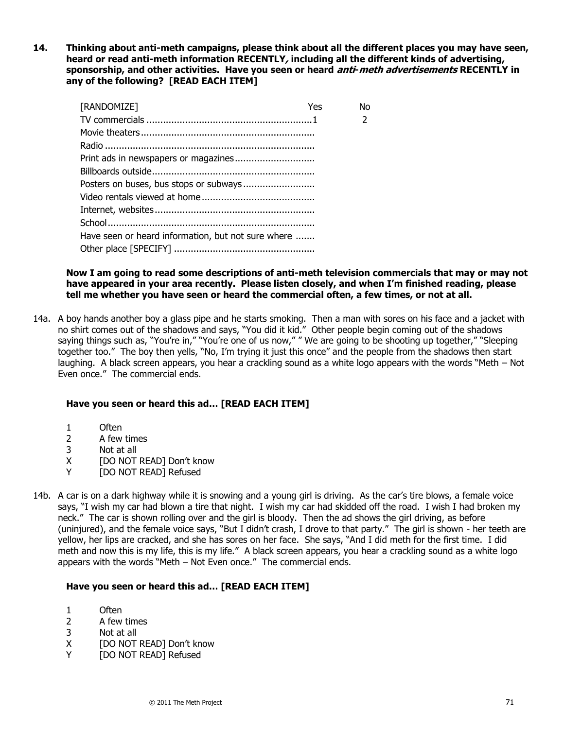**14. Thinking about anti-meth campaigns, please think about all the different places you may have seen, heard or read anti-meth information RECENTLY, including all the different kinds of advertising, sponsorship, and other activities. Have you seen or heard *anti-meth advertisements* RECENTLY in any of the following? [READ EACH ITEM]**

| [RANDOMIZE] | Yes | No |
|---|---|---|
| TV commercials | 1 | 2 |
| Movie theaters | | |
| Radio | | |
| Print ads in newspapers or magazines | | |
| Billboards outside | | |
| Posters on buses, bus stops or subways | | |
| Video rentals viewed at home | | |
| Internet, websites | | |
| School | | |
| Have seen or heard information, but not sure where | | |
| Other place [SPECIFY] | | |

**Now I am going to read some descriptions of anti-meth television commercials that may or may not have appeared in your area recently. Please listen closely, and when I'm finished reading, please tell me whether you have seen or heard the commercial often, a few times, or not at all.**

14a. A boy hands another boy a glass pipe and he starts smoking. Then a man with sores on his face and a jacket with no shirt comes out of the shadows and says, "You did it kid." Other people begin coming out of the shadows saying things such as, "You're in," "You're one of us now," " We are going to be shooting up together," "Sleeping together too." The boy then yells, "No, I'm trying it just this once" and the people from the shadows then start laughing. A black screen appears, you hear a crackling sound as a white logo appears with the words "Meth – Not Even once." The commercial ends.

**Have you seen or heard this ad… [READ EACH ITEM]**

1 Often
2 A few times
3 Not at all
X [DO NOT READ] Don't know
Y [DO NOT READ] Refused

14b. A car is on a dark highway while it is snowing and a young girl is driving. As the car's tire blows, a female voice says, "I wish my car had blown a tire that night. I wish my car had skidded off the road. I wish I had broken my neck." The car is shown rolling over and the girl is bloody. Then the ad shows the girl driving, as before (uninjured), and the female voice says, "But I didn't crash, I drove to that party." The girl is shown - her teeth are yellow, her lips are cracked, and she has sores on her face. She says, "And I did meth for the first time. I did meth and now this is my life, this is my life." A black screen appears, you hear a crackling sound as a white logo appears with the words "Meth – Not Even once." The commercial ends.

**Have you seen or heard this ad… [READ EACH ITEM]**

1 Often
2 A few times
3 Not at all
X [DO NOT READ] Don't know
Y [DO NOT READ] Refused

© 2011 The Meth Project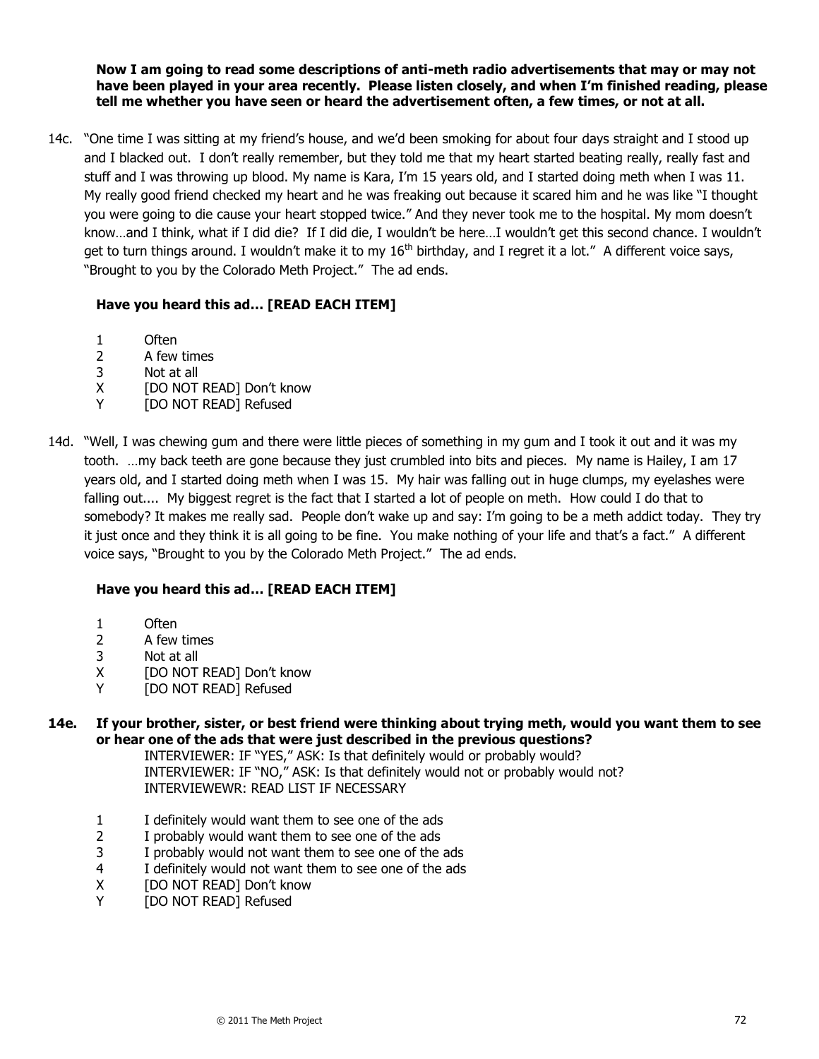**Now I am going to read some descriptions of anti-meth radio advertisements that may or may not have been played in your area recently. Please listen closely, and when I'm finished reading, please tell me whether you have seen or heard the advertisement often, a few times, or not at all.**

14c. "One time I was sitting at my friend's house, and we'd been smoking for about four days straight and I stood up and I blacked out. I don't really remember, but they told me that my heart started beating really, really fast and stuff and I was throwing up blood. My name is Kara, I'm 15 years old, and I started doing meth when I was 11. My really good friend checked my heart and he was freaking out because it scared him and he was like "I thought you were going to die cause your heart stopped twice." And they never took me to the hospital. My mom doesn't know…and I think, what if I did die? If I did die, I wouldn't be here…I wouldn't get this second chance. I wouldn't get to turn things around. I wouldn't make it to my 16th birthday, and I regret it a lot." A different voice says, "Brought to you by the Colorado Meth Project." The ad ends.

**Have you heard this ad… [READ EACH ITEM]**

1 Often
2 A few times
3 Not at all
X [DO NOT READ] Don't know
Y [DO NOT READ] Refused

14d. "Well, I was chewing gum and there were little pieces of something in my gum and I took it out and it was my tooth. …my back teeth are gone because they just crumbled into bits and pieces. My name is Hailey, I am 17 years old, and I started doing meth when I was 15. My hair was falling out in huge clumps, my eyelashes were falling out.... My biggest regret is the fact that I started a lot of people on meth. How could I do that to somebody? It makes me really sad. People don't wake up and say: I'm going to be a meth addict today. They try it just once and they think it is all going to be fine. You make nothing of your life and that's a fact." A different voice says, "Brought to you by the Colorado Meth Project." The ad ends.

**Have you heard this ad… [READ EACH ITEM]**

1 Often
2 A few times
3 Not at all
X [DO NOT READ] Don't know
Y [DO NOT READ] Refused

**14e. If your brother, sister, or best friend were thinking about trying meth, would you want them to see or hear one of the ads that were just described in the previous questions?**

INTERVIEWER: IF "YES," ASK: Is that definitely would or probably would?
INTERVIEWER: IF "NO," ASK: Is that definitely would not or probably would not?
INTERVIEWEWR: READ LIST IF NECESSARY

1 I definitely would want them to see one of the ads
2 I probably would want them to see one of the ads
3 I probably would not want them to see one of the ads
4 I definitely would not want them to see one of the ads
X [DO NOT READ] Don't know
Y [DO NOT READ] Refused

© 2011 The Meth Project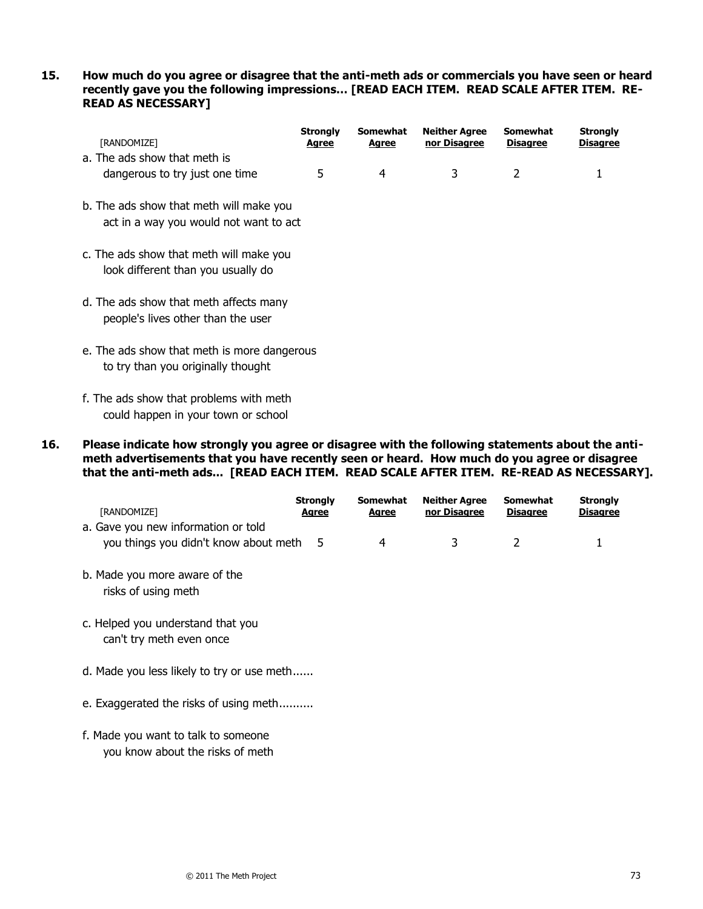**15. How much do you agree or disagree that the anti-meth ads or commercials you have seen or heard recently gave you the following impressions… [READ EACH ITEM. READ SCALE AFTER ITEM. RE-READ AS NECESSARY]**

| [RANDOMIZE] | Strongly Agree | Somewhat Agree | Neither Agree nor Disagree | Somewhat Disagree | Strongly Disagree |
|---|---|---|---|---|---|
| a. The ads show that meth is dangerous to try just one time | 5 | 4 | 3 | 2 | 1 |
| b. The ads show that meth will make you act in a way you would not want to act | | | | | |
| c. The ads show that meth will make you look different than you usually do | | | | | |
| d. The ads show that meth affects many people's lives other than the user | | | | | |
| e. The ads show that meth is more dangerous to try than you originally thought | | | | | |
| f. The ads show that problems with meth could happen in your town or school | | | | | |

**16. Please indicate how strongly you agree or disagree with the following statements about the anti-meth advertisements that you have recently seen or heard. How much do you agree or disagree that the anti-meth ads… [READ EACH ITEM. READ SCALE AFTER ITEM. RE-READ AS NECESSARY].**

| [RANDOMIZE] | Strongly Agree | Somewhat Agree | Neither Agree nor Disagree | Somewhat Disagree | Strongly Disagree |
|---|---|---|---|---|---|
| a. Gave you new information or told you things you didn't know about meth | 5 | 4 | 3 | 2 | 1 |
| b. Made you more aware of the risks of using meth | | | | | |
| c. Helped you understand that you can't try meth even once | | | | | |
| d. Made you less likely to try or use meth...... | | | | | |
| e. Exaggerated the risks of using meth.......... | | | | | |
| f. Made you want to talk to someone you know about the risks of meth | | | | | |

© 2011 The Meth Project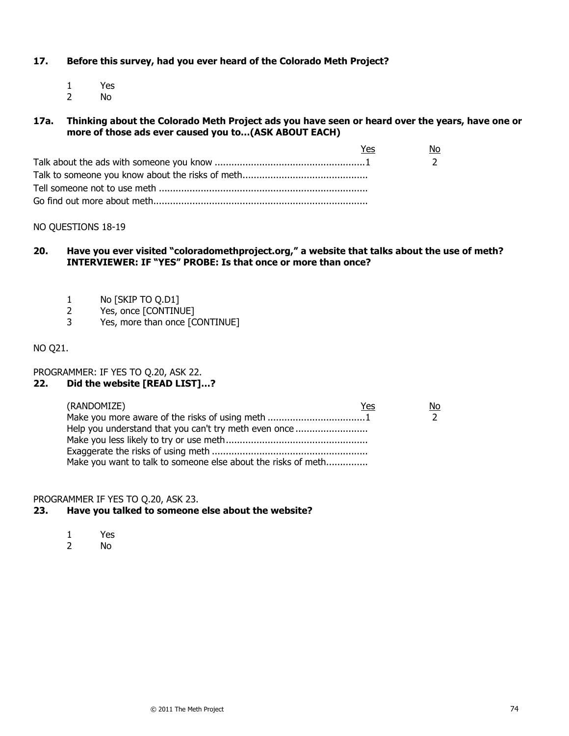**17. Before this survey, had you ever heard of the Colorado Meth Project?**

1 Yes
2 No

**17a. Thinking about the Colorado Meth Project ads you have seen or heard over the years, have one or more of those ads ever caused you to…(ASK ABOUT EACH)**

| | Yes | No |
|---|---|---|
| Talk about the ads with someone you know | 1 | 2 |
| Talk to someone you know about the risks of meth | | |
| Tell someone not to use meth | | |
| Go find out more about meth | | |

NO QUESTIONS 18-19

**20. Have you ever visited "coloradomethproject.org," a website that talks about the use of meth? INTERVIEWER: IF "YES" PROBE: Is that once or more than once?**

1 No [SKIP TO Q.D1]
2 Yes, once [CONTINUE]
3 Yes, more than once [CONTINUE]

NO Q21.

PROGRAMMER: IF YES TO Q.20, ASK 22.

**22. Did the website [READ LIST]…?**

| (RANDOMIZE) | Yes | No |
|---|---|---|
| Make you more aware of the risks of using meth | 1 | 2 |
| Help you understand that you can't try meth even once | | |
| Make you less likely to try or use meth | | |
| Exaggerate the risks of using meth | | |
| Make you want to talk to someone else about the risks of meth | | |

PROGRAMMER IF YES TO Q.20, ASK 23.

**23. Have you talked to someone else about the website?**

1 Yes
2 No

© 2011 The Meth Project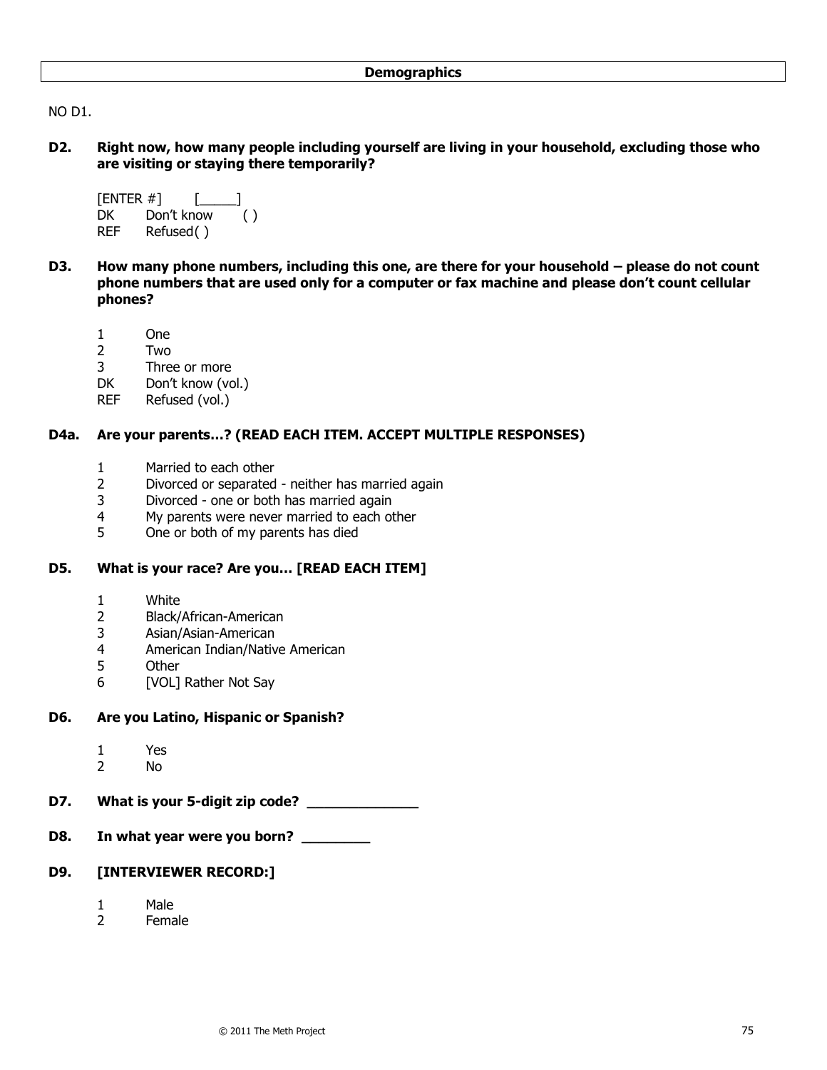## Demographics

NO D1.

**D2. Right now, how many people including yourself are living in your household, excluding those who are visiting or staying there temporarily?**

[ENTER #] [_____]
DK Don't know ( )
REF Refused( )

**D3. How many phone numbers, including this one, are there for your household – please do not count phone numbers that are used only for a computer or fax machine and please don't count cellular phones?**

1 One
2 Two
3 Three or more
DK Don't know (vol.)
REF Refused (vol.)

**D4a. Are your parents…? (READ EACH ITEM. ACCEPT MULTIPLE RESPONSES)**

1 Married to each other
2 Divorced or separated - neither has married again
3 Divorced - one or both has married again
4 My parents were never married to each other
5 One or both of my parents has died

**D5. What is your race? Are you… [READ EACH ITEM]**

1 White
2 Black/African-American
3 Asian/Asian-American
4 American Indian/Native American
5 Other
6 [VOL] Rather Not Say

**D6. Are you Latino, Hispanic or Spanish?**

1 Yes
2 No

**D7. What is your 5-digit zip code? _____________**

**D8. In what year were you born? ________**

**D9. [INTERVIEWER RECORD:]**

1 Male
2 Female

© 2011 The Meth Project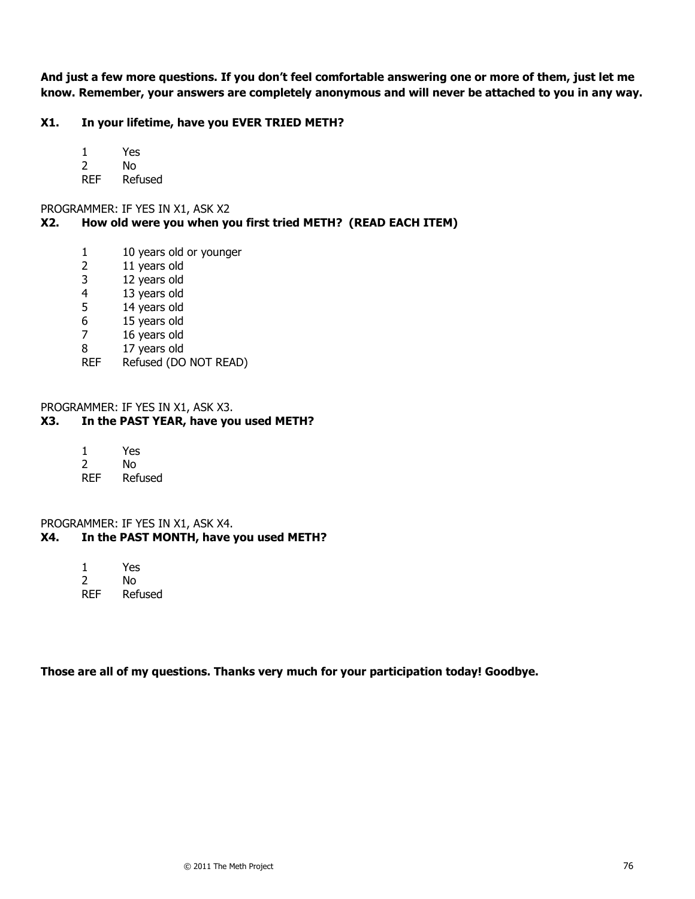**And just a few more questions. If you don't feel comfortable answering one or more of them, just let me know. Remember, your answers are completely anonymous and will never be attached to you in any way.**

**X1. In your lifetime, have you EVER TRIED METH?**

1 Yes
2 No
REF Refused

PROGRAMMER: IF YES IN X1, ASK X2

**X2. How old were you when you first tried METH? (READ EACH ITEM)**

1 10 years old or younger
2 11 years old
3 12 years old
4 13 years old
5 14 years old
6 15 years old
7 16 years old
8 17 years old
REF Refused (DO NOT READ)

PROGRAMMER: IF YES IN X1, ASK X3.

**X3. In the PAST YEAR, have you used METH?**

1 Yes
2 No
REF Refused

PROGRAMMER: IF YES IN X1, ASK X4.

**X4. In the PAST MONTH, have you used METH?**

1 Yes
2 No
REF Refused

**Those are all of my questions. Thanks very much for your participation today! Goodbye.**

© 2011 The Meth Project